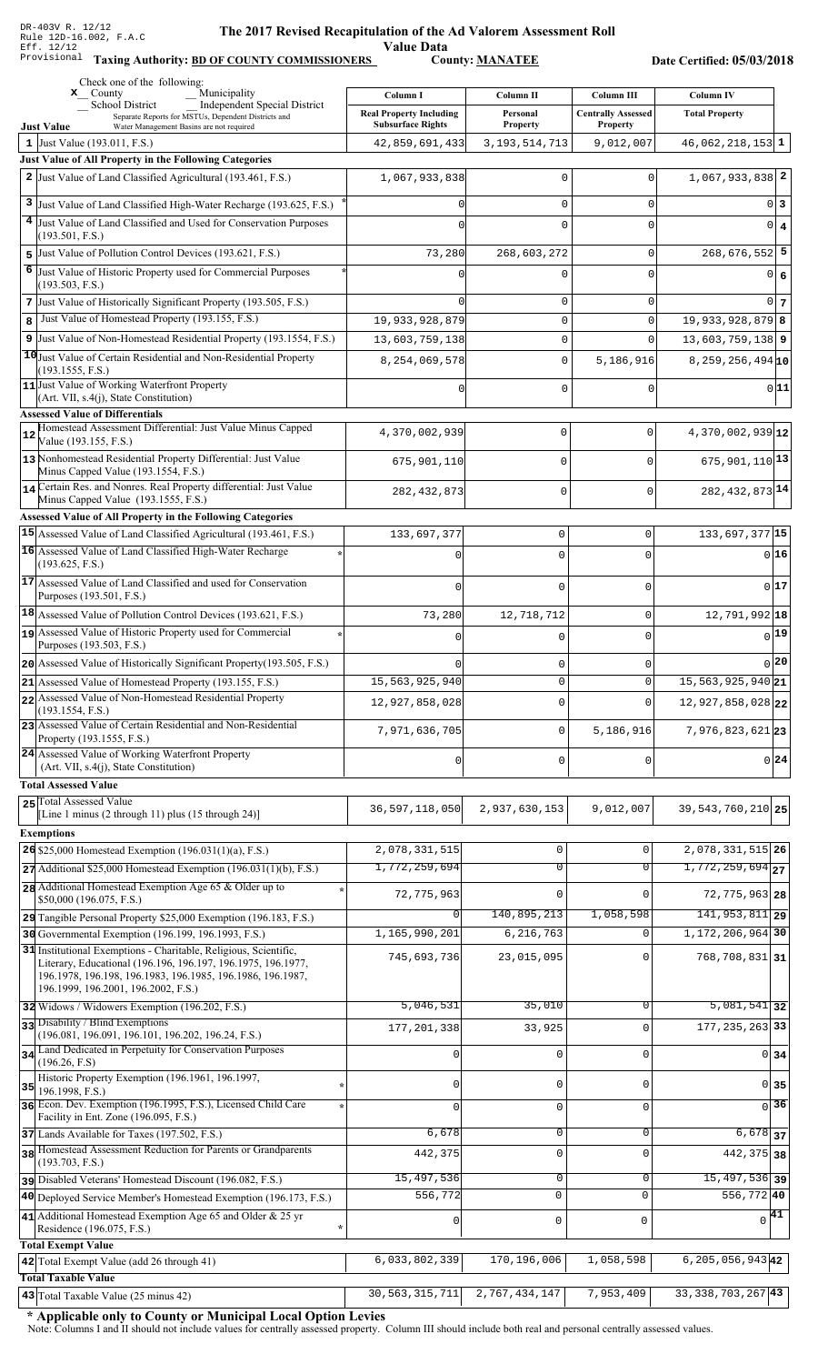DR-403V R. 12/12
Rule 12D-16.002, F.A.C
Eff. 12/12
Provisional

# The 2017 Revised Recapitulation of the Ad Valorem Assessment Roll

## Value Data

**Taxing Authority: BD OF COUNTY COMMISSIONERS** **County: MANATEE** **Date Certified: 05/03/2018**

Check one of the following:
x County
Municipality
School District
Independent Special District
Separate Reports for MSTUs, Dependent Districts and Water Management Basins are not required

| | Just Value | Column I Real Property Including Subsurface Rights | Column II Personal Property | Column III Centrally Assessed Property | Column IV Total Property | |
|---|---|---|---|---|---|---|
| 1 | Just Value (193.011, F.S.) | 42,859,691,433 | 3,193,514,713 | 9,012,007 | 46,062,218,153 | 1 |
| | **Just Value of All Property in the Following Categories** | | | | | |
| 2 | Just Value of Land Classified Agricultural (193.461, F.S.) | 1,067,933,838 | 0 | 0 | 1,067,933,838 | 2 |
| 3 | Just Value of Land Classified High-Water Recharge (193.625, F.S.) * | 0 | 0 | 0 | 0 | 3 |
| 4 | Just Value of Land Classified and Used for Conservation Purposes (193.501, F.S.) | 0 | 0 | 0 | 0 | 4 |
| 5 | Just Value of Pollution Control Devices (193.621, F.S.) | 73,280 | 268,603,272 | 0 | 268,676,552 | 5 |
| 6 | Just Value of Historic Property used for Commercial Purposes (193.503, F.S.) * | 0 | 0 | 0 | 0 | 6 |
| 7 | Just Value of Historically Significant Property (193.505, F.S.) | 0 | 0 | 0 | 0 | 7 |
| 8 | Just Value of Homestead Property (193.155, F.S.) | 19,933,928,879 | 0 | 0 | 19,933,928,879 | 8 |
| 9 | Just Value of Non-Homestead Residential Property (193.1554, F.S.) | 13,603,759,138 | 0 | 0 | 13,603,759,138 | 9 |
| 10 | Just Value of Certain Residential and Non-Residential Property (193.1555, F.S.) | 8,254,069,578 | 0 | 5,186,916 | 8,259,256,494 | 10 |
| 11 | Just Value of Working Waterfront Property (Art. VII, s.4(j), State Constitution) | 0 | 0 | 0 | 0 | 11 |
| | **Assessed Value of Differentials** | | | | | |
| 12 | Homestead Assessment Differential: Just Value Minus Capped Value (193.155, F.S.) | 4,370,002,939 | 0 | 0 | 4,370,002,939 | 12 |
| 13 | Nonhomestead Residential Property Differential: Just Value Minus Capped Value (193.1554, F.S.) | 675,901,110 | 0 | 0 | 675,901,110 | 13 |
| 14 | Certain Res. and Nonres. Real Property differential: Just Value Minus Capped Value (193.1555, F.S.) | 282,432,873 | 0 | 0 | 282,432,873 | 14 |
| | **Assessed Value of All Property in the Following Categories** | | | | | |
| 15 | Assessed Value of Land Classified Agricultural (193.461, F.S.) | 133,697,377 | 0 | 0 | 133,697,377 | 15 |
| 16 | Assessed Value of Land Classified High-Water Recharge (193.625, F.S.) * | 0 | 0 | 0 | 0 | 16 |
| 17 | Assessed Value of Land Classified and used for Conservation Purposes (193.501, F.S.) | 0 | 0 | 0 | 0 | 17 |
| 18 | Assessed Value of Pollution Control Devices (193.621, F.S.) | 73,280 | 12,718,712 | 0 | 12,791,992 | 18 |
| 19 | Assessed Value of Historic Property used for Commercial Purposes (193.503, F.S.) * | 0 | 0 | 0 | 0 | 19 |
| 20 | Assessed Value of Historically Significant Property(193.505, F.S.) | 0 | 0 | 0 | 0 | 20 |
| 21 | Assessed Value of Homestead Property (193.155, F.S.) | 15,563,925,940 | 0 | 0 | 15,563,925,940 | 21 |
| 22 | Assessed Value of Non-Homestead Residential Property (193.1554, F.S.) | 12,927,858,028 | 0 | 0 | 12,927,858,028 | 22 |
| 23 | Assessed Value of Certain Residential and Non-Residential Property (193.1555, F.S.) | 7,971,636,705 | 0 | 5,186,916 | 7,976,823,621 | 23 |
| 24 | Assessed Value of Working Waterfront Property (Art. VII, s.4(j), State Constitution) | 0 | 0 | 0 | 0 | 24 |
| | **Total Assessed Value** | | | | | |
| 25 | Total Assessed Value [Line 1 minus (2 through 11) plus (15 through 24)] | 36,597,118,050 | 2,937,630,153 | 9,012,007 | 39,543,760,210 | 25 |
| | **Exemptions** | | | | | |
| 26 | $25,000 Homestead Exemption (196.031(1)(a), F.S.) | 2,078,331,515 | 0 | 0 | 2,078,331,515 | 26 |
| 27 | Additional $25,000 Homestead Exemption (196.031(1)(b), F.S.) | 1,772,259,694 | 0 | 0 | 1,772,259,694 | 27 |
| 28 | Additional Homestead Exemption Age 65 & Older up to $50,000 (196.075, F.S.) * | 72,775,963 | 0 | 0 | 72,775,963 | 28 |
| 29 | Tangible Personal Property $25,000 Exemption (196.183, F.S.) | 0 | 140,895,213 | 1,058,598 | 141,953,811 | 29 |
| 30 | Governmental Exemption (196.199, 196.1993, F.S.) | 1,165,990,201 | 6,216,763 | 0 | 1,172,206,964 | 30 |
| 31 | Institutional Exemptions - Charitable, Religious, Scientific, Literary, Educational (196.196, 196.197, 196.1975, 196.1977, 196.1978, 196.198, 196.1983, 196.1985, 196.1986, 196.1987, 196.1999, 196.2001, 196.2002, F.S.) | 745,693,736 | 23,015,095 | 0 | 768,708,831 | 31 |
| 32 | Widows / Widowers Exemption (196.202, F.S.) | 5,046,531 | 35,010 | 0 | 5,081,541 | 32 |
| 33 | Disability / Blind Exemptions (196.081, 196.091, 196.101, 196.202, 196.24, F.S.) | 177,201,338 | 33,925 | 0 | 177,235,263 | 33 |
| 34 | Land Dedicated in Perpetuity for Conservation Purposes (196.26, F.S) | 0 | 0 | 0 | 0 | 34 |
| 35 | Historic Property Exemption (196.1961, 196.1997, 196.1998, F.S.) * | 0 | 0 | 0 | 0 | 35 |
| 36 | Econ. Dev. Exemption (196.1995, F.S.), Licensed Child Care Facility in Ent. Zone (196.095, F.S.) * | 0 | 0 | 0 | 0 | 36 |
| 37 | Lands Available for Taxes (197.502, F.S.) | 6,678 | 0 | 0 | 6,678 | 37 |
| 38 | Homestead Assessment Reduction for Parents or Grandparents (193.703, F.S.) | 442,375 | 0 | 0 | 442,375 | 38 |
| 39 | Disabled Veterans' Homestead Discount (196.082, F.S.) | 15,497,536 | 0 | 0 | 15,497,536 | 39 |
| 40 | Deployed Service Member's Homestead Exemption (196.173, F.S.) | 556,772 | 0 | 0 | 556,772 | 40 |
| 41 | Additional Homestead Exemption Age 65 and Older & 25 yr Residence (196.075, F.S.) * | 0 | 0 | 0 | 0 | 41 |
| | **Total Exempt Value** | | | | | |
| 42 | Total Exempt Value (add 26 through 41) | 6,033,802,339 | 170,196,006 | 1,058,598 | 6,205,056,943 | 42 |
| | **Total Taxable Value** | | | | | |
| 43 | Total Taxable Value (25 minus 42) | 30,563,315,711 | 2,767,434,147 | 7,953,409 | 33,338,703,267 | 43 |

**\* Applicable only to County or Municipal Local Option Levies**

Note: Columns I and II should not include values for centrally assessed property. Column III should include both real and personal centrally assessed values.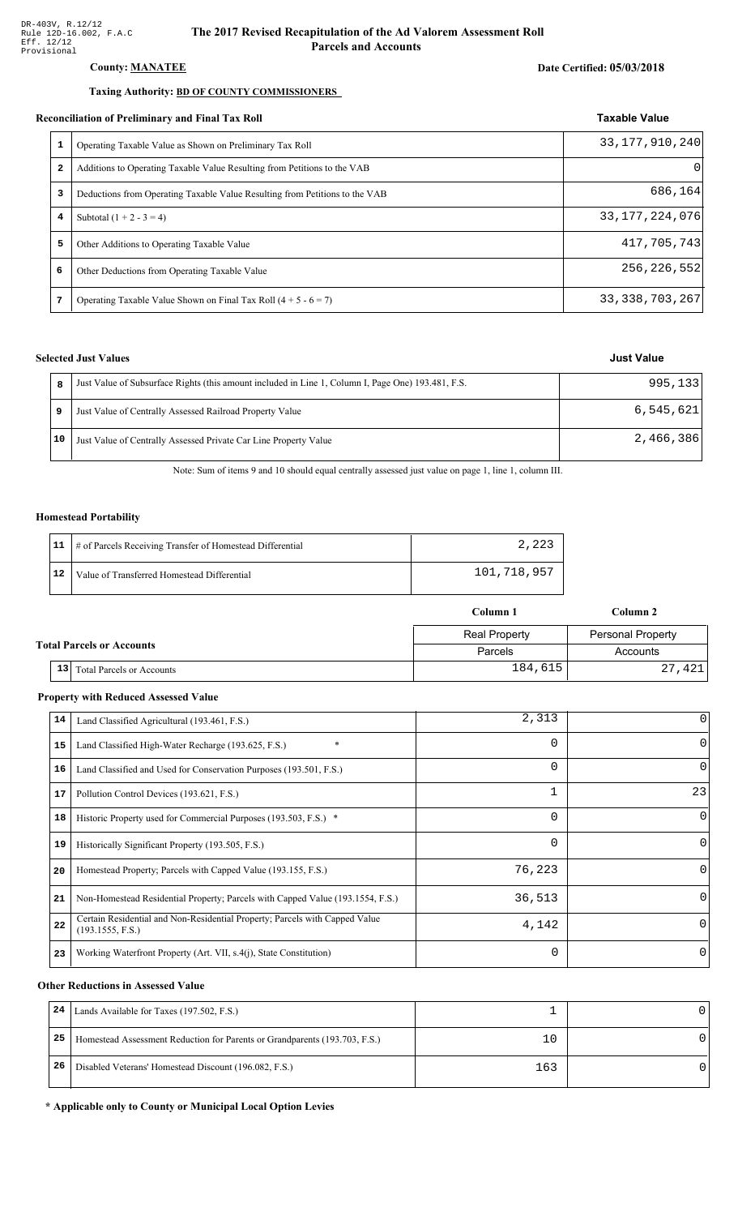DR-403V, R.12/12
Rule 12D-16.002, F.A.C
Eff. 12/12
Provisional

# The 2017 Revised Recapitulation of the Ad Valorem Assessment Roll
## Parcels and Accounts

**County:** MANATEE

**Date Certified:** 05/03/2018

**Taxing Authority:** BD OF COUNTY COMMISSIONERS

### Reconciliation of Preliminary and Final Tax Roll

| | | Taxable Value |
|---|---|---|
| 1 | Operating Taxable Value as Shown on Preliminary Tax Roll | 33,177,910,240 |
| 2 | Additions to Operating Taxable Value Resulting from Petitions to the VAB | 0 |
| 3 | Deductions from Operating Taxable Value Resulting from Petitions to the VAB | 686,164 |
| 4 | Subtotal (1 + 2 - 3 = 4) | 33,177,224,076 |
| 5 | Other Additions to Operating Taxable Value | 417,705,743 |
| 6 | Other Deductions from Operating Taxable Value | 256,226,552 |
| 7 | Operating Taxable Value Shown on Final Tax Roll (4 + 5 - 6 = 7) | 33,338,703,267 |

### Selected Just Values

| | | Just Value |
|---|---|---|
| 8 | Just Value of Subsurface Rights (this amount included in Line 1, Column I, Page One) 193.481, F.S. | 995,133 |
| 9 | Just Value of Centrally Assessed Railroad Property Value | 6,545,621 |
| 10 | Just Value of Centrally Assessed Private Car Line Property Value | 2,466,386 |

Note: Sum of items 9 and 10 should equal centrally assessed just value on page 1, line 1, column III.

### Homestead Portability

| | | |
|---|---|---|
| 11 | # of Parcels Receiving Transfer of Homestead Differential | 2,223 |
| 12 | Value of Transferred Homestead Differential | 101,718,957 |

### Total Parcels or Accounts

| | | Column 1 | Column 2 |
|---|---|---|---|
| | | Real Property | Personal Property |
| | | Parcels | Accounts |
| 13 | Total Parcels or Accounts | 184,615 | 27,421 |

### Property with Reduced Assessed Value

| | | Column 1 | Column 2 |
|---|---|---|---|
| 14 | Land Classified Agricultural (193.461, F.S.) | 2,313 | 0 |
| 15 | Land Classified High-Water Recharge (193.625, F.S.) * | 0 | 0 |
| 16 | Land Classified and Used for Conservation Purposes (193.501, F.S.) | 0 | 0 |
| 17 | Pollution Control Devices (193.621, F.S.) | 1 | 23 |
| 18 | Historic Property used for Commercial Purposes (193.503, F.S.) * | 0 | 0 |
| 19 | Historically Significant Property (193.505, F.S.) | 0 | 0 |
| 20 | Homestead Property; Parcels with Capped Value (193.155, F.S.) | 76,223 | 0 |
| 21 | Non-Homestead Residential Property; Parcels with Capped Value (193.1554, F.S.) | 36,513 | 0 |
| 22 | Certain Residential and Non-Residential Property; Parcels with Capped Value (193.1555, F.S.) | 4,142 | 0 |
| 23 | Working Waterfront Property (Art. VII, s.4(j), State Constitution) | 0 | 0 |

### Other Reductions in Assessed Value

| | | Column 1 | Column 2 |
|---|---|---|---|
| 24 | Lands Available for Taxes (197.502, F.S.) | 1 | 0 |
| 25 | Homestead Assessment Reduction for Parents or Grandparents (193.703, F.S.) | 10 | 0 |
| 26 | Disabled Veterans' Homestead Discount (196.082, F.S.) | 163 | 0 |

**\* Applicable only to County or Municipal Local Option Levies**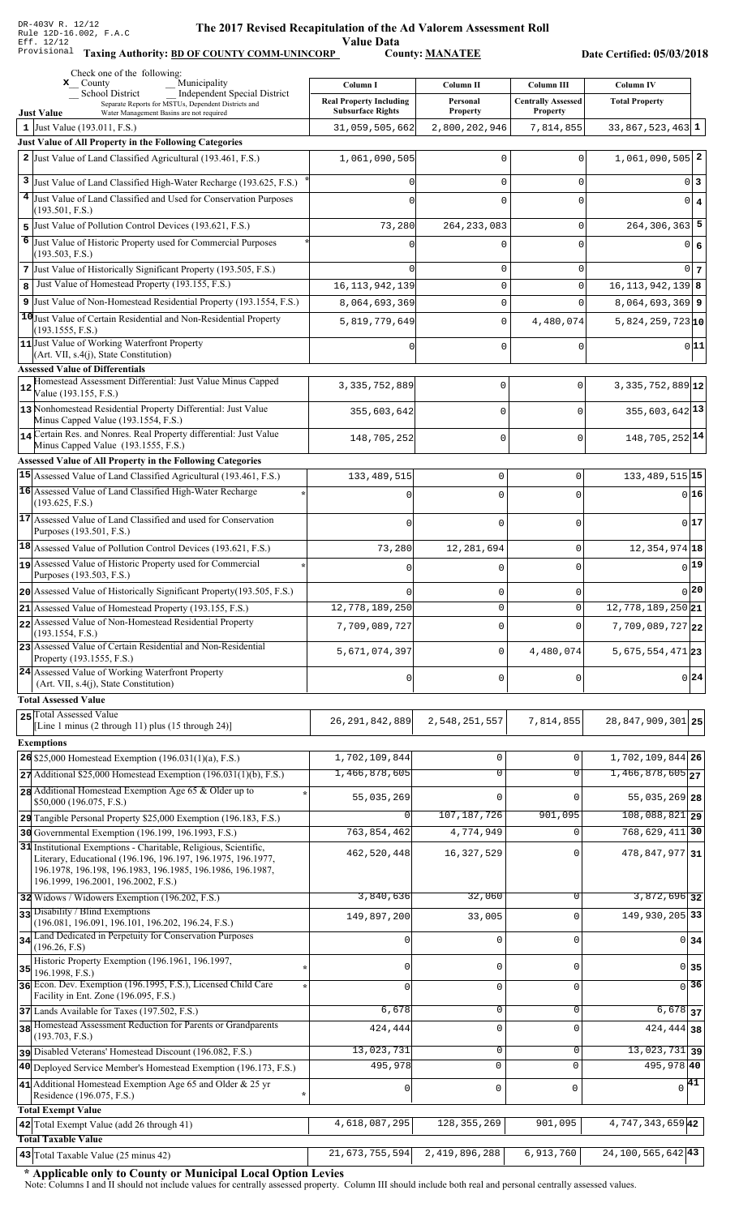DR-403V R. 12/12
Rule 12D-16.002, F.A.C
Eff. 12/12
Provisional

# The 2017 Revised Recapitulation of the Ad Valorem Assessment Roll

## Value Data

**Taxing Authority: BD OF COUNTY COMM-UNINCORP** **County: MANATEE** **Date Certified: 05/03/2018**

Check one of the following:
x County
Municipality
School District
Independent Special District
Separate Reports for MSTUs, Dependent Districts and Water Management Basins are not required

| | Just Value | Column I Real Property Including Subsurface Rights | Column II Personal Property | Column III Centrally Assessed Property | Column IV Total Property | |
|---|---|---|---|---|---|---|
| 1 | Just Value (193.011, F.S.) | 31,059,505,662 | 2,800,202,946 | 7,814,855 | 33,867,523,463 | 1 |
| | **Just Value of All Property in the Following Categories** | | | | | |
| 2 | Just Value of Land Classified Agricultural (193.461, F.S.) | 1,061,090,505 | 0 | 0 | 1,061,090,505 | 2 |
| 3 | Just Value of Land Classified High-Water Recharge (193.625, F.S.) * | 0 | 0 | 0 | 0 | 3 |
| 4 | Just Value of Land Classified and Used for Conservation Purposes (193.501, F.S.) | 0 | 0 | 0 | 0 | 4 |
| 5 | Just Value of Pollution Control Devices (193.621, F.S.) | 73,280 | 264,233,083 | 0 | 264,306,363 | 5 |
| 6 | Just Value of Historic Property used for Commercial Purposes (193.503, F.S.) * | 0 | 0 | 0 | 0 | 6 |
| 7 | Just Value of Historically Significant Property (193.505, F.S.) | 0 | 0 | 0 | 0 | 7 |
| 8 | Just Value of Homestead Property (193.155, F.S.) | 16,113,942,139 | 0 | 0 | 16,113,942,139 | 8 |
| 9 | Just Value of Non-Homestead Residential Property (193.1554, F.S.) | 8,064,693,369 | 0 | 0 | 8,064,693,369 | 9 |
| 10 | Just Value of Certain Residential and Non-Residential Property (193.1555, F.S.) | 5,819,779,649 | 0 | 4,480,074 | 5,824,259,723 | 10 |
| 11 | Just Value of Working Waterfront Property (Art. VII, s.4(j), State Constitution) | 0 | 0 | 0 | 0 | 11 |
| | **Assessed Value of Differentials** | | | | | |
| 12 | Homestead Assessment Differential: Just Value Minus Capped Value (193.155, F.S.) | 3,335,752,889 | 0 | 0 | 3,335,752,889 | 12 |
| 13 | Nonhomestead Residential Property Differential: Just Value Minus Capped Value (193.1554, F.S.) | 355,603,642 | 0 | 0 | 355,603,642 | 13 |
| 14 | Certain Res. and Nonres. Real Property differential: Just Value Minus Capped Value (193.1555, F.S.) | 148,705,252 | 0 | 0 | 148,705,252 | 14 |
| | **Assessed Value of All Property in the Following Categories** | | | | | |
| 15 | Assessed Value of Land Classified Agricultural (193.461, F.S.) | 133,489,515 | 0 | 0 | 133,489,515 | 15 |
| 16 | Assessed Value of Land Classified High-Water Recharge (193.625, F.S.) * | 0 | 0 | 0 | 0 | 16 |
| 17 | Assessed Value of Land Classified and used for Conservation Purposes (193.501, F.S.) | 0 | 0 | 0 | 0 | 17 |
| 18 | Assessed Value of Pollution Control Devices (193.621, F.S.) | 73,280 | 12,281,694 | 0 | 12,354,974 | 18 |
| 19 | Assessed Value of Historic Property used for Commercial Purposes (193.503, F.S.) * | 0 | 0 | 0 | 0 | 19 |
| 20 | Assessed Value of Historically Significant Property(193.505, F.S.) | 0 | 0 | 0 | 0 | 20 |
| 21 | Assessed Value of Homestead Property (193.155, F.S.) | 12,778,189,250 | 0 | 0 | 12,778,189,250 | 21 |
| 22 | Assessed Value of Non-Homestead Residential Property (193.1554, F.S.) | 7,709,089,727 | 0 | 0 | 7,709,089,727 | 22 |
| 23 | Assessed Value of Certain Residential and Non-Residential Property (193.1555, F.S.) | 5,671,074,397 | 0 | 4,480,074 | 5,675,554,471 | 23 |
| 24 | Assessed Value of Working Waterfront Property (Art. VII, s.4(j), State Constitution) | 0 | 0 | 0 | 0 | 24 |
| | **Total Assessed Value** | | | | | |
| 25 | Total Assessed Value [Line 1 minus (2 through 11) plus (15 through 24)] | 26,291,842,889 | 2,548,251,557 | 7,814,855 | 28,847,909,301 | 25 |
| | **Exemptions** | | | | | |
| 26 | $25,000 Homestead Exemption (196.031(1)(a), F.S.) | 1,702,109,844 | 0 | 0 | 1,702,109,844 | 26 |
| 27 | Additional $25,000 Homestead Exemption (196.031(1)(b), F.S.) | 1,466,878,605 | 0 | 0 | 1,466,878,605 | 27 |
| 28 | Additional Homestead Exemption Age 65 & Older up to $50,000 (196.075, F.S.) * | 55,035,269 | 0 | 0 | 55,035,269 | 28 |
| 29 | Tangible Personal Property $25,000 Exemption (196.183, F.S.) | 0 | 107,187,726 | 901,095 | 108,088,821 | 29 |
| 30 | Governmental Exemption (196.199, 196.1993, F.S.) | 763,854,462 | 4,774,949 | 0 | 768,629,411 | 30 |
| 31 | Institutional Exemptions - Charitable, Religious, Scientific, Literary, Educational (196.196, 196.197, 196.1975, 196.1977, 196.1978, 196.198, 196.1983, 196.1985, 196.1986, 196.1987, 196.1999, 196.2001, 196.2002, F.S.) | 462,520,448 | 16,327,529 | 0 | 478,847,977 | 31 |
| 32 | Widows / Widowers Exemption (196.202, F.S.) | 3,840,636 | 32,060 | 0 | 3,872,696 | 32 |
| 33 | Disability / Blind Exemptions (196.081, 196.091, 196.101, 196.202, 196.24, F.S.) | 149,897,200 | 33,005 | 0 | 149,930,205 | 33 |
| 34 | Land Dedicated in Perpetuity for Conservation Purposes (196.26, F.S) | 0 | 0 | 0 | 0 | 34 |
| 35 | Historic Property Exemption (196.1961, 196.1997, 196.1998, F.S.) * | 0 | 0 | 0 | 0 | 35 |
| 36 | Econ. Dev. Exemption (196.1995, F.S.), Licensed Child Care Facility in Ent. Zone (196.095, F.S.) * | 0 | 0 | 0 | 0 | 36 |
| 37 | Lands Available for Taxes (197.502, F.S.) | 6,678 | 0 | 0 | 6,678 | 37 |
| 38 | Homestead Assessment Reduction for Parents or Grandparents (193.703, F.S.) | 424,444 | 0 | 0 | 424,444 | 38 |
| 39 | Disabled Veterans' Homestead Discount (196.082, F.S.) | 13,023,731 | 0 | 0 | 13,023,731 | 39 |
| 40 | Deployed Service Member's Homestead Exemption (196.173, F.S.) | 495,978 | 0 | 0 | 495,978 | 40 |
| 41 | Additional Homestead Exemption Age 65 and Older & 25 yr Residence (196.075, F.S.) * | 0 | 0 | 0 | 0 | 41 |
| | **Total Exempt Value** | | | | | |
| 42 | Total Exempt Value (add 26 through 41) | 4,618,087,295 | 128,355,269 | 901,095 | 4,747,343,659 | 42 |
| | **Total Taxable Value** | | | | | |
| 43 | Total Taxable Value (25 minus 42) | 21,673,755,594 | 2,419,896,288 | 6,913,760 | 24,100,565,642 | 43 |

**\* Applicable only to County or Municipal Local Option Levies**

Note: Columns I and II should not include values for centrally assessed property. Column III should include both real and personal centrally assessed values.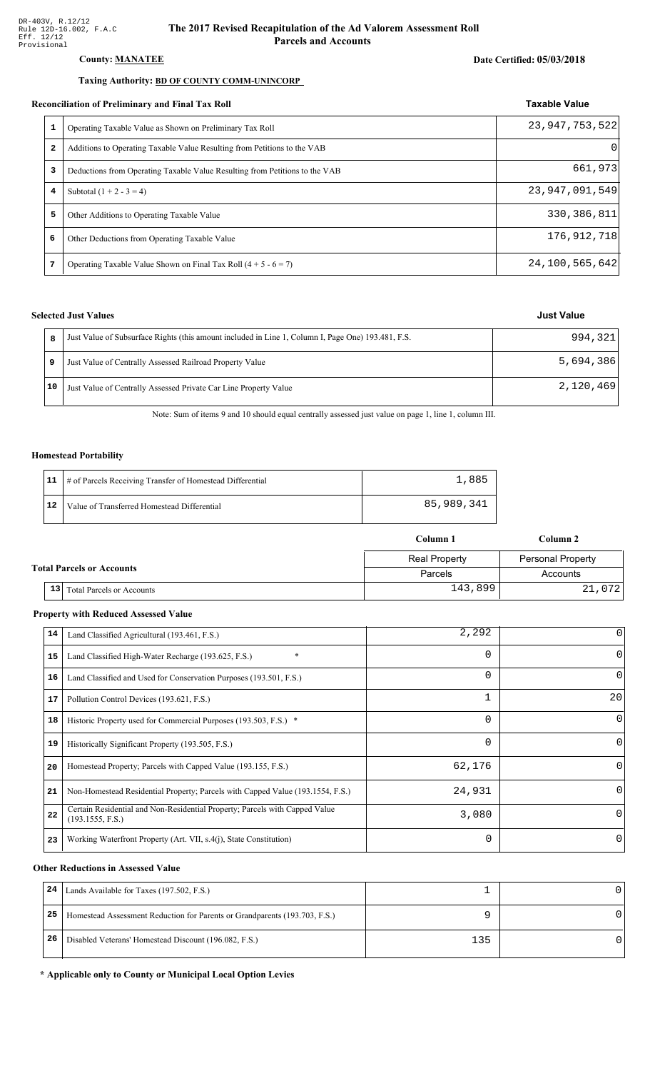DR-403V, R.12/12
Rule 12D-16.002, F.A.C
Eff. 12/12
Provisional

# The 2017 Revised Recapitulation of the Ad Valorem Assessment Roll
## Parcels and Accounts

**County:** **MANATEE**

**Date Certified: 05/03/2018**

**Taxing Authority:** **BD OF COUNTY COMM-UNINCORP**

### Reconciliation of Preliminary and Final Tax Roll

| | | Taxable Value |
|---|---|---|
| 1 | Operating Taxable Value as Shown on Preliminary Tax Roll | 23,947,753,522 |
| 2 | Additions to Operating Taxable Value Resulting from Petitions to the VAB | 0 |
| 3 | Deductions from Operating Taxable Value Resulting from Petitions to the VAB | 661,973 |
| 4 | Subtotal (1 + 2 - 3 = 4) | 23,947,091,549 |
| 5 | Other Additions to Operating Taxable Value | 330,386,811 |
| 6 | Other Deductions from Operating Taxable Value | 176,912,718 |
| 7 | Operating Taxable Value Shown on Final Tax Roll (4 + 5 - 6 = 7) | 24,100,565,642 |

### Selected Just Values

| | | Just Value |
|---|---|---|
| 8 | Just Value of Subsurface Rights (this amount included in Line 1, Column I, Page One) 193.481, F.S. | 994,321 |
| 9 | Just Value of Centrally Assessed Railroad Property Value | 5,694,386 |
| 10 | Just Value of Centrally Assessed Private Car Line Property Value | 2,120,469 |

Note: Sum of items 9 and 10 should equal centrally assessed just value on page 1, line 1, column III.

### Homestead Portability

| | | |
|---|---|---|
| 11 | # of Parcels Receiving Transfer of Homestead Differential | 1,885 |
| 12 | Value of Transferred Homestead Differential | 85,989,341 |

### Total Parcels or Accounts

| | | Column 1 | Column 2 |
|---|---|---|---|
| | | Real Property | Personal Property |
| | | Parcels | Accounts |
| 13 | Total Parcels or Accounts | 143,899 | 21,072 |

### Property with Reduced Assessed Value

| | | Column 1 | Column 2 |
|---|---|---|---|
| 14 | Land Classified Agricultural (193.461, F.S.) | 2,292 | 0 |
| 15 | Land Classified High-Water Recharge (193.625, F.S.) * | 0 | 0 |
| 16 | Land Classified and Used for Conservation Purposes (193.501, F.S.) | 0 | 0 |
| 17 | Pollution Control Devices (193.621, F.S.) | 1 | 20 |
| 18 | Historic Property used for Commercial Purposes (193.503, F.S.) * | 0 | 0 |
| 19 | Historically Significant Property (193.505, F.S.) | 0 | 0 |
| 20 | Homestead Property; Parcels with Capped Value (193.155, F.S.) | 62,176 | 0 |
| 21 | Non-Homestead Residential Property; Parcels with Capped Value (193.1554, F.S.) | 24,931 | 0 |
| 22 | Certain Residential and Non-Residential Property; Parcels with Capped Value (193.1555, F.S.) | 3,080 | 0 |
| 23 | Working Waterfront Property (Art. VII, s.4(j), State Constitution) | 0 | 0 |

### Other Reductions in Assessed Value

| | | Column 1 | Column 2 |
|---|---|---|---|
| 24 | Lands Available for Taxes (197.502, F.S.) | 1 | 0 |
| 25 | Homestead Assessment Reduction for Parents or Grandparents (193.703, F.S.) | 9 | 0 |
| 26 | Disabled Veterans' Homestead Discount (196.082, F.S.) | 135 | 0 |

**\* Applicable only to County or Municipal Local Option Levies**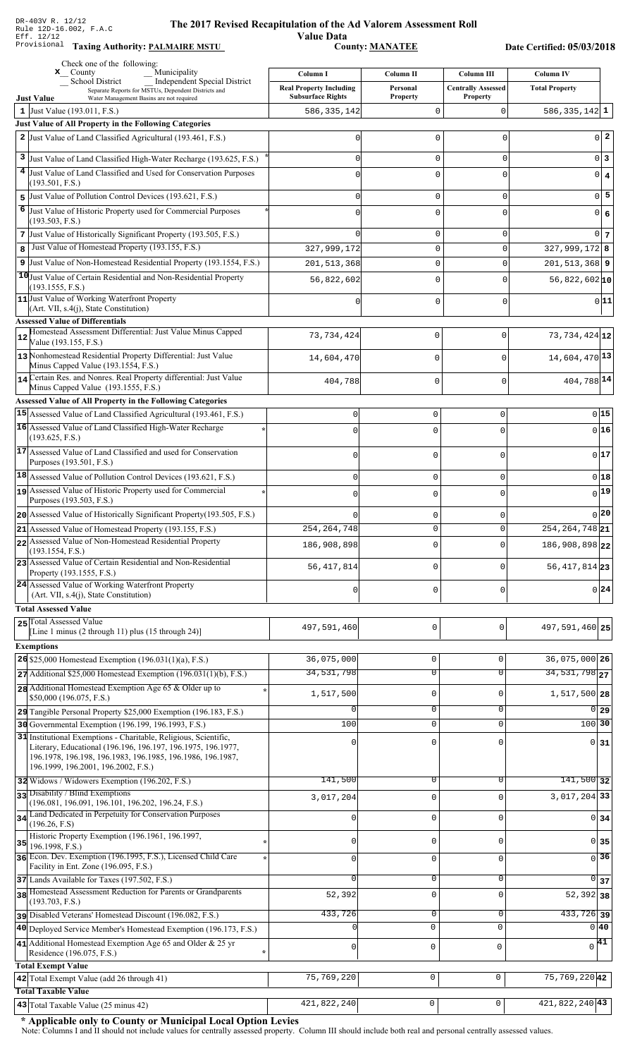DR-403V R. 12/12
Rule 12D-16.002, F.A.C
Eff. 12/12
Provisional

# The 2017 Revised Recapitulation of the Ad Valorem Assessment Roll

**Value Data**

**Taxing Authority: PALMAIRE MSTU** **County: MANATEE** **Date Certified: 05/03/2018**

Check one of the following:
x County
_ Municipality
_ School District
_ Independent Special District
Separate Reports for MSTUs, Dependent Districts and Water Management Basins are not required

| | Just Value | Column I Real Property Including Subsurface Rights | Column II Personal Property | Column III Centrally Assessed Property | Column IV Total Property | |
|---|---|---|---|---|---|---|
| 1 | Just Value (193.011, F.S.) | 586,335,142 | 0 | 0 | 586,335,142 | 1 |
| | **Just Value of All Property in the Following Categories** | | | | | |
| 2 | Just Value of Land Classified Agricultural (193.461, F.S.) | 0 | 0 | 0 | 0 | 2 |
| 3 | Just Value of Land Classified High-Water Recharge (193.625, F.S.) * | 0 | 0 | 0 | 0 | 3 |
| 4 | Just Value of Land Classified and Used for Conservation Purposes (193.501, F.S.) | 0 | 0 | 0 | 0 | 4 |
| 5 | Just Value of Pollution Control Devices (193.621, F.S.) | 0 | 0 | 0 | 0 | 5 |
| 6 | Just Value of Historic Property used for Commercial Purposes (193.503, F.S.) * | 0 | 0 | 0 | 0 | 6 |
| 7 | Just Value of Historically Significant Property (193.505, F.S.) | 0 | 0 | 0 | 0 | 7 |
| 8 | Just Value of Homestead Property (193.155, F.S.) | 327,999,172 | 0 | 0 | 327,999,172 | 8 |
| 9 | Just Value of Non-Homestead Residential Property (193.1554, F.S.) | 201,513,368 | 0 | 0 | 201,513,368 | 9 |
| 10 | Just Value of Certain Residential and Non-Residential Property (193.1555, F.S.) | 56,822,602 | 0 | 0 | 56,822,602 | 10 |
| 11 | Just Value of Working Waterfront Property (Art. VII, s.4(j), State Constitution) | 0 | 0 | 0 | 0 | 11 |
| | **Assessed Value of Differentials** | | | | | |
| 12 | Homestead Assessment Differential: Just Value Minus Capped Value (193.155, F.S.) | 73,734,424 | 0 | 0 | 73,734,424 | 12 |
| 13 | Nonhomestead Residential Property Differential: Just Value Minus Capped Value (193.1554, F.S.) | 14,604,470 | 0 | 0 | 14,604,470 | 13 |
| 14 | Certain Res. and Nonres. Real Property differential: Just Value Minus Capped Value (193.1555, F.S.) | 404,788 | 0 | 0 | 404,788 | 14 |
| | **Assessed Value of All Property in the Following Categories** | | | | | |
| 15 | Assessed Value of Land Classified Agricultural (193.461, F.S.) | 0 | 0 | 0 | 0 | 15 |
| 16 | Assessed Value of Land Classified High-Water Recharge (193.625, F.S.) * | 0 | 0 | 0 | 0 | 16 |
| 17 | Assessed Value of Land Classified and used for Conservation Purposes (193.501, F.S.) | 0 | 0 | 0 | 0 | 17 |
| 18 | Assessed Value of Pollution Control Devices (193.621, F.S.) | 0 | 0 | 0 | 0 | 18 |
| 19 | Assessed Value of Historic Property used for Commercial Purposes (193.503, F.S.) * | 0 | 0 | 0 | 0 | 19 |
| 20 | Assessed Value of Historically Significant Property(193.505, F.S.) | 0 | 0 | 0 | 0 | 20 |
| 21 | Assessed Value of Homestead Property (193.155, F.S.) | 254,264,748 | 0 | 0 | 254,264,748 | 21 |
| 22 | Assessed Value of Non-Homestead Residential Property (193.1554, F.S.) | 186,908,898 | 0 | 0 | 186,908,898 | 22 |
| 23 | Assessed Value of Certain Residential and Non-Residential Property (193.1555, F.S.) | 56,417,814 | 0 | 0 | 56,417,814 | 23 |
| 24 | Assessed Value of Working Waterfront Property (Art. VII, s.4(j), State Constitution) | 0 | 0 | 0 | 0 | 24 |
| | **Total Assessed Value** | | | | | |
| 25 | Total Assessed Value [Line 1 minus (2 through 11) plus (15 through 24)] | 497,591,460 | 0 | 0 | 497,591,460 | 25 |
| | **Exemptions** | | | | | |
| 26 | $25,000 Homestead Exemption (196.031(1)(a), F.S.) | 36,075,000 | 0 | 0 | 36,075,000 | 26 |
| 27 | Additional $25,000 Homestead Exemption (196.031(1)(b), F.S.) | 34,531,798 | 0 | 0 | 34,531,798 | 27 |
| 28 | Additional Homestead Exemption Age 65 & Older up to $50,000 (196.075, F.S.) * | 1,517,500 | 0 | 0 | 1,517,500 | 28 |
| 29 | Tangible Personal Property $25,000 Exemption (196.183, F.S.) | 0 | 0 | 0 | 0 | 29 |
| 30 | Governmental Exemption (196.199, 196.1993, F.S.) | 100 | 0 | 0 | 100 | 30 |
| 31 | Institutional Exemptions - Charitable, Religious, Scientific, Literary, Educational (196.196, 196.197, 196.1975, 196.1977, 196.1978, 196.198, 196.1983, 196.1985, 196.1986, 196.1987, 196.1999, 196.2001, 196.2002, F.S.) | 0 | 0 | 0 | 0 | 31 |
| 32 | Widows / Widowers Exemption (196.202, F.S.) | 141,500 | 0 | 0 | 141,500 | 32 |
| 33 | Disability / Blind Exemptions (196.081, 196.091, 196.101, 196.202, 196.24, F.S.) | 3,017,204 | 0 | 0 | 3,017,204 | 33 |
| 34 | Land Dedicated in Perpetuity for Conservation Purposes (196.26, F.S) | 0 | 0 | 0 | 0 | 34 |
| 35 | Historic Property Exemption (196.1961, 196.1997, 196.1998, F.S.) * | 0 | 0 | 0 | 0 | 35 |
| 36 | Econ. Dev. Exemption (196.1995, F.S.), Licensed Child Care Facility in Ent. Zone (196.095, F.S.) * | 0 | 0 | 0 | 0 | 36 |
| 37 | Lands Available for Taxes (197.502, F.S.) | 0 | 0 | 0 | 0 | 37 |
| 38 | Homestead Assessment Reduction for Parents or Grandparents (193.703, F.S.) | 52,392 | 0 | 0 | 52,392 | 38 |
| 39 | Disabled Veterans' Homestead Discount (196.082, F.S.) | 433,726 | 0 | 0 | 433,726 | 39 |
| 40 | Deployed Service Member's Homestead Exemption (196.173, F.S.) | 0 | 0 | 0 | 0 | 40 |
| 41 | Additional Homestead Exemption Age 65 and Older & 25 yr Residence (196.075, F.S.) * | 0 | 0 | 0 | 0 | 41 |
| | **Total Exempt Value** | | | | | |
| 42 | Total Exempt Value (add 26 through 41) | 75,769,220 | 0 | 0 | 75,769,220 | 42 |
| | **Total Taxable Value** | | | | | |
| 43 | Total Taxable Value (25 minus 42) | 421,822,240 | 0 | 0 | 421,822,240 | 43 |

**\* Applicable only to County or Municipal Local Option Levies**

Note: Columns I and II should not include values for centrally assessed property. Column III should include both real and personal centrally assessed values.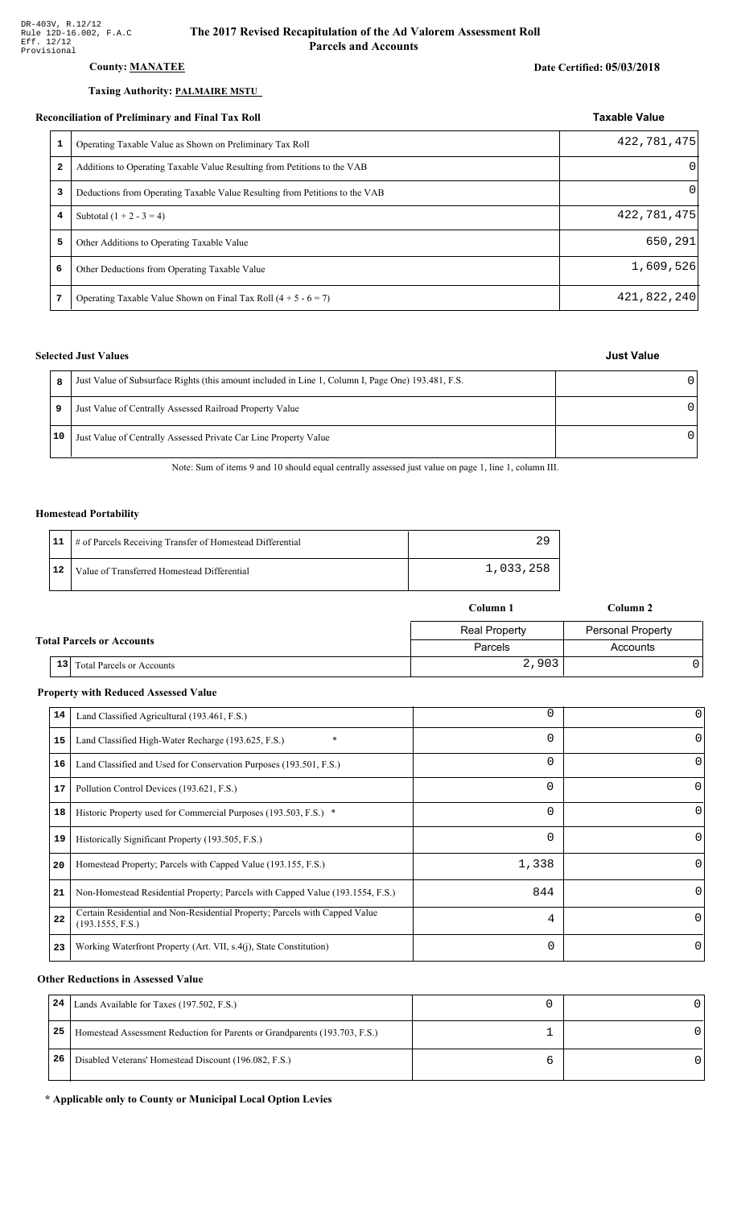DR-403V, R.12/12
Rule 12D-16.002, F.A.C
Eff. 12/12
Provisional

# The 2017 Revised Recapitulation of the Ad Valorem Assessment Roll
## Parcels and Accounts

**County: MANATEE**

**Date Certified: 05/03/2018**

**Taxing Authority: PALMAIRE MSTU**

### Reconciliation of Preliminary and Final Tax Roll

| | | Taxable Value |
|---|---|---|
| 1 | Operating Taxable Value as Shown on Preliminary Tax Roll | 422,781,475 |
| 2 | Additions to Operating Taxable Value Resulting from Petitions to the VAB | 0 |
| 3 | Deductions from Operating Taxable Value Resulting from Petitions to the VAB | 0 |
| 4 | Subtotal (1 + 2 - 3 = 4) | 422,781,475 |
| 5 | Other Additions to Operating Taxable Value | 650,291 |
| 6 | Other Deductions from Operating Taxable Value | 1,609,526 |
| 7 | Operating Taxable Value Shown on Final Tax Roll (4 + 5 - 6 = 7) | 421,822,240 |

### Selected Just Values

| | | Just Value |
|---|---|---|
| 8 | Just Value of Subsurface Rights (this amount included in Line 1, Column I, Page One) 193.481, F.S. | 0 |
| 9 | Just Value of Centrally Assessed Railroad Property Value | 0 |
| 10 | Just Value of Centrally Assessed Private Car Line Property Value | 0 |

Note: Sum of items 9 and 10 should equal centrally assessed just value on page 1, line 1, column III.

### Homestead Portability

| | | |
|---|---|---|
| 11 | # of Parcels Receiving Transfer of Homestead Differential | 29 |
| 12 | Value of Transferred Homestead Differential | 1,033,258 |

### Total Parcels or Accounts

| | | Column 1 | Column 2 |
|---|---|---|---|
| | | Real Property | Personal Property |
| | | Parcels | Accounts |
| 13 | Total Parcels or Accounts | 2,903 | 0 |

### Property with Reduced Assessed Value

| | | | |
|---|---|---|---|
| 14 | Land Classified Agricultural (193.461, F.S.) | 0 | 0 |
| 15 | Land Classified High-Water Recharge (193.625, F.S.) * | 0 | 0 |
| 16 | Land Classified and Used for Conservation Purposes (193.501, F.S.) | 0 | 0 |
| 17 | Pollution Control Devices (193.621, F.S.) | 0 | 0 |
| 18 | Historic Property used for Commercial Purposes (193.503, F.S.) * | 0 | 0 |
| 19 | Historically Significant Property (193.505, F.S.) | 0 | 0 |
| 20 | Homestead Property; Parcels with Capped Value (193.155, F.S.) | 1,338 | 0 |
| 21 | Non-Homestead Residential Property; Parcels with Capped Value (193.1554, F.S.) | 844 | 0 |
| 22 | Certain Residential and Non-Residential Property; Parcels with Capped Value (193.1555, F.S.) | 4 | 0 |
| 23 | Working Waterfront Property (Art. VII, s.4(j), State Constitution) | 0 | 0 |

### Other Reductions in Assessed Value

| | | | |
|---|---|---|---|
| 24 | Lands Available for Taxes (197.502, F.S.) | 0 | 0 |
| 25 | Homestead Assessment Reduction for Parents or Grandparents (193.703, F.S.) | 1 | 0 |
| 26 | Disabled Veterans' Homestead Discount (196.082, F.S.) | 6 | 0 |

**\* Applicable only to County or Municipal Local Option Levies**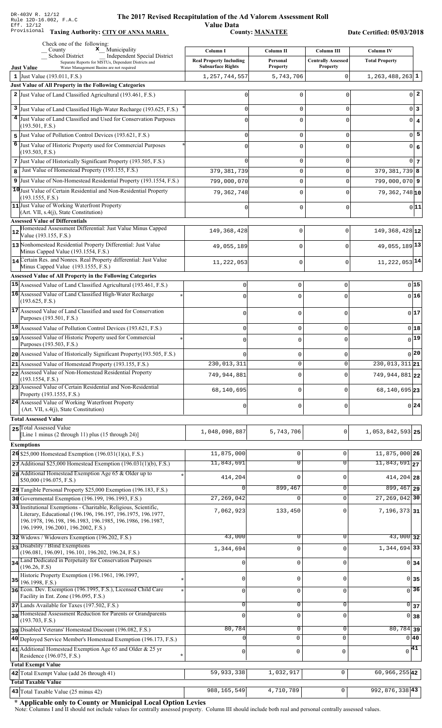DR-403V R. 12/12
Rule 12D-16.002, F.A.C
Eff. 12/12
Provisional

# The 2017 Revised Recapitulation of the Ad Valorem Assessment Roll Value Data

**Taxing Authority: CITY OF ANNA MARIA** **County: MANATEE** **Date Certified: 05/03/2018**

Check one of the following:
_ County  **x** Municipality
_ School District  _ Independent Special District
Separate Reports for MSTUs, Dependent Districts and Water Management Basins are not required

| | Column I Real Property Including Subsurface Rights | Column II Personal Property | Column III Centrally Assessed Property | Column IV Total Property | |
|---|---|---|---|---|---|
| **Just Value** | | | | | |
| 1 Just Value (193.011, F.S.) | 1,257,744,557 | 5,743,706 | 0 | 1,263,488,263 | 1 |
| **Just Value of All Property in the Following Categories** | | | | | |
| 2 Just Value of Land Classified Agricultural (193.461, F.S.) | 0 | 0 | 0 | 0 | 2 |
| 3 Just Value of Land Classified High-Water Recharge (193.625, F.S.) * | 0 | 0 | 0 | 0 | 3 |
| 4 Just Value of Land Classified and Used for Conservation Purposes (193.501, F.S.) | 0 | 0 | 0 | 0 | 4 |
| 5 Just Value of Pollution Control Devices (193.621, F.S.) | 0 | 0 | 0 | 0 | 5 |
| 6 Just Value of Historic Property used for Commercial Purposes (193.503, F.S.) * | 0 | 0 | 0 | 0 | 6 |
| 7 Just Value of Historically Significant Property (193.505, F.S.) | 0 | 0 | 0 | 0 | 7 |
| 8 Just Value of Homestead Property (193.155, F.S.) | 379,381,739 | 0 | 0 | 379,381,739 | 8 |
| 9 Just Value of Non-Homestead Residential Property (193.1554, F.S.) | 799,000,070 | 0 | 0 | 799,000,070 | 9 |
| 10 Just Value of Certain Residential and Non-Residential Property (193.1555, F.S.) | 79,362,748 | 0 | 0 | 79,362,748 | 10 |
| 11 Just Value of Working Waterfront Property (Art. VII, s.4(j), State Constitution) | 0 | 0 | 0 | 0 | 11 |
| **Assessed Value of Differentials** | | | | | |
| 12 Homestead Assessment Differential: Just Value Minus Capped Value (193.155, F.S.) | 149,368,428 | 0 | 0 | 149,368,428 | 12 |
| 13 Nonhomestead Residential Property Differential: Just Value Minus Capped Value (193.1554, F.S.) | 49,055,189 | 0 | 0 | 49,055,189 | 13 |
| 14 Certain Res. and Nonres. Real Property differential: Just Value Minus Capped Value (193.1555, F.S.) | 11,222,053 | 0 | 0 | 11,222,053 | 14 |
| **Assessed Value of All Property in the Following Categories** | | | | | |
| 15 Assessed Value of Land Classified Agricultural (193.461, F.S.) | 0 | 0 | 0 | 0 | 15 |
| 16 Assessed Value of Land Classified High-Water Recharge (193.625, F.S.) * | 0 | 0 | 0 | 0 | 16 |
| 17 Assessed Value of Land Classified and used for Conservation Purposes (193.501, F.S.) | 0 | 0 | 0 | 0 | 17 |
| 18 Assessed Value of Pollution Control Devices (193.621, F.S.) | 0 | 0 | 0 | 0 | 18 |
| 19 Assessed Value of Historic Property used for Commercial Purposes (193.503, F.S.) * | 0 | 0 | 0 | 0 | 19 |
| 20 Assessed Value of Historically Significant Property(193.505, F.S.) | 0 | 0 | 0 | 0 | 20 |
| 21 Assessed Value of Homestead Property (193.155, F.S.) | 230,013,311 | 0 | 0 | 230,013,311 | 21 |
| 22 Assessed Value of Non-Homestead Residential Property (193.1554, F.S.) | 749,944,881 | 0 | 0 | 749,944,881 | 22 |
| 23 Assessed Value of Certain Residential and Non-Residential Property (193.1555, F.S.) | 68,140,695 | 0 | 0 | 68,140,695 | 23 |
| 24 Assessed Value of Working Waterfront Property (Art. VII, s.4(j), State Constitution) | 0 | 0 | 0 | 0 | 24 |
| **Total Assessed Value** | | | | | |
| 25 Total Assessed Value [Line 1 minus (2 through 11) plus (15 through 24)] | 1,048,098,887 | 5,743,706 | 0 | 1,053,842,593 | 25 |
| **Exemptions** | | | | | |
| 26 $25,000 Homestead Exemption (196.031(1)(a), F.S.) | 11,875,000 | 0 | 0 | 11,875,000 | 26 |
| 27 Additional $25,000 Homestead Exemption (196.031(1)(b), F.S.) | 11,843,691 | 0 | 0 | 11,843,691 | 27 |
| 28 Additional Homestead Exemption Age 65 & Older up to $50,000 (196.075, F.S.) * | 414,204 | 0 | 0 | 414,204 | 28 |
| 29 Tangible Personal Property $25,000 Exemption (196.183, F.S.) | 0 | 899,467 | 0 | 899,467 | 29 |
| 30 Governmental Exemption (196.199, 196.1993, F.S.) | 27,269,042 | 0 | 0 | 27,269,042 | 30 |
| 31 Institutional Exemptions - Charitable, Religious, Scientific, Literary, Educational (196.196, 196.197, 196.1975, 196.1977, 196.1978, 196.198, 196.1983, 196.1985, 196.1986, 196.1987, 196.1999, 196.2001, 196.2002, F.S.) | 7,062,923 | 133,450 | 0 | 7,196,373 | 31 |
| 32 Widows / Widowers Exemption (196.202, F.S.) | 43,000 | 0 | 0 | 43,000 | 32 |
| 33 Disability / Blind Exemptions (196.081, 196.091, 196.101, 196.202, 196.24, F.S.) | 1,344,694 | 0 | 0 | 1,344,694 | 33 |
| 34 Land Dedicated in Perpetuity for Conservation Purposes (196.26, F.S) | 0 | 0 | 0 | 0 | 34 |
| 35 Historic Property Exemption (196.1961, 196.1997, 196.1998, F.S.) * | 0 | 0 | 0 | 0 | 35 |
| 36 Econ. Dev. Exemption (196.1995, F.S.), Licensed Child Care Facility in Ent. Zone (196.095, F.S.) * | 0 | 0 | 0 | 0 | 36 |
| 37 Lands Available for Taxes (197.502, F.S.) | 0 | 0 | 0 | 0 | 37 |
| 38 Homestead Assessment Reduction for Parents or Grandparents (193.703, F.S.) | 0 | 0 | 0 | 0 | 38 |
| 39 Disabled Veterans' Homestead Discount (196.082, F.S.) | 80,784 | 0 | 0 | 80,784 | 39 |
| 40 Deployed Service Member's Homestead Exemption (196.173, F.S.) | 0 | 0 | 0 | 0 | 40 |
| 41 Additional Homestead Exemption Age 65 and Older & 25 yr Residence (196.075, F.S.) * | 0 | 0 | 0 | 0 | 41 |
| **Total Exempt Value** | | | | | |
| 42 Total Exempt Value (add 26 through 41) | 59,933,338 | 1,032,917 | 0 | 60,966,255 | 42 |
| **Total Taxable Value** | | | | | |
| 43 Total Taxable Value (25 minus 42) | 988,165,549 | 4,710,789 | 0 | 992,876,338 | 43 |

**\* Applicable only to County or Municipal Local Option Levies**
Note: Columns I and II should not include values for centrally assessed property. Column III should include both real and personal centrally assessed values.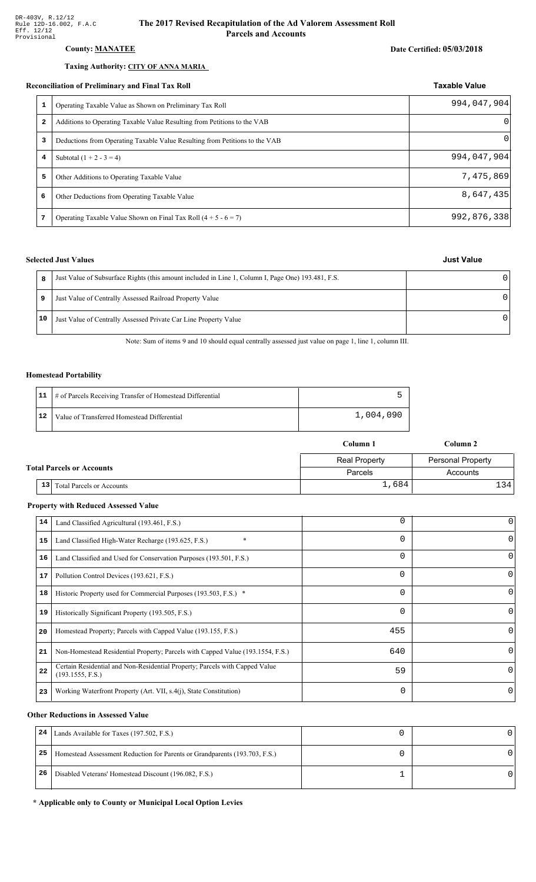DR-403V, R.12/12
Rule 12D-16.002, F.A.C
Eff. 12/12
Provisional

# The 2017 Revised Recapitulation of the Ad Valorem Assessment Roll
## Parcels and Accounts

**County: MANATEE**

**Date Certified: 05/03/2018**

**Taxing Authority: CITY OF ANNA MARIA**

### Reconciliation of Preliminary and Final Tax Roll

| | | Taxable Value |
|---|---|---|
| 1 | Operating Taxable Value as Shown on Preliminary Tax Roll | 994,047,904 |
| 2 | Additions to Operating Taxable Value Resulting from Petitions to the VAB | 0 |
| 3 | Deductions from Operating Taxable Value Resulting from Petitions to the VAB | 0 |
| 4 | Subtotal (1 + 2 - 3 = 4) | 994,047,904 |
| 5 | Other Additions to Operating Taxable Value | 7,475,869 |
| 6 | Other Deductions from Operating Taxable Value | 8,647,435 |
| 7 | Operating Taxable Value Shown on Final Tax Roll (4 + 5 - 6 = 7) | 992,876,338 |

### Selected Just Values

| | | Just Value |
|---|---|---|
| 8 | Just Value of Subsurface Rights (this amount included in Line 1, Column I, Page One) 193.481, F.S. | 0 |
| 9 | Just Value of Centrally Assessed Railroad Property Value | 0 |
| 10 | Just Value of Centrally Assessed Private Car Line Property Value | 0 |

Note: Sum of items 9 and 10 should equal centrally assessed just value on page 1, line 1, column III.

### Homestead Portability

| | | |
|---|---|---|
| 11 | # of Parcels Receiving Transfer of Homestead Differential | 5 |
| 12 | Value of Transferred Homestead Differential | 1,004,090 |

### Total Parcels or Accounts

| | | Column 1 | Column 2 |
|---|---|---|---|
| | | Real Property | Personal Property |
| | | Parcels | Accounts |
| 13 | Total Parcels or Accounts | 1,684 | 134 |

### Property with Reduced Assessed Value

| | | | |
|---|---|---|---|
| 14 | Land Classified Agricultural (193.461, F.S.) | 0 | 0 |
| 15 | Land Classified High-Water Recharge (193.625, F.S.) * | 0 | 0 |
| 16 | Land Classified and Used for Conservation Purposes (193.501, F.S.) | 0 | 0 |
| 17 | Pollution Control Devices (193.621, F.S.) | 0 | 0 |
| 18 | Historic Property used for Commercial Purposes (193.503, F.S.) * | 0 | 0 |
| 19 | Historically Significant Property (193.505, F.S.) | 0 | 0 |
| 20 | Homestead Property; Parcels with Capped Value (193.155, F.S.) | 455 | 0 |
| 21 | Non-Homestead Residential Property; Parcels with Capped Value (193.1554, F.S.) | 640 | 0 |
| 22 | Certain Residential and Non-Residential Property; Parcels with Capped Value (193.1555, F.S.) | 59 | 0 |
| 23 | Working Waterfront Property (Art. VII, s.4(j), State Constitution) | 0 | 0 |

### Other Reductions in Assessed Value

| | | | |
|---|---|---|---|
| 24 | Lands Available for Taxes (197.502, F.S.) | 0 | 0 |
| 25 | Homestead Assessment Reduction for Parents or Grandparents (193.703, F.S.) | 0 | 0 |
| 26 | Disabled Veterans' Homestead Discount (196.082, F.S.) | 1 | 0 |

**\* Applicable only to County or Municipal Local Option Levies**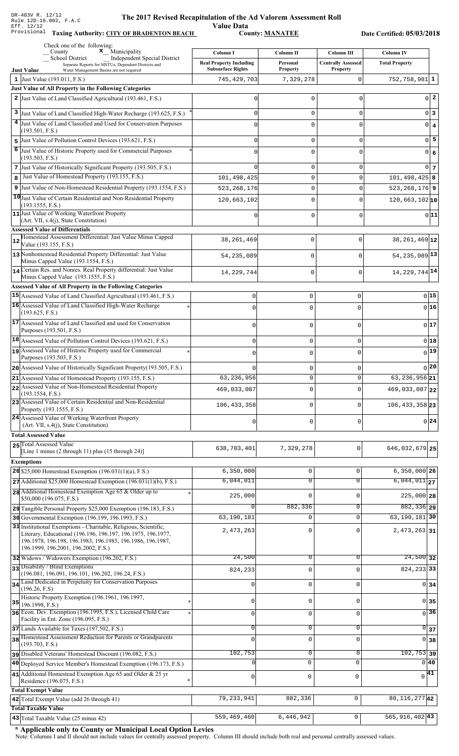DR-403V R. 12/12
Rule 12D-16.002, F.A.C
Eff. 12/12
Provisional

# The 2017 Revised Recapitulation of the Ad Valorem Assessment Roll

## Value Data

**Taxing Authority: CITY OF BRADENTON BEACH** **County: MANATEE** **Date Certified: 05/03/2018**

Check one of the following:
_ County  **x** Municipality
_ School District  _ Independent Special District
Separate Reports for MSTUs, Dependent Districts and Water Management Basins are not required

| | Column I Real Property Including Subsurface Rights | Column II Personal Property | Column III Centrally Assessed Property | Column IV Total Property | |
|---|---|---|---|---|---|
| **Just Value** | | | | | |
| 1 Just Value (193.011, F.S.) | 745,429,703 | 7,329,278 | 0 | 752,758,981 | 1 |
| **Just Value of All Property in the Following Categories** | | | | | |
| 2 Just Value of Land Classified Agricultural (193.461, F.S.) | 0 | 0 | 0 | 0 | 2 |
| 3 Just Value of Land Classified High-Water Recharge (193.625, F.S.) * | 0 | 0 | 0 | 0 | 3 |
| 4 Just Value of Land Classified and Used for Conservation Purposes (193.501, F.S.) | 0 | 0 | 0 | 0 | 4 |
| 5 Just Value of Pollution Control Devices (193.621, F.S.) | 0 | 0 | 0 | 0 | 5 |
| 6 Just Value of Historic Property used for Commercial Purposes (193.503, F.S.) * | 0 | 0 | 0 | 0 | 6 |
| 7 Just Value of Historically Significant Property (193.505, F.S.) | 0 | 0 | 0 | 0 | 7 |
| 8 Just Value of Homestead Property (193.155, F.S.) | 101,498,425 | 0 | 0 | 101,498,425 | 8 |
| 9 Just Value of Non-Homestead Residential Property (193.1554, F.S.) | 523,268,176 | 0 | 0 | 523,268,176 | 9 |
| 10 Just Value of Certain Residential and Non-Residential Property (193.1555, F.S.) | 120,663,102 | 0 | 0 | 120,663,102 | 10 |
| 11 Just Value of Working Waterfront Property (Art. VII, s.4(j), State Constitution) | 0 | 0 | 0 | 0 | 11 |
| **Assessed Value of Differentials** | | | | | |
| 12 Homestead Assessment Differential: Just Value Minus Capped Value (193.155, F.S.) | 38,261,469 | 0 | 0 | 38,261,469 | 12 |
| 13 Nonhomestead Residential Property Differential: Just Value Minus Capped Value (193.1554, F.S.) | 54,235,089 | 0 | 0 | 54,235,089 | 13 |
| 14 Certain Res. and Nonres. Real Property differential: Just Value Minus Capped Value (193.1555, F.S.) | 14,229,744 | 0 | 0 | 14,229,744 | 14 |
| **Assessed Value of All Property in the Following Categories** | | | | | |
| 15 Assessed Value of Land Classified Agricultural (193.461, F.S.) | 0 | 0 | 0 | 0 | 15 |
| 16 Assessed Value of Land Classified High-Water Recharge (193.625, F.S.) * | 0 | 0 | 0 | 0 | 16 |
| 17 Assessed Value of Land Classified and used for Conservation Purposes (193.501, F.S.) | 0 | 0 | 0 | 0 | 17 |
| 18 Assessed Value of Pollution Control Devices (193.621, F.S.) | 0 | 0 | 0 | 0 | 18 |
| 19 Assessed Value of Historic Property used for Commercial Purposes (193.503, F.S.) * | 0 | 0 | 0 | 0 | 19 |
| 20 Assessed Value of Historically Significant Property(193.505, F.S.) | 0 | 0 | 0 | 0 | 20 |
| 21 Assessed Value of Homestead Property (193.155, F.S.) | 63,236,956 | 0 | 0 | 63,236,956 | 21 |
| 22 Assessed Value of Non-Homestead Residential Property (193.1554, F.S.) | 469,033,087 | 0 | 0 | 469,033,087 | 22 |
| 23 Assessed Value of Certain Residential and Non-Residential Property (193.1555, F.S.) | 106,433,358 | 0 | 0 | 106,433,358 | 23 |
| 24 Assessed Value of Working Waterfront Property (Art. VII, s.4(j), State Constitution) | 0 | 0 | 0 | 0 | 24 |
| **Total Assessed Value** | | | | | |
| 25 Total Assessed Value [Line 1 minus (2 through 11) plus (15 through 24)] | 638,703,401 | 7,329,278 | 0 | 646,032,679 | 25 |
| **Exemptions** | | | | | |
| 26 $25,000 Homestead Exemption (196.031(1)(a), F.S.) | 6,350,000 | 0 | 0 | 6,350,000 | 26 |
| 27 Additional $25,000 Homestead Exemption (196.031(1)(b), F.S.) | 6,044,011 | 0 | 0 | 6,044,011 | 27 |
| 28 Additional Homestead Exemption Age 65 & Older up to $50,000 (196.075, F.S.) * | 225,000 | 0 | 0 | 225,000 | 28 |
| 29 Tangible Personal Property $25,000 Exemption (196.183, F.S.) | 0 | 882,336 | 0 | 882,336 | 29 |
| 30 Governmental Exemption (196.199, 196.1993, F.S.) | 63,190,181 | 0 | 0 | 63,190,181 | 30 |
| 31 Institutional Exemptions - Charitable, Religious, Scientific, Literary, Educational (196.196, 196.197, 196.1975, 196.1977, 196.1978, 196.198, 196.1983, 196.1985, 196.1986, 196.1987, 196.1999, 196.2001, 196.2002, F.S.) | 2,473,263 | 0 | 0 | 2,473,263 | 31 |
| 32 Widows / Widowers Exemption (196.202, F.S.) | 24,500 | 0 | 0 | 24,500 | 32 |
| 33 Disability / Blind Exemptions (196.081, 196.091, 196.101, 196.202, 196.24, F.S.) | 824,233 | 0 | 0 | 824,233 | 33 |
| 34 Land Dedicated in Perpetuity for Conservation Purposes (196.26, F.S) | 0 | 0 | 0 | 0 | 34 |
| 35 Historic Property Exemption (196.1961, 196.1997, 196.1998, F.S.) * | 0 | 0 | 0 | 0 | 35 |
| 36 Econ. Dev. Exemption (196.1995, F.S.), Licensed Child Care Facility in Ent. Zone (196.095, F.S.) * | 0 | 0 | 0 | 0 | 36 |
| 37 Lands Available for Taxes (197.502, F.S.) | 0 | 0 | 0 | 0 | 37 |
| 38 Homestead Assessment Reduction for Parents or Grandparents (193.703, F.S.) | 0 | 0 | 0 | 0 | 38 |
| 39 Disabled Veterans' Homestead Discount (196.082, F.S.) | 102,753 | 0 | 0 | 102,753 | 39 |
| 40 Deployed Service Member's Homestead Exemption (196.173, F.S.) | 0 | 0 | 0 | 0 | 40 |
| 41 Additional Homestead Exemption Age 65 and Older & 25 yr Residence (196.075, F.S.) * | 0 | 0 | 0 | 0 | 41 |
| **Total Exempt Value** | | | | | |
| 42 Total Exempt Value (add 26 through 41) | 79,233,941 | 882,336 | 0 | 80,116,277 | 42 |
| **Total Taxable Value** | | | | | |
| 43 Total Taxable Value (25 minus 42) | 559,469,460 | 6,446,942 | 0 | 565,916,402 | 43 |

**\* Applicable only to County or Municipal Local Option Levies**

Note: Columns I and II should not include values for centrally assessed property. Column III should include both real and personal centrally assessed values.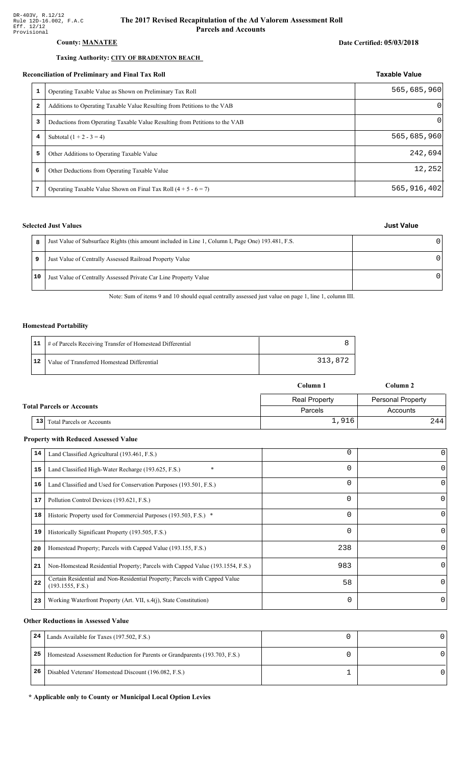DR-403V, R.12/12
Rule 12D-16.002, F.A.C
Eff. 12/12
Provisional

# The 2017 Revised Recapitulation of the Ad Valorem Assessment Roll
## Parcels and Accounts

**County:** MANATEE

**Date Certified: 05/03/2018**

**Taxing Authority:** CITY OF BRADENTON BEACH

### Reconciliation of Preliminary and Final Tax Roll

| | | Taxable Value |
|---|---|---|
| 1 | Operating Taxable Value as Shown on Preliminary Tax Roll | 565,685,960 |
| 2 | Additions to Operating Taxable Value Resulting from Petitions to the VAB | 0 |
| 3 | Deductions from Operating Taxable Value Resulting from Petitions to the VAB | 0 |
| 4 | Subtotal (1 + 2 - 3 = 4) | 565,685,960 |
| 5 | Other Additions to Operating Taxable Value | 242,694 |
| 6 | Other Deductions from Operating Taxable Value | 12,252 |
| 7 | Operating Taxable Value Shown on Final Tax Roll (4 + 5 - 6 = 7) | 565,916,402 |

### Selected Just Values

| | | Just Value |
|---|---|---|
| 8 | Just Value of Subsurface Rights (this amount included in Line 1, Column I, Page One) 193.481, F.S. | 0 |
| 9 | Just Value of Centrally Assessed Railroad Property Value | 0 |
| 10 | Just Value of Centrally Assessed Private Car Line Property Value | 0 |

Note: Sum of items 9 and 10 should equal centrally assessed just value on page 1, line 1, column III.

### Homestead Portability

| | | |
|---|---|---|
| 11 | # of Parcels Receiving Transfer of Homestead Differential | 8 |
| 12 | Value of Transferred Homestead Differential | 313,872 |

### Total Parcels or Accounts

| | | Column 1 | Column 2 |
|---|---|---|---|
| | | Real Property | Personal Property |
| | | Parcels | Accounts |
| 13 | Total Parcels or Accounts | 1,916 | 244 |

### Property with Reduced Assessed Value

| | | Column 1 | Column 2 |
|---|---|---|---|
| 14 | Land Classified Agricultural (193.461, F.S.) | 0 | 0 |
| 15 | Land Classified High-Water Recharge (193.625, F.S.) * | 0 | 0 |
| 16 | Land Classified and Used for Conservation Purposes (193.501, F.S.) | 0 | 0 |
| 17 | Pollution Control Devices (193.621, F.S.) | 0 | 0 |
| 18 | Historic Property used for Commercial Purposes (193.503, F.S.) * | 0 | 0 |
| 19 | Historically Significant Property (193.505, F.S.) | 0 | 0 |
| 20 | Homestead Property; Parcels with Capped Value (193.155, F.S.) | 238 | 0 |
| 21 | Non-Homestead Residential Property; Parcels with Capped Value (193.1554, F.S.) | 983 | 0 |
| 22 | Certain Residential and Non-Residential Property; Parcels with Capped Value (193.1555, F.S.) | 58 | 0 |
| 23 | Working Waterfront Property (Art. VII, s.4(j), State Constitution) | 0 | 0 |

### Other Reductions in Assessed Value

| | | Column 1 | Column 2 |
|---|---|---|---|
| 24 | Lands Available for Taxes (197.502, F.S.) | 0 | 0 |
| 25 | Homestead Assessment Reduction for Parents or Grandparents (193.703, F.S.) | 0 | 0 |
| 26 | Disabled Veterans' Homestead Discount (196.082, F.S.) | 1 | 0 |

**\* Applicable only to County or Municipal Local Option Levies**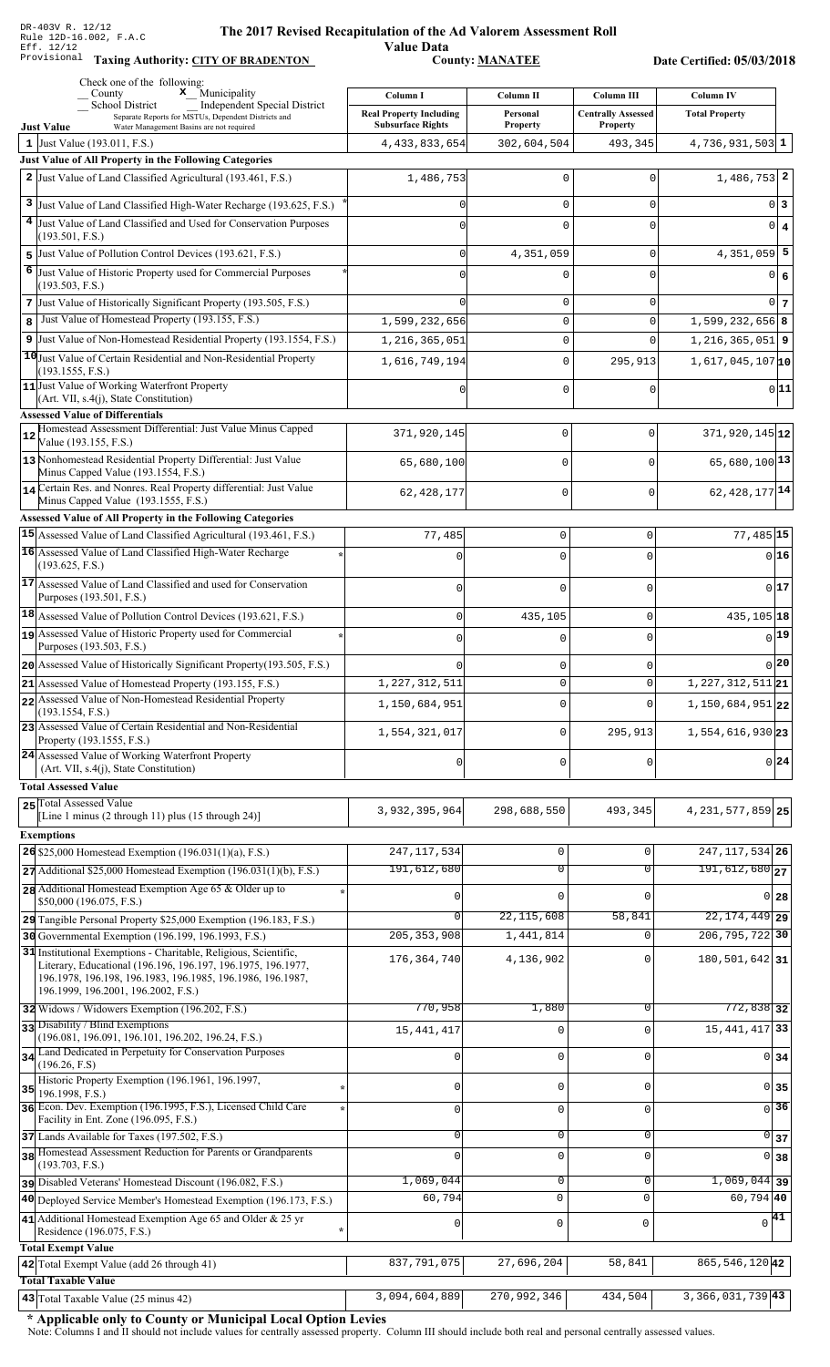DR-403V R. 12/12
Rule 12D-16.002, F.A.C
Eff. 12/12
Provisional

# The 2017 Revised Recapitulation of the Ad Valorem Assessment Roll

**Value Data**

**Taxing Authority: CITY OF BRADENTON** **County: MANATEE** **Date Certified: 05/03/2018**

Check one of the following:
_ County  **x** Municipality
_ School District  _ Independent Special District
Separate Reports for MSTUs, Dependent Districts and Water Management Basins are not required

| | Just Value | Column I Real Property Including Subsurface Rights | Column II Personal Property | Column III Centrally Assessed Property | Column IV Total Property | |
|---|---|---|---|---|---|---|
| 1 | Just Value (193.011, F.S.) | 4,433,833,654 | 302,604,504 | 493,345 | 4,736,931,503 | 1 |
| | **Just Value of All Property in the Following Categories** | | | | | |
| 2 | Just Value of Land Classified Agricultural (193.461, F.S.) | 1,486,753 | 0 | 0 | 1,486,753 | 2 |
| 3 | Just Value of Land Classified High-Water Recharge (193.625, F.S.) * | 0 | 0 | 0 | 0 | 3 |
| 4 | Just Value of Land Classified and Used for Conservation Purposes (193.501, F.S.) | 0 | 0 | 0 | 0 | 4 |
| 5 | Just Value of Pollution Control Devices (193.621, F.S.) | 0 | 4,351,059 | 0 | 4,351,059 | 5 |
| 6 | Just Value of Historic Property used for Commercial Purposes (193.503, F.S.) * | 0 | 0 | 0 | 0 | 6 |
| 7 | Just Value of Historically Significant Property (193.505, F.S.) | 0 | 0 | 0 | 0 | 7 |
| 8 | Just Value of Homestead Property (193.155, F.S.) | 1,599,232,656 | 0 | 0 | 1,599,232,656 | 8 |
| 9 | Just Value of Non-Homestead Residential Property (193.1554, F.S.) | 1,216,365,051 | 0 | 0 | 1,216,365,051 | 9 |
| 10 | Just Value of Certain Residential and Non-Residential Property (193.1555, F.S.) | 1,616,749,194 | 0 | 295,913 | 1,617,045,107 | 10 |
| 11 | Just Value of Working Waterfront Property (Art. VII, s.4(j), State Constitution) | 0 | 0 | 0 | 0 | 11 |
| | **Assessed Value of Differentials** | | | | | |
| 12 | Homestead Assessment Differential: Just Value Minus Capped Value (193.155, F.S.) | 371,920,145 | 0 | 0 | 371,920,145 | 12 |
| 13 | Nonhomestead Residential Property Differential: Just Value Minus Capped Value (193.1554, F.S.) | 65,680,100 | 0 | 0 | 65,680,100 | 13 |
| 14 | Certain Res. and Nonres. Real Property differential: Just Value Minus Capped Value (193.1555, F.S.) | 62,428,177 | 0 | 0 | 62,428,177 | 14 |
| | **Assessed Value of All Property in the Following Categories** | | | | | |
| 15 | Assessed Value of Land Classified Agricultural (193.461, F.S.) | 77,485 | 0 | 0 | 77,485 | 15 |
| 16 | Assessed Value of Land Classified High-Water Recharge (193.625, F.S.) * | 0 | 0 | 0 | 0 | 16 |
| 17 | Assessed Value of Land Classified and used for Conservation Purposes (193.501, F.S.) | 0 | 0 | 0 | 0 | 17 |
| 18 | Assessed Value of Pollution Control Devices (193.621, F.S.) | 0 | 435,105 | 0 | 435,105 | 18 |
| 19 | Assessed Value of Historic Property used for Commercial Purposes (193.503, F.S.) * | 0 | 0 | 0 | 0 | 19 |
| 20 | Assessed Value of Historically Significant Property(193.505, F.S.) | 0 | 0 | 0 | 0 | 20 |
| 21 | Assessed Value of Homestead Property (193.155, F.S.) | 1,227,312,511 | 0 | 0 | 1,227,312,511 | 21 |
| 22 | Assessed Value of Non-Homestead Residential Property (193.1554, F.S.) | 1,150,684,951 | 0 | 0 | 1,150,684,951 | 22 |
| 23 | Assessed Value of Certain Residential and Non-Residential Property (193.1555, F.S.) | 1,554,321,017 | 0 | 295,913 | 1,554,616,930 | 23 |
| 24 | Assessed Value of Working Waterfront Property (Art. VII, s.4(j), State Constitution) | 0 | 0 | 0 | 0 | 24 |
| | **Total Assessed Value** | | | | | |
| 25 | Total Assessed Value [Line 1 minus (2 through 11) plus (15 through 24)] | 3,932,395,964 | 298,688,550 | 493,345 | 4,231,577,859 | 25 |
| | **Exemptions** | | | | | |
| 26 | $25,000 Homestead Exemption (196.031(1)(a), F.S.) | 247,117,534 | 0 | 0 | 247,117,534 | 26 |
| 27 | Additional $25,000 Homestead Exemption (196.031(1)(b), F.S.) | 191,612,680 | 0 | 0 | 191,612,680 | 27 |
| 28 | Additional Homestead Exemption Age 65 & Older up to $50,000 (196.075, F.S.) * | 0 | 0 | 0 | 0 | 28 |
| 29 | Tangible Personal Property $25,000 Exemption (196.183, F.S.) | 0 | 22,115,608 | 58,841 | 22,174,449 | 29 |
| 30 | Governmental Exemption (196.199, 196.1993, F.S.) | 205,353,908 | 1,441,814 | 0 | 206,795,722 | 30 |
| 31 | Institutional Exemptions - Charitable, Religious, Scientific, Literary, Educational (196.196, 196.197, 196.1975, 196.1977, 196.1978, 196.198, 196.1983, 196.1985, 196.1986, 196.1987, 196.1999, 196.2001, 196.2002, F.S.) | 176,364,740 | 4,136,902 | 0 | 180,501,642 | 31 |
| 32 | Widows / Widowers Exemption (196.202, F.S.) | 770,958 | 1,880 | 0 | 772,838 | 32 |
| 33 | Disability / Blind Exemptions (196.081, 196.091, 196.101, 196.202, 196.24, F.S.) | 15,441,417 | 0 | 0 | 15,441,417 | 33 |
| 34 | Land Dedicated in Perpetuity for Conservation Purposes (196.26, F.S) | 0 | 0 | 0 | 0 | 34 |
| 35 | Historic Property Exemption (196.1961, 196.1997, 196.1998, F.S.) * | 0 | 0 | 0 | 0 | 35 |
| 36 | Econ. Dev. Exemption (196.1995, F.S.), Licensed Child Care Facility in Ent. Zone (196.095, F.S.) * | 0 | 0 | 0 | 0 | 36 |
| 37 | Lands Available for Taxes (197.502, F.S.) | 0 | 0 | 0 | 0 | 37 |
| 38 | Homestead Assessment Reduction for Parents or Grandparents (193.703, F.S.) | 0 | 0 | 0 | 0 | 38 |
| 39 | Disabled Veterans' Homestead Discount (196.082, F.S.) | 1,069,044 | 0 | 0 | 1,069,044 | 39 |
| 40 | Deployed Service Member's Homestead Exemption (196.173, F.S.) | 60,794 | 0 | 0 | 60,794 | 40 |
| 41 | Additional Homestead Exemption Age 65 and Older & 25 yr Residence (196.075, F.S.) * | 0 | 0 | 0 | 0 | 41 |
| | **Total Exempt Value** | | | | | |
| 42 | Total Exempt Value (add 26 through 41) | 837,791,075 | 27,696,204 | 58,841 | 865,546,120 | 42 |
| | **Total Taxable Value** | | | | | |
| 43 | Total Taxable Value (25 minus 42) | 3,094,604,889 | 270,992,346 | 434,504 | 3,366,031,739 | 43 |

**\* Applicable only to County or Municipal Local Option Levies**

Note: Columns I and II should not include values for centrally assessed property. Column III should include both real and personal centrally assessed values.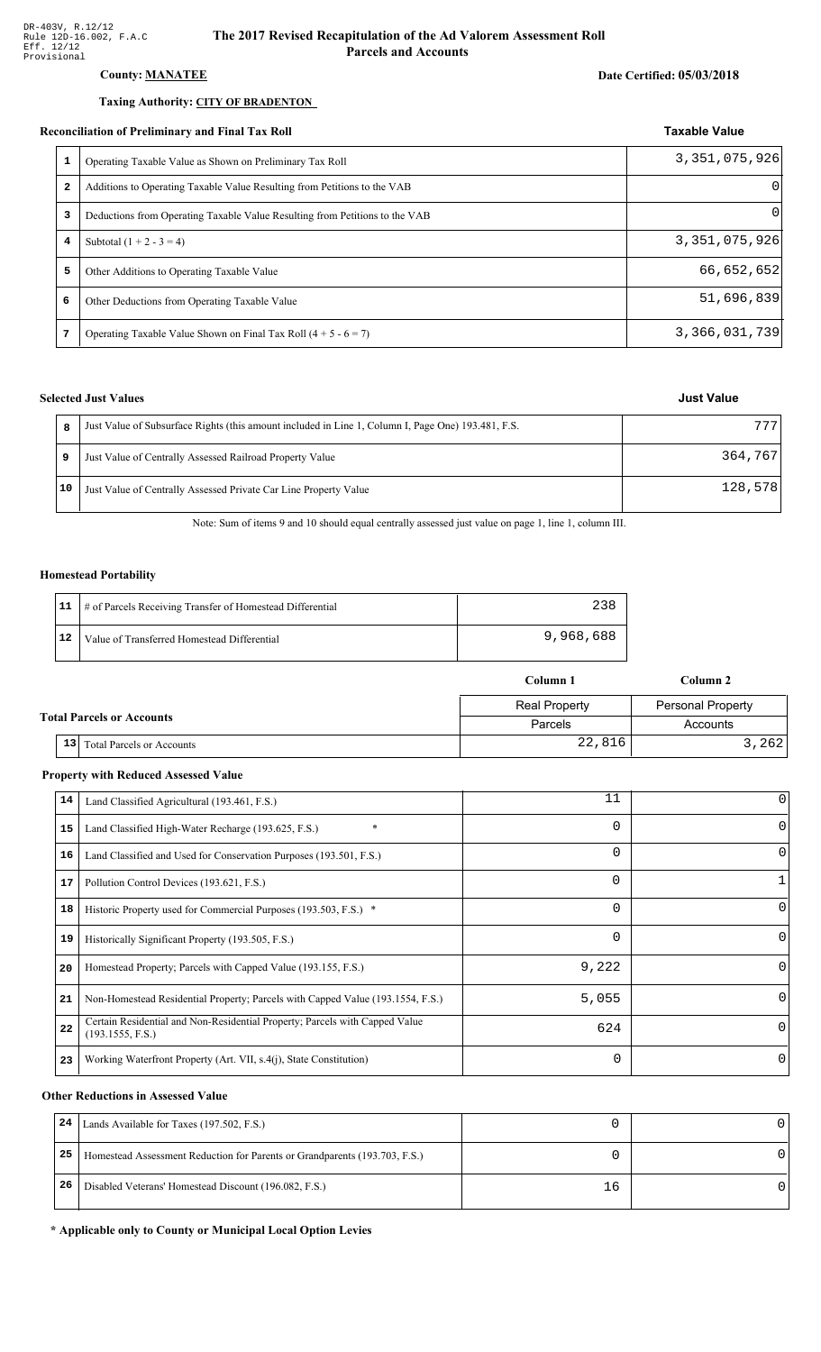DR-403V, R.12/12
Rule 12D-16.002, F.A.C
Eff. 12/12
Provisional

# The 2017 Revised Recapitulation of the Ad Valorem Assessment Roll
## Parcels and Accounts

**County: MANATEE**

**Date Certified: 05/03/2018**

**Taxing Authority: CITY OF BRADENTON**

### Reconciliation of Preliminary and Final Tax Roll

| | | Taxable Value |
|---|---|---|
| 1 | Operating Taxable Value as Shown on Preliminary Tax Roll | 3,351,075,926 |
| 2 | Additions to Operating Taxable Value Resulting from Petitions to the VAB | 0 |
| 3 | Deductions from Operating Taxable Value Resulting from Petitions to the VAB | 0 |
| 4 | Subtotal (1 + 2 - 3 = 4) | 3,351,075,926 |
| 5 | Other Additions to Operating Taxable Value | 66,652,652 |
| 6 | Other Deductions from Operating Taxable Value | 51,696,839 |
| 7 | Operating Taxable Value Shown on Final Tax Roll (4 + 5 - 6 = 7) | 3,366,031,739 |

### Selected Just Values

| | | Just Value |
|---|---|---|
| 8 | Just Value of Subsurface Rights (this amount included in Line 1, Column I, Page One) 193.481, F.S. | 777 |
| 9 | Just Value of Centrally Assessed Railroad Property Value | 364,767 |
| 10 | Just Value of Centrally Assessed Private Car Line Property Value | 128,578 |

Note: Sum of items 9 and 10 should equal centrally assessed just value on page 1, line 1, column III.

### Homestead Portability

| | | |
|---|---|---|
| 11 | # of Parcels Receiving Transfer of Homestead Differential | 238 |
| 12 | Value of Transferred Homestead Differential | 9,968,688 |

### Total Parcels or Accounts

| | | Column 1 | Column 2 |
|---|---|---|---|
| | | Real Property | Personal Property |
| | | Parcels | Accounts |
| 13 | Total Parcels or Accounts | 22,816 | 3,262 |

### Property with Reduced Assessed Value

| | | Column 1 | Column 2 |
|---|---|---|---|
| 14 | Land Classified Agricultural (193.461, F.S.) | 11 | 0 |
| 15 | Land Classified High-Water Recharge (193.625, F.S.) * | 0 | 0 |
| 16 | Land Classified and Used for Conservation Purposes (193.501, F.S.) | 0 | 0 |
| 17 | Pollution Control Devices (193.621, F.S.) | 0 | 1 |
| 18 | Historic Property used for Commercial Purposes (193.503, F.S.) * | 0 | 0 |
| 19 | Historically Significant Property (193.505, F.S.) | 0 | 0 |
| 20 | Homestead Property; Parcels with Capped Value (193.155, F.S.) | 9,222 | 0 |
| 21 | Non-Homestead Residential Property; Parcels with Capped Value (193.1554, F.S.) | 5,055 | 0 |
| 22 | Certain Residential and Non-Residential Property; Parcels with Capped Value (193.1555, F.S.) | 624 | 0 |
| 23 | Working Waterfront Property (Art. VII, s.4(j), State Constitution) | 0 | 0 |

### Other Reductions in Assessed Value

| | | Column 1 | Column 2 |
|---|---|---|---|
| 24 | Lands Available for Taxes (197.502, F.S.) | 0 | 0 |
| 25 | Homestead Assessment Reduction for Parents or Grandparents (193.703, F.S.) | 0 | 0 |
| 26 | Disabled Veterans' Homestead Discount (196.082, F.S.) | 16 | 0 |

**\* Applicable only to County or Municipal Local Option Levies**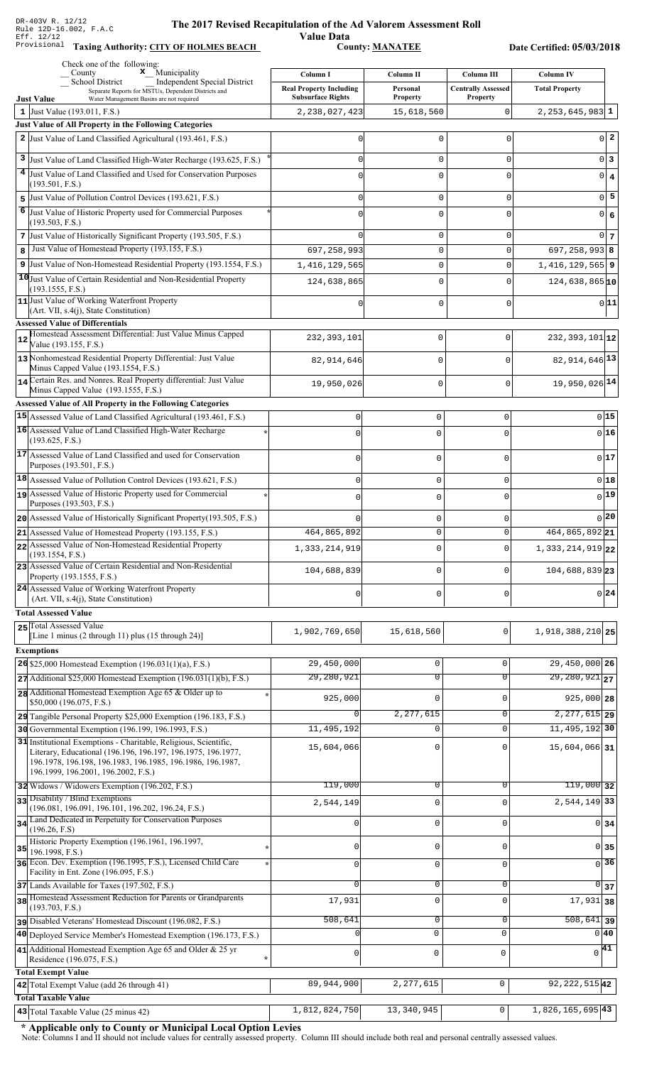DR-403V R. 12/12
Rule 12D-16.002, F.A.C
Eff. 12/12
Provisional

# The 2017 Revised Recapitulation of the Ad Valorem Assessment Roll

**Value Data**

**Taxing Authority: CITY OF HOLMES BEACH** **County: MANATEE** **Date Certified: 05/03/2018**

Check one of the following:
__ County  **x** Municipality
__ School District  __ Independent Special District
Separate Reports for MSTUs, Dependent Districts and Water Management Basins are not required

| | | Column I<br>Real Property Including Subsurface Rights | Column II<br>Personal Property | Column III<br>Centrally Assessed Property | Column IV<br>Total Property | |
|---|---|---|---|---|---|---|
| **Just Value** | | | | | | |
| 1 | Just Value (193.011, F.S.) | 2,238,027,423 | 15,618,560 | 0 | 2,253,645,983 | 1 |
| **Just Value of All Property in the Following Categories** | | | | | | |
| 2 | Just Value of Land Classified Agricultural (193.461, F.S.) | 0 | 0 | 0 | 0 | 2 |
| 3 | Just Value of Land Classified High-Water Recharge (193.625, F.S.) * | 0 | 0 | 0 | 0 | 3 |
| 4 | Just Value of Land Classified and Used for Conservation Purposes (193.501, F.S.) | 0 | 0 | 0 | 0 | 4 |
| 5 | Just Value of Pollution Control Devices (193.621, F.S.) | 0 | 0 | 0 | 0 | 5 |
| 6 | Just Value of Historic Property used for Commercial Purposes (193.503, F.S.) * | 0 | 0 | 0 | 0 | 6 |
| 7 | Just Value of Historically Significant Property (193.505, F.S.) | 0 | 0 | 0 | 0 | 7 |
| 8 | Just Value of Homestead Property (193.155, F.S.) | 697,258,993 | 0 | 0 | 697,258,993 | 8 |
| 9 | Just Value of Non-Homestead Residential Property (193.1554, F.S.) | 1,416,129,565 | 0 | 0 | 1,416,129,565 | 9 |
| 10 | Just Value of Certain Residential and Non-Residential Property (193.1555, F.S.) | 124,638,865 | 0 | 0 | 124,638,865 | 10 |
| 11 | Just Value of Working Waterfront Property (Art. VII, s.4(j), State Constitution) | 0 | 0 | 0 | 0 | 11 |
| **Assessed Value of Differentials** | | | | | | |
| 12 | Homestead Assessment Differential: Just Value Minus Capped Value (193.155, F.S.) | 232,393,101 | 0 | 0 | 232,393,101 | 12 |
| 13 | Nonhomestead Residential Property Differential: Just Value Minus Capped Value (193.1554, F.S.) | 82,914,646 | 0 | 0 | 82,914,646 | 13 |
| 14 | Certain Res. and Nonres. Real Property differential: Just Value Minus Capped Value (193.1555, F.S.) | 19,950,026 | 0 | 0 | 19,950,026 | 14 |
| **Assessed Value of All Property in the Following Categories** | | | | | | |
| 15 | Assessed Value of Land Classified Agricultural (193.461, F.S.) | 0 | 0 | 0 | 0 | 15 |
| 16 | Assessed Value of Land Classified High-Water Recharge (193.625, F.S.) * | 0 | 0 | 0 | 0 | 16 |
| 17 | Assessed Value of Land Classified and used for Conservation Purposes (193.501, F.S.) | 0 | 0 | 0 | 0 | 17 |
| 18 | Assessed Value of Pollution Control Devices (193.621, F.S.) | 0 | 0 | 0 | 0 | 18 |
| 19 | Assessed Value of Historic Property used for Commercial Purposes (193.503, F.S.) * | 0 | 0 | 0 | 0 | 19 |
| 20 | Assessed Value of Historically Significant Property(193.505, F.S.) | 0 | 0 | 0 | 0 | 20 |
| 21 | Assessed Value of Homestead Property (193.155, F.S.) | 464,865,892 | 0 | 0 | 464,865,892 | 21 |
| 22 | Assessed Value of Non-Homestead Residential Property (193.1554, F.S.) | 1,333,214,919 | 0 | 0 | 1,333,214,919 | 22 |
| 23 | Assessed Value of Certain Residential and Non-Residential Property (193.1555, F.S.) | 104,688,839 | 0 | 0 | 104,688,839 | 23 |
| 24 | Assessed Value of Working Waterfront Property (Art. VII, s.4(j), State Constitution) | 0 | 0 | 0 | 0 | 24 |
| **Total Assessed Value** | | | | | | |
| 25 | Total Assessed Value [Line 1 minus (2 through 11) plus (15 through 24)] | 1,902,769,650 | 15,618,560 | 0 | 1,918,388,210 | 25 |
| **Exemptions** | | | | | | |
| 26 | $25,000 Homestead Exemption (196.031(1)(a), F.S.) | 29,450,000 | 0 | 0 | 29,450,000 | 26 |
| 27 | Additional $25,000 Homestead Exemption (196.031(1)(b), F.S.) | 29,280,921 | 0 | 0 | 29,280,921 | 27 |
| 28 | Additional Homestead Exemption Age 65 & Older up to $50,000 (196.075, F.S.) * | 925,000 | 0 | 0 | 925,000 | 28 |
| 29 | Tangible Personal Property $25,000 Exemption (196.183, F.S.) | 0 | 2,277,615 | 0 | 2,277,615 | 29 |
| 30 | Governmental Exemption (196.199, 196.1993, F.S.) | 11,495,192 | 0 | 0 | 11,495,192 | 30 |
| 31 | Institutional Exemptions - Charitable, Religious, Scientific, Literary, Educational (196.196, 196.197, 196.1975, 196.1977, 196.1978, 196.198, 196.1983, 196.1985, 196.1986, 196.1987, 196.1999, 196.2001, 196.2002, F.S.) | 15,604,066 | 0 | 0 | 15,604,066 | 31 |
| 32 | Widows / Widowers Exemption (196.202, F.S.) | 119,000 | 0 | 0 | 119,000 | 32 |
| 33 | Disability / Blind Exemptions (196.081, 196.091, 196.101, 196.202, 196.24, F.S.) | 2,544,149 | 0 | 0 | 2,544,149 | 33 |
| 34 | Land Dedicated in Perpetuity for Conservation Purposes (196.26, F.S) | 0 | 0 | 0 | 0 | 34 |
| 35 | Historic Property Exemption (196.1961, 196.1997, 196.1998, F.S.) * | 0 | 0 | 0 | 0 | 35 |
| 36 | Econ. Dev. Exemption (196.1995, F.S.), Licensed Child Care Facility in Ent. Zone (196.095, F.S.) * | 0 | 0 | 0 | 0 | 36 |
| 37 | Lands Available for Taxes (197.502, F.S.) | 0 | 0 | 0 | 0 | 37 |
| 38 | Homestead Assessment Reduction for Parents or Grandparents (193.703, F.S.) | 17,931 | 0 | 0 | 17,931 | 38 |
| 39 | Disabled Veterans' Homestead Discount (196.082, F.S.) | 508,641 | 0 | 0 | 508,641 | 39 |
| 40 | Deployed Service Member's Homestead Exemption (196.173, F.S.) | 0 | 0 | 0 | 0 | 40 |
| 41 | Additional Homestead Exemption Age 65 and Older & 25 yr Residence (196.075, F.S.) * | 0 | 0 | 0 | 0 | 41 |
| **Total Exempt Value** | | | | | | |
| 42 | Total Exempt Value (add 26 through 41) | 89,944,900 | 2,277,615 | 0 | 92,222,515 | 42 |
| **Total Taxable Value** | | | | | | |
| 43 | Total Taxable Value (25 minus 42) | 1,812,824,750 | 13,340,945 | 0 | 1,826,165,695 | 43 |

**\* Applicable only to County or Municipal Local Option Levies**

Note: Columns I and II should not include values for centrally assessed property. Column III should include both real and personal centrally assessed values.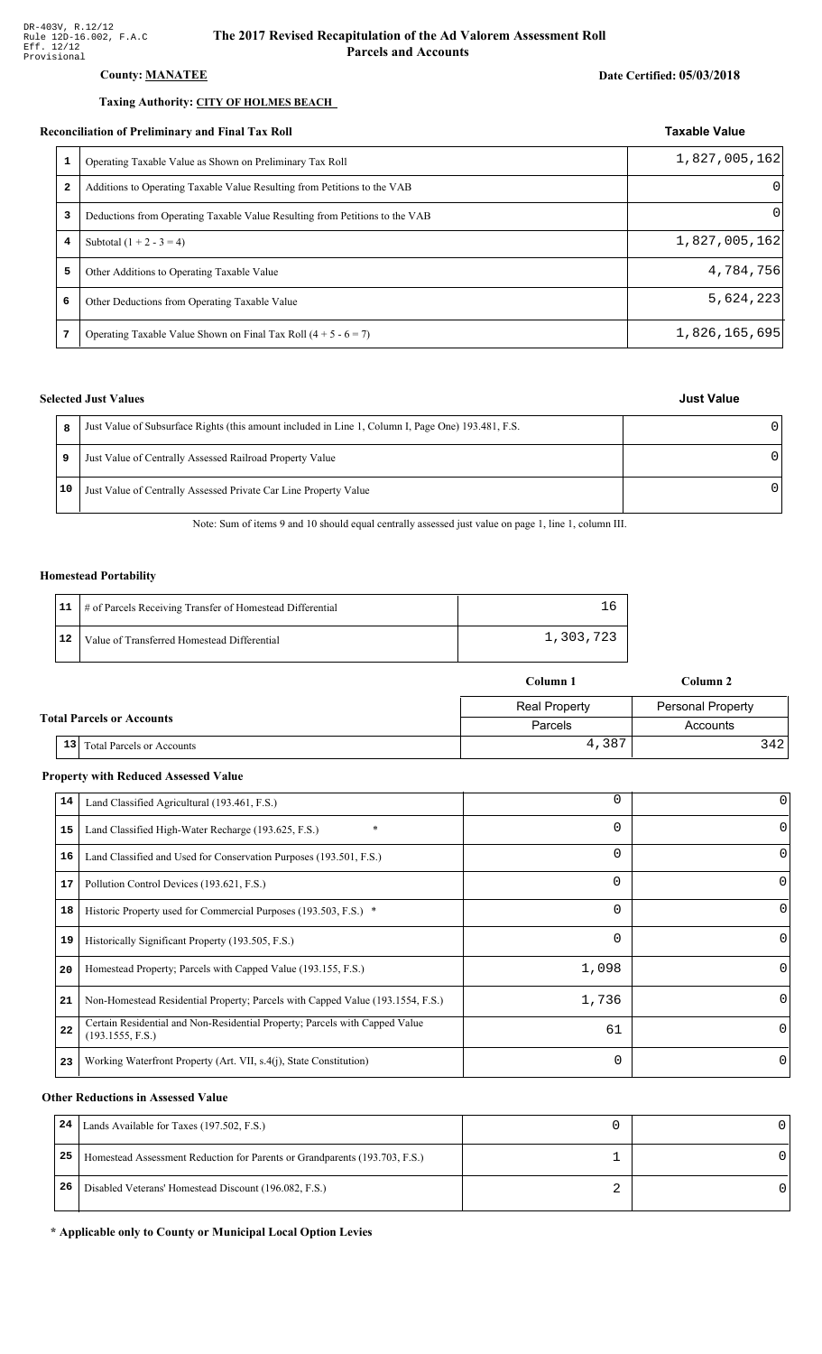DR-403V, R.12/12
Rule 12D-16.002, F.A.C
Eff. 12/12
Provisional

# The 2017 Revised Recapitulation of the Ad Valorem Assessment Roll
## Parcels and Accounts

**County: MANATEE**

**Date Certified: 05/03/2018**

**Taxing Authority: CITY OF HOLMES BEACH**

### Reconciliation of Preliminary and Final Tax Roll

| | | Taxable Value |
|---|---|---|
| 1 | Operating Taxable Value as Shown on Preliminary Tax Roll | 1,827,005,162 |
| 2 | Additions to Operating Taxable Value Resulting from Petitions to the VAB | 0 |
| 3 | Deductions from Operating Taxable Value Resulting from Petitions to the VAB | 0 |
| 4 | Subtotal (1 + 2 - 3 = 4) | 1,827,005,162 |
| 5 | Other Additions to Operating Taxable Value | 4,784,756 |
| 6 | Other Deductions from Operating Taxable Value | 5,624,223 |
| 7 | Operating Taxable Value Shown on Final Tax Roll (4 + 5 - 6 = 7) | 1,826,165,695 |

### Selected Just Values

| | | Just Value |
|---|---|---|
| 8 | Just Value of Subsurface Rights (this amount included in Line 1, Column I, Page One) 193.481, F.S. | 0 |
| 9 | Just Value of Centrally Assessed Railroad Property Value | 0 |
| 10 | Just Value of Centrally Assessed Private Car Line Property Value | 0 |

Note: Sum of items 9 and 10 should equal centrally assessed just value on page 1, line 1, column III.

### Homestead Portability

| | | |
|---|---|---|
| 11 | # of Parcels Receiving Transfer of Homestead Differential | 16 |
| 12 | Value of Transferred Homestead Differential | 1,303,723 |

### Total Parcels or Accounts

| | | Column 1 | Column 2 |
|---|---|---|---|
| | | Real Property Parcels | Personal Property Accounts |
| 13 | Total Parcels or Accounts | 4,387 | 342 |

### Property with Reduced Assessed Value

| | | Column 1 | Column 2 |
|---|---|---|---|
| 14 | Land Classified Agricultural (193.461, F.S.) | 0 | 0 |
| 15 | Land Classified High-Water Recharge (193.625, F.S.) * | 0 | 0 |
| 16 | Land Classified and Used for Conservation Purposes (193.501, F.S.) | 0 | 0 |
| 17 | Pollution Control Devices (193.621, F.S.) | 0 | 0 |
| 18 | Historic Property used for Commercial Purposes (193.503, F.S.) * | 0 | 0 |
| 19 | Historically Significant Property (193.505, F.S.) | 0 | 0 |
| 20 | Homestead Property; Parcels with Capped Value (193.155, F.S.) | 1,098 | 0 |
| 21 | Non-Homestead Residential Property; Parcels with Capped Value (193.1554, F.S.) | 1,736 | 0 |
| 22 | Certain Residential and Non-Residential Property; Parcels with Capped Value (193.1555, F.S.) | 61 | 0 |
| 23 | Working Waterfront Property (Art. VII, s.4(j), State Constitution) | 0 | 0 |

### Other Reductions in Assessed Value

| | | Column 1 | Column 2 |
|---|---|---|---|
| 24 | Lands Available for Taxes (197.502, F.S.) | 0 | 0 |
| 25 | Homestead Assessment Reduction for Parents or Grandparents (193.703, F.S.) | 1 | 0 |
| 26 | Disabled Veterans' Homestead Discount (196.082, F.S.) | 2 | 0 |

**\* Applicable only to County or Municipal Local Option Levies**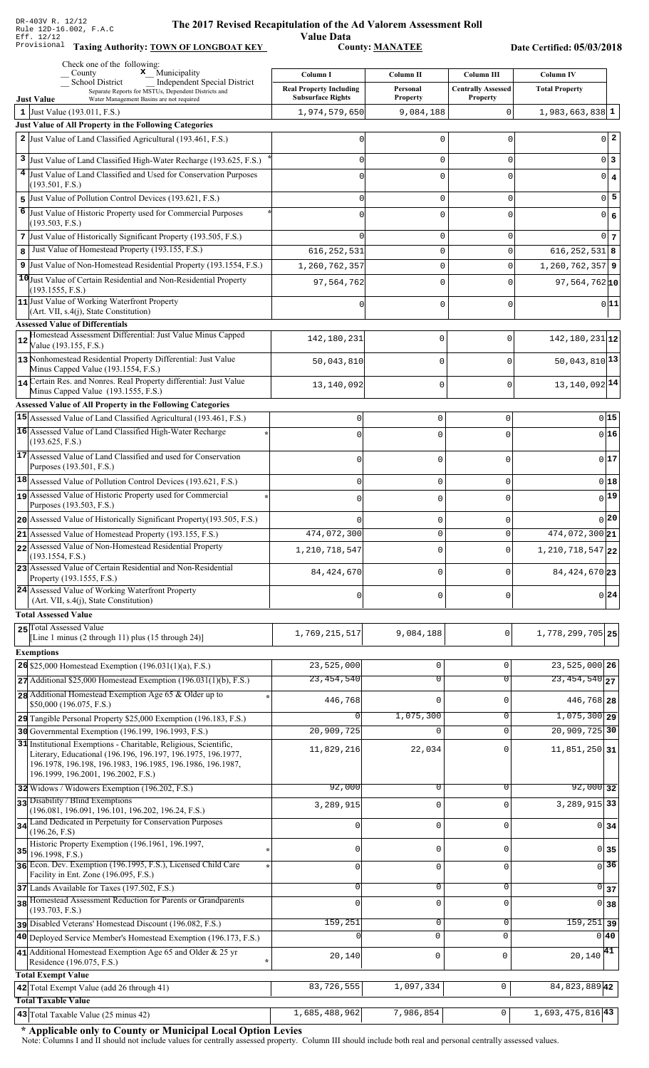DR-403V R. 12/12
Rule 12D-16.002, F.A.C
Eff. 12/12
Provisional

# The 2017 Revised Recapitulation of the Ad Valorem Assessment Roll

**Value Data**

**Taxing Authority: TOWN OF LONGBOAT KEY** **County: MANATEE** **Date Certified: 05/03/2018**

Check one of the following:
__ County  **x** Municipality
__ School District  __ Independent Special District
Separate Reports for MSTUs, Dependent Districts and Water Management Basins are not required

| | Column I<br>Real Property Including Subsurface Rights | Column II<br>Personal Property | Column III<br>Centrally Assessed Property | Column IV<br>Total Property | |
|---|---|---|---|---|---|
| **Just Value** | | | | | |
| 1 Just Value (193.011, F.S.) | 1,974,579,650 | 9,084,188 | 0 | 1,983,663,838 | 1 |
| **Just Value of All Property in the Following Categories** | | | | | |
| 2 Just Value of Land Classified Agricultural (193.461, F.S.) | 0 | 0 | 0 | 0 | 2 |
| 3 Just Value of Land Classified High-Water Recharge (193.625, F.S.) * | 0 | 0 | 0 | 0 | 3 |
| 4 Just Value of Land Classified and Used for Conservation Purposes (193.501, F.S.) | 0 | 0 | 0 | 0 | 4 |
| 5 Just Value of Pollution Control Devices (193.621, F.S.) | 0 | 0 | 0 | 0 | 5 |
| 6 Just Value of Historic Property used for Commercial Purposes (193.503, F.S.) * | 0 | 0 | 0 | 0 | 6 |
| 7 Just Value of Historically Significant Property (193.505, F.S.) | 0 | 0 | 0 | 0 | 7 |
| 8 Just Value of Homestead Property (193.155, F.S.) | 616,252,531 | 0 | 0 | 616,252,531 | 8 |
| 9 Just Value of Non-Homestead Residential Property (193.1554, F.S.) | 1,260,762,357 | 0 | 0 | 1,260,762,357 | 9 |
| 10 Just Value of Certain Residential and Non-Residential Property (193.1555, F.S.) | 97,564,762 | 0 | 0 | 97,564,762 | 10 |
| 11 Just Value of Working Waterfront Property (Art. VII, s.4(j), State Constitution) | 0 | 0 | 0 | 0 | 11 |
| **Assessed Value of Differentials** | | | | | |
| 12 Homestead Assessment Differential: Just Value Minus Capped Value (193.155, F.S.) | 142,180,231 | 0 | 0 | 142,180,231 | 12 |
| 13 Nonhomestead Residential Property Differential: Just Value Minus Capped Value (193.1554, F.S.) | 50,043,810 | 0 | 0 | 50,043,810 | 13 |
| 14 Certain Res. and Nonres. Real Property differential: Just Value Minus Capped Value (193.1555, F.S.) | 13,140,092 | 0 | 0 | 13,140,092 | 14 |
| **Assessed Value of All Property in the Following Categories** | | | | | |
| 15 Assessed Value of Land Classified Agricultural (193.461, F.S.) | 0 | 0 | 0 | 0 | 15 |
| 16 Assessed Value of Land Classified High-Water Recharge (193.625, F.S.) * | 0 | 0 | 0 | 0 | 16 |
| 17 Assessed Value of Land Classified and used for Conservation Purposes (193.501, F.S.) | 0 | 0 | 0 | 0 | 17 |
| 18 Assessed Value of Pollution Control Devices (193.621, F.S.) | 0 | 0 | 0 | 0 | 18 |
| 19 Assessed Value of Historic Property used for Commercial Purposes (193.503, F.S.) * | 0 | 0 | 0 | 0 | 19 |
| 20 Assessed Value of Historically Significant Property(193.505, F.S.) | 0 | 0 | 0 | 0 | 20 |
| 21 Assessed Value of Homestead Property (193.155, F.S.) | 474,072,300 | 0 | 0 | 474,072,300 | 21 |
| 22 Assessed Value of Non-Homestead Residential Property (193.1554, F.S.) | 1,210,718,547 | 0 | 0 | 1,210,718,547 | 22 |
| 23 Assessed Value of Certain Residential and Non-Residential Property (193.1555, F.S.) | 84,424,670 | 0 | 0 | 84,424,670 | 23 |
| 24 Assessed Value of Working Waterfront Property (Art. VII, s.4(j), State Constitution) | 0 | 0 | 0 | 0 | 24 |
| **Total Assessed Value** | | | | | |
| 25 Total Assessed Value [Line 1 minus (2 through 11) plus (15 through 24)] | 1,769,215,517 | 9,084,188 | 0 | 1,778,299,705 | 25 |
| **Exemptions** | | | | | |
| 26 $25,000 Homestead Exemption (196.031(1)(a), F.S.) | 23,525,000 | 0 | 0 | 23,525,000 | 26 |
| 27 Additional $25,000 Homestead Exemption (196.031(1)(b), F.S.) | 23,454,540 | 0 | 0 | 23,454,540 | 27 |
| 28 Additional Homestead Exemption Age 65 & Older up to $50,000 (196.075, F.S.) * | 446,768 | 0 | 0 | 446,768 | 28 |
| 29 Tangible Personal Property $25,000 Exemption (196.183, F.S.) | 0 | 1,075,300 | 0 | 1,075,300 | 29 |
| 30 Governmental Exemption (196.199, 196.1993, F.S.) | 20,909,725 | 0 | 0 | 20,909,725 | 30 |
| 31 Institutional Exemptions - Charitable, Religious, Scientific, Literary, Educational (196.196, 196.197, 196.1975, 196.1977, 196.1978, 196.198, 196.1983, 196.1985, 196.1986, 196.1987, 196.1999, 196.2001, 196.2002, F.S.) | 11,829,216 | 22,034 | 0 | 11,851,250 | 31 |
| 32 Widows / Widowers Exemption (196.202, F.S.) | 92,000 | 0 | 0 | 92,000 | 32 |
| 33 Disability / Blind Exemptions (196.081, 196.091, 196.101, 196.202, 196.24, F.S.) | 3,289,915 | 0 | 0 | 3,289,915 | 33 |
| 34 Land Dedicated in Perpetuity for Conservation Purposes (196.26, F.S) | 0 | 0 | 0 | 0 | 34 |
| 35 Historic Property Exemption (196.1961, 196.1997, 196.1998, F.S.) * | 0 | 0 | 0 | 0 | 35 |
| 36 Econ. Dev. Exemption (196.1995, F.S.), Licensed Child Care Facility in Ent. Zone (196.095, F.S.) * | 0 | 0 | 0 | 0 | 36 |
| 37 Lands Available for Taxes (197.502, F.S.) | 0 | 0 | 0 | 0 | 37 |
| 38 Homestead Assessment Reduction for Parents or Grandparents (193.703, F.S.) | 0 | 0 | 0 | 0 | 38 |
| 39 Disabled Veterans' Homestead Discount (196.082, F.S.) | 159,251 | 0 | 0 | 159,251 | 39 |
| 40 Deployed Service Member's Homestead Exemption (196.173, F.S.) | 0 | 0 | 0 | 0 | 40 |
| 41 Additional Homestead Exemption Age 65 and Older & 25 yr Residence (196.075, F.S.) * | 20,140 | 0 | 0 | 20,140 | 41 |
| **Total Exempt Value** | | | | | |
| 42 Total Exempt Value (add 26 through 41) | 83,726,555 | 1,097,334 | 0 | 84,823,889 | 42 |
| **Total Taxable Value** | | | | | |
| 43 Total Taxable Value (25 minus 42) | 1,685,488,962 | 7,986,854 | 0 | 1,693,475,816 | 43 |

**\* Applicable only to County or Municipal Local Option Levies**

Note: Columns I and II should not include values for centrally assessed property. Column III should include both real and personal centrally assessed values.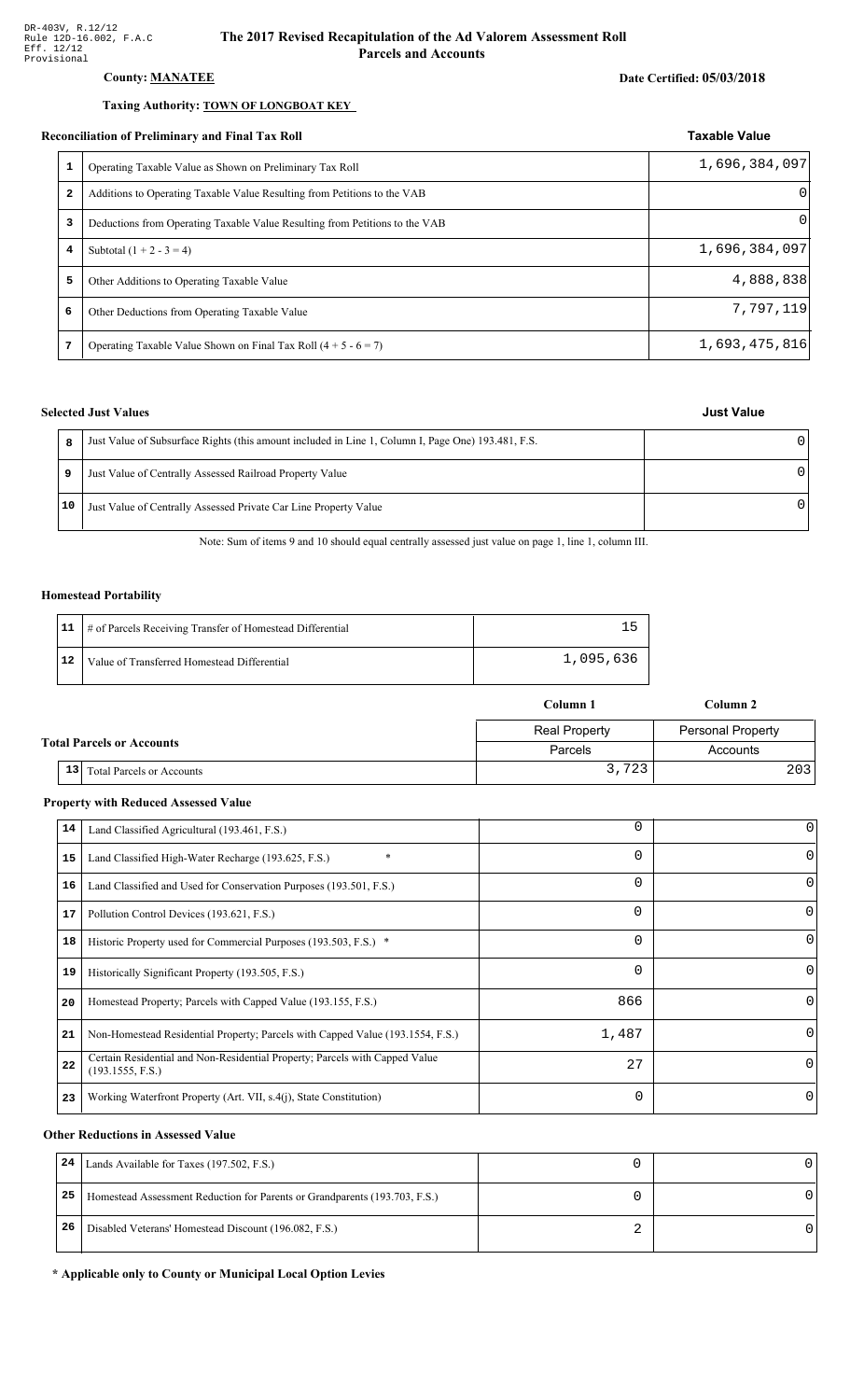DR-403V, R.12/12
Rule 12D-16.002, F.A.C
Eff. 12/12
Provisional

# The 2017 Revised Recapitulation of the Ad Valorem Assessment Roll
## Parcels and Accounts

**County: MANATEE**

**Date Certified: 05/03/2018**

**Taxing Authority: TOWN OF LONGBOAT KEY**

### Reconciliation of Preliminary and Final Tax Roll

| | | Taxable Value |
|---|---|---|
| 1 | Operating Taxable Value as Shown on Preliminary Tax Roll | 1,696,384,097 |
| 2 | Additions to Operating Taxable Value Resulting from Petitions to the VAB | 0 |
| 3 | Deductions from Operating Taxable Value Resulting from Petitions to the VAB | 0 |
| 4 | Subtotal (1 + 2 - 3 = 4) | 1,696,384,097 |
| 5 | Other Additions to Operating Taxable Value | 4,888,838 |
| 6 | Other Deductions from Operating Taxable Value | 7,797,119 |
| 7 | Operating Taxable Value Shown on Final Tax Roll (4 + 5 - 6 = 7) | 1,693,475,816 |

### Selected Just Values

| | | Just Value |
|---|---|---|
| 8 | Just Value of Subsurface Rights (this amount included in Line 1, Column I, Page One) 193.481, F.S. | 0 |
| 9 | Just Value of Centrally Assessed Railroad Property Value | 0 |
| 10 | Just Value of Centrally Assessed Private Car Line Property Value | 0 |

Note: Sum of items 9 and 10 should equal centrally assessed just value on page 1, line 1, column III.

### Homestead Portability

| | | |
|---|---|---|
| 11 | # of Parcels Receiving Transfer of Homestead Differential | 15 |
| 12 | Value of Transferred Homestead Differential | 1,095,636 |

### Total Parcels or Accounts

| | | Column 1 | Column 2 |
|---|---|---|---|
| | | Real Property | Personal Property |
| | | Parcels | Accounts |
| 13 | Total Parcels or Accounts | 3,723 | 203 |

### Property with Reduced Assessed Value

| | | Column 1 | Column 2 |
|---|---|---|---|
| 14 | Land Classified Agricultural (193.461, F.S.) | 0 | 0 |
| 15 | Land Classified High-Water Recharge (193.625, F.S.) * | 0 | 0 |
| 16 | Land Classified and Used for Conservation Purposes (193.501, F.S.) | 0 | 0 |
| 17 | Pollution Control Devices (193.621, F.S.) | 0 | 0 |
| 18 | Historic Property used for Commercial Purposes (193.503, F.S.) * | 0 | 0 |
| 19 | Historically Significant Property (193.505, F.S.) | 0 | 0 |
| 20 | Homestead Property; Parcels with Capped Value (193.155, F.S.) | 866 | 0 |
| 21 | Non-Homestead Residential Property; Parcels with Capped Value (193.1554, F.S.) | 1,487 | 0 |
| 22 | Certain Residential and Non-Residential Property; Parcels with Capped Value (193.1555, F.S.) | 27 | 0 |
| 23 | Working Waterfront Property (Art. VII, s.4(j), State Constitution) | 0 | 0 |

### Other Reductions in Assessed Value

| | | Column 1 | Column 2 |
|---|---|---|---|
| 24 | Lands Available for Taxes (197.502, F.S.) | 0 | 0 |
| 25 | Homestead Assessment Reduction for Parents or Grandparents (193.703, F.S.) | 0 | 0 |
| 26 | Disabled Veterans' Homestead Discount (196.082, F.S.) | 2 | 0 |

**\* Applicable only to County or Municipal Local Option Levies**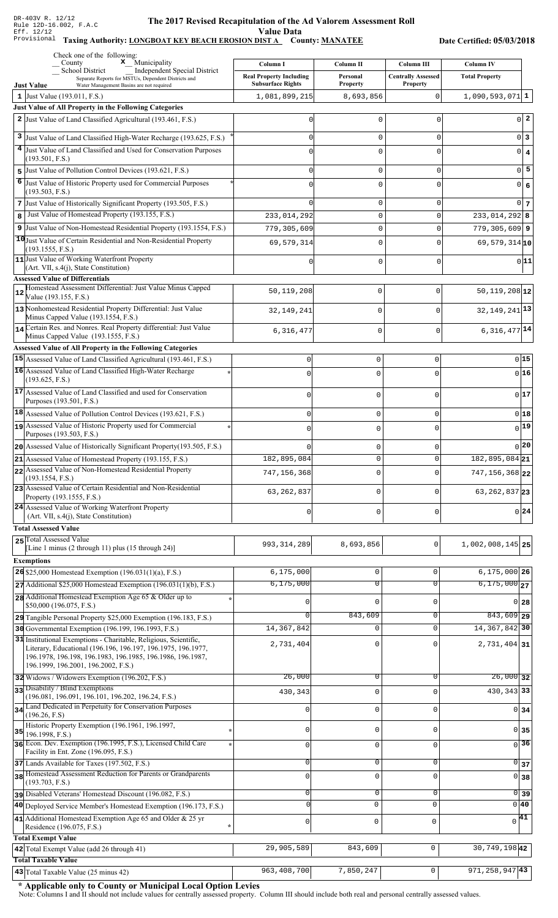DR-403V R. 12/12
Rule 12D-16.002, F.A.C
Eff. 12/12
Provisional

# The 2017 Revised Recapitulation of the Ad Valorem Assessment Roll

**Value Data**

**Taxing Authority: LONGBOAT KEY BEACH EROSION DIST A County: MANATEE**

**Date Certified: 05/03/2018**

Check one of the following:
_ County
x Municipality
_ School District
_ Independent Special District
Separate Reports for MSTUs, Dependent Districts and Water Management Basins are not required

| Just Value | Column I Real Property Including Subsurface Rights | Column II Personal Property | Column III Centrally Assessed Property | Column IV Total Property | |
|---|---|---|---|---|---|
| 1 Just Value (193.011, F.S.) | 1,081,899,215 | 8,693,856 | 0 | 1,090,593,071 | 1 |
| **Just Value of All Property in the Following Categories** | | | | | |
| 2 Just Value of Land Classified Agricultural (193.461, F.S.) | 0 | 0 | 0 | 0 | 2 |
| 3 Just Value of Land Classified High-Water Recharge (193.625, F.S.) * | 0 | 0 | 0 | 0 | 3 |
| 4 Just Value of Land Classified and Used for Conservation Purposes (193.501, F.S.) | 0 | 0 | 0 | 0 | 4 |
| 5 Just Value of Pollution Control Devices (193.621, F.S.) | 0 | 0 | 0 | 0 | 5 |
| 6 Just Value of Historic Property used for Commercial Purposes (193.503, F.S.) * | 0 | 0 | 0 | 0 | 6 |
| 7 Just Value of Historically Significant Property (193.505, F.S.) | 0 | 0 | 0 | 0 | 7 |
| 8 Just Value of Homestead Property (193.155, F.S.) | 233,014,292 | 0 | 0 | 233,014,292 | 8 |
| 9 Just Value of Non-Homestead Residential Property (193.1554, F.S.) | 779,305,609 | 0 | 0 | 779,305,609 | 9 |
| 10 Just Value of Certain Residential and Non-Residential Property (193.1555, F.S.) | 69,579,314 | 0 | 0 | 69,579,314 | 10 |
| 11 Just Value of Working Waterfront Property (Art. VII, s.4(j), State Constitution) | 0 | 0 | 0 | 0 | 11 |
| **Assessed Value of Differentials** | | | | | |
| 12 Homestead Assessment Differential: Just Value Minus Capped Value (193.155, F.S.) | 50,119,208 | 0 | 0 | 50,119,208 | 12 |
| 13 Nonhomestead Residential Property Differential: Just Value Minus Capped Value (193.1554, F.S.) | 32,149,241 | 0 | 0 | 32,149,241 | 13 |
| 14 Certain Res. and Nonres. Real Property differential: Just Value Minus Capped Value (193.1555, F.S.) | 6,316,477 | 0 | 0 | 6,316,477 | 14 |
| **Assessed Value of All Property in the Following Categories** | | | | | |
| 15 Assessed Value of Land Classified Agricultural (193.461, F.S.) | 0 | 0 | 0 | 0 | 15 |
| 16 Assessed Value of Land Classified High-Water Recharge (193.625, F.S.) * | 0 | 0 | 0 | 0 | 16 |
| 17 Assessed Value of Land Classified and used for Conservation Purposes (193.501, F.S.) | 0 | 0 | 0 | 0 | 17 |
| 18 Assessed Value of Pollution Control Devices (193.621, F.S.) | 0 | 0 | 0 | 0 | 18 |
| 19 Assessed Value of Historic Property used for Commercial Purposes (193.503, F.S.) * | 0 | 0 | 0 | 0 | 19 |
| 20 Assessed Value of Historically Significant Property(193.505, F.S.) | 0 | 0 | 0 | 0 | 20 |
| 21 Assessed Value of Homestead Property (193.155, F.S.) | 182,895,084 | 0 | 0 | 182,895,084 | 21 |
| 22 Assessed Value of Non-Homestead Residential Property (193.1554, F.S.) | 747,156,368 | 0 | 0 | 747,156,368 | 22 |
| 23 Assessed Value of Certain Residential and Non-Residential Property (193.1555, F.S.) | 63,262,837 | 0 | 0 | 63,262,837 | 23 |
| 24 Assessed Value of Working Waterfront Property (Art. VII, s.4(j), State Constitution) | 0 | 0 | 0 | 0 | 24 |
| **Total Assessed Value** | | | | | |
| 25 Total Assessed Value [Line 1 minus (2 through 11) plus (15 through 24)] | 993,314,289 | 8,693,856 | 0 | 1,002,008,145 | 25 |
| **Exemptions** | | | | | |
| 26 $25,000 Homestead Exemption (196.031(1)(a), F.S.) | 6,175,000 | 0 | 0 | 6,175,000 | 26 |
| 27 Additional $25,000 Homestead Exemption (196.031(1)(b), F.S.) | 6,175,000 | 0 | 0 | 6,175,000 | 27 |
| 28 Additional Homestead Exemption Age 65 & Older up to $50,000 (196.075, F.S.) * | 0 | 0 | 0 | 0 | 28 |
| 29 Tangible Personal Property $25,000 Exemption (196.183, F.S.) | 0 | 843,609 | 0 | 843,609 | 29 |
| 30 Governmental Exemption (196.199, 196.1993, F.S.) | 14,367,842 | 0 | 0 | 14,367,842 | 30 |
| 31 Institutional Exemptions - Charitable, Religious, Scientific, Literary, Educational (196.196, 196.197, 196.1975, 196.1977, 196.1978, 196.198, 196.1983, 196.1985, 196.1986, 196.1987, 196.1999, 196.2001, 196.2002, F.S.) | 2,731,404 | 0 | 0 | 2,731,404 | 31 |
| 32 Widows / Widowers Exemption (196.202, F.S.) | 26,000 | 0 | 0 | 26,000 | 32 |
| 33 Disability / Blind Exemptions (196.081, 196.091, 196.101, 196.202, 196.24, F.S.) | 430,343 | 0 | 0 | 430,343 | 33 |
| 34 Land Dedicated in Perpetuity for Conservation Purposes (196.26, F.S) | 0 | 0 | 0 | 0 | 34 |
| 35 Historic Property Exemption (196.1961, 196.1997, 196.1998, F.S.) * | 0 | 0 | 0 | 0 | 35 |
| 36 Econ. Dev. Exemption (196.1995, F.S.), Licensed Child Care Facility in Ent. Zone (196.095, F.S.) * | 0 | 0 | 0 | 0 | 36 |
| 37 Lands Available for Taxes (197.502, F.S.) | 0 | 0 | 0 | 0 | 37 |
| 38 Homestead Assessment Reduction for Parents or Grandparents (193.703, F.S.) | 0 | 0 | 0 | 0 | 38 |
| 39 Disabled Veterans' Homestead Discount (196.082, F.S.) | 0 | 0 | 0 | 0 | 39 |
| 40 Deployed Service Member's Homestead Exemption (196.173, F.S.) | 0 | 0 | 0 | 0 | 40 |
| 41 Additional Homestead Exemption Age 65 and Older & 25 yr Residence (196.075, F.S.) * | 0 | 0 | 0 | 0 | 41 |
| **Total Exempt Value** | | | | | |
| 42 Total Exempt Value (add 26 through 41) | 29,905,589 | 843,609 | 0 | 30,749,198 | 42 |
| **Total Taxable Value** | | | | | |
| 43 Total Taxable Value (25 minus 42) | 963,408,700 | 7,850,247 | 0 | 971,258,947 | 43 |

**\* Applicable only to County or Municipal Local Option Levies**

Note: Columns I and II should not include values for centrally assessed property. Column III should include both real and personal centrally assessed values.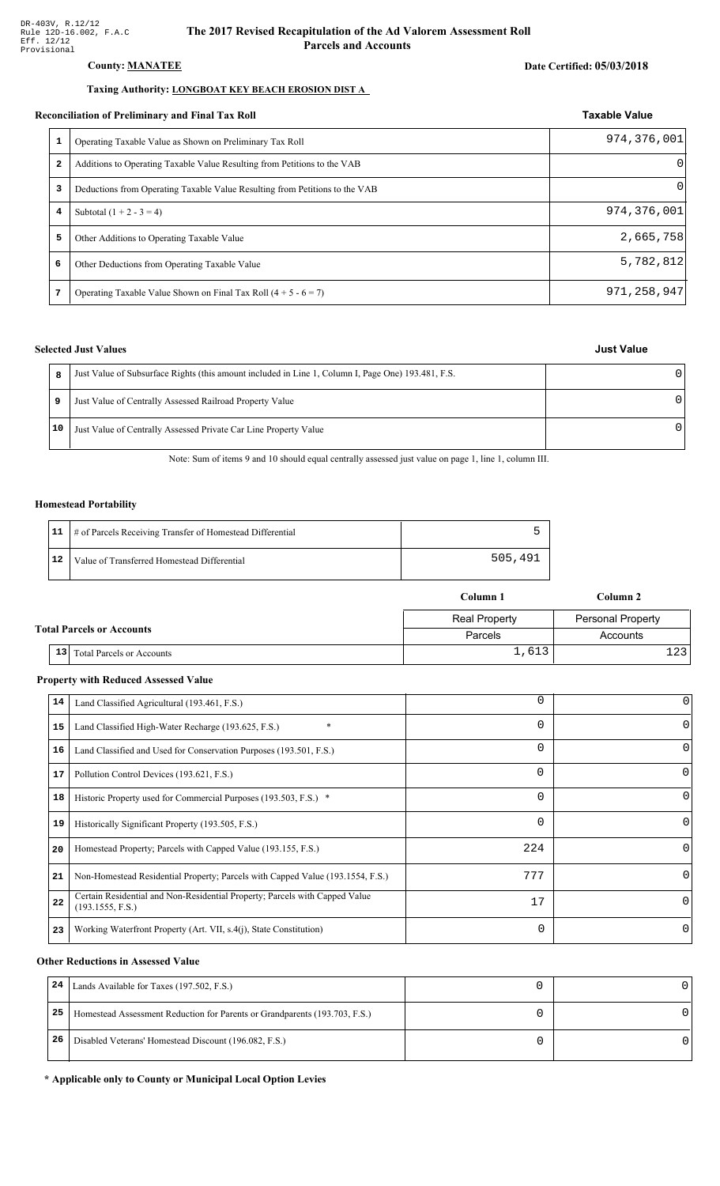DR-403V, R.12/12
Rule 12D-16.002, F.A.C
Eff. 12/12
Provisional

# The 2017 Revised Recapitulation of the Ad Valorem Assessment Roll
## Parcels and Accounts

**County: MANATEE**

**Date Certified: 05/03/2018**

**Taxing Authority: LONGBOAT KEY BEACH EROSION DIST A**

### Reconciliation of Preliminary and Final Tax Roll

| | | Taxable Value |
|---|---|---|
| 1 | Operating Taxable Value as Shown on Preliminary Tax Roll | 974,376,001 |
| 2 | Additions to Operating Taxable Value Resulting from Petitions to the VAB | 0 |
| 3 | Deductions from Operating Taxable Value Resulting from Petitions to the VAB | 0 |
| 4 | Subtotal (1 + 2 - 3 = 4) | 974,376,001 |
| 5 | Other Additions to Operating Taxable Value | 2,665,758 |
| 6 | Other Deductions from Operating Taxable Value | 5,782,812 |
| 7 | Operating Taxable Value Shown on Final Tax Roll (4 + 5 - 6 = 7) | 971,258,947 |

### Selected Just Values

| | | Just Value |
|---|---|---|
| 8 | Just Value of Subsurface Rights (this amount included in Line 1, Column I, Page One) 193.481, F.S. | 0 |
| 9 | Just Value of Centrally Assessed Railroad Property Value | 0 |
| 10 | Just Value of Centrally Assessed Private Car Line Property Value | 0 |

Note: Sum of items 9 and 10 should equal centrally assessed just value on page 1, line 1, column III.

### Homestead Portability

| | | |
|---|---|---|
| 11 | # of Parcels Receiving Transfer of Homestead Differential | 5 |
| 12 | Value of Transferred Homestead Differential | 505,491 |

### Total Parcels or Accounts

| | | Column 1 | Column 2 |
|---|---|---|---|
| | | Real Property | Personal Property |
| | | Parcels | Accounts |
| 13 | Total Parcels or Accounts | 1,613 | 123 |

### Property with Reduced Assessed Value

| | | Column 1 | Column 2 |
|---|---|---|---|
| 14 | Land Classified Agricultural (193.461, F.S.) | 0 | 0 |
| 15 | Land Classified High-Water Recharge (193.625, F.S.) * | 0 | 0 |
| 16 | Land Classified and Used for Conservation Purposes (193.501, F.S.) | 0 | 0 |
| 17 | Pollution Control Devices (193.621, F.S.) | 0 | 0 |
| 18 | Historic Property used for Commercial Purposes (193.503, F.S.) * | 0 | 0 |
| 19 | Historically Significant Property (193.505, F.S.) | 0 | 0 |
| 20 | Homestead Property; Parcels with Capped Value (193.155, F.S.) | 224 | 0 |
| 21 | Non-Homestead Residential Property; Parcels with Capped Value (193.1554, F.S.) | 777 | 0 |
| 22 | Certain Residential and Non-Residential Property; Parcels with Capped Value (193.1555, F.S.) | 17 | 0 |
| 23 | Working Waterfront Property (Art. VII, s.4(j), State Constitution) | 0 | 0 |

### Other Reductions in Assessed Value

| | | Column 1 | Column 2 |
|---|---|---|---|
| 24 | Lands Available for Taxes (197.502, F.S.) | 0 | 0 |
| 25 | Homestead Assessment Reduction for Parents or Grandparents (193.703, F.S.) | 0 | 0 |
| 26 | Disabled Veterans' Homestead Discount (196.082, F.S.) | 0 | 0 |

**\* Applicable only to County or Municipal Local Option Levies**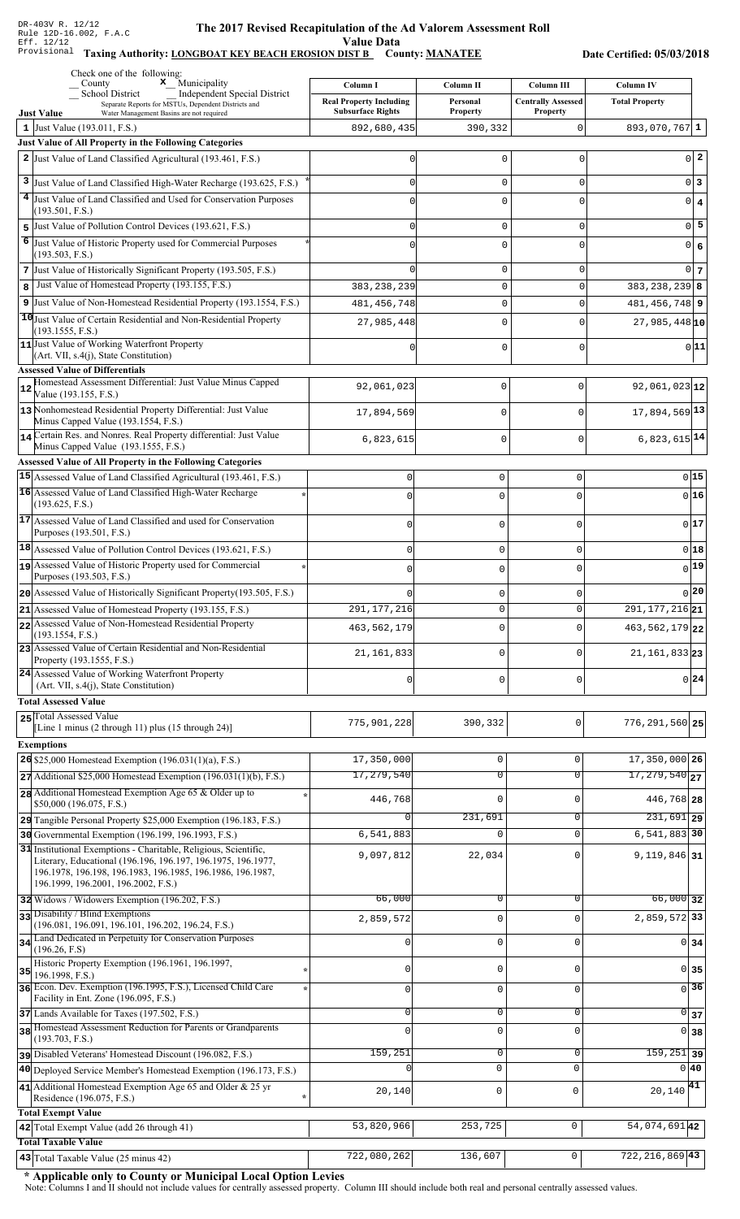DR-403V R. 12/12
Rule 12D-16.002, F.A.C
Eff. 12/12
Provisional

# The 2017 Revised Recapitulation of the Ad Valorem Assessment Roll

## Value Data

**Taxing Authority: LONGBOAT KEY BEACH EROSION DIST B** **County: MANATEE** **Date Certified: 05/03/2018**

Check one of the following:
_ County  x Municipality
_ School District  _ Independent Special District
Separate Reports for MSTUs, Dependent Districts and Water Management Basins are not required

| Just Value | Column I Real Property Including Subsurface Rights | Column II Personal Property | Column III Centrally Assessed Property | Column IV Total Property | |
|---|---|---|---|---|---|
| 1 Just Value (193.011, F.S.) | 892,680,435 | 390,332 | 0 | 893,070,767 | 1 |
| **Just Value of All Property in the Following Categories** | | | | | |
| 2 Just Value of Land Classified Agricultural (193.461, F.S.) | 0 | 0 | 0 | 0 | 2 |
| 3 Just Value of Land Classified High-Water Recharge (193.625, F.S.) * | 0 | 0 | 0 | 0 | 3 |
| 4 Just Value of Land Classified and Used for Conservation Purposes (193.501, F.S.) | 0 | 0 | 0 | 0 | 4 |
| 5 Just Value of Pollution Control Devices (193.621, F.S.) | 0 | 0 | 0 | 0 | 5 |
| 6 Just Value of Historic Property used for Commercial Purposes (193.503, F.S.) * | 0 | 0 | 0 | 0 | 6 |
| 7 Just Value of Historically Significant Property (193.505, F.S.) | 0 | 0 | 0 | 0 | 7 |
| 8 Just Value of Homestead Property (193.155, F.S.) | 383,238,239 | 0 | 0 | 383,238,239 | 8 |
| 9 Just Value of Non-Homestead Residential Property (193.1554, F.S.) | 481,456,748 | 0 | 0 | 481,456,748 | 9 |
| 10 Just Value of Certain Residential and Non-Residential Property (193.1555, F.S.) | 27,985,448 | 0 | 0 | 27,985,448 | 10 |
| 11 Just Value of Working Waterfront Property (Art. VII, s.4(j), State Constitution) | 0 | 0 | 0 | 0 | 11 |
| **Assessed Value of Differentials** | | | | | |
| 12 Homestead Assessment Differential: Just Value Minus Capped Value (193.155, F.S.) | 92,061,023 | 0 | 0 | 92,061,023 | 12 |
| 13 Nonhomestead Residential Property Differential: Just Value Minus Capped Value (193.1554, F.S.) | 17,894,569 | 0 | 0 | 17,894,569 | 13 |
| 14 Certain Res. and Nonres. Real Property differential: Just Value Minus Capped Value (193.1555, F.S.) | 6,823,615 | 0 | 0 | 6,823,615 | 14 |
| **Assessed Value of All Property in the Following Categories** | | | | | |
| 15 Assessed Value of Land Classified Agricultural (193.461, F.S.) | 0 | 0 | 0 | 0 | 15 |
| 16 Assessed Value of Land Classified High-Water Recharge (193.625, F.S.) * | 0 | 0 | 0 | 0 | 16 |
| 17 Assessed Value of Land Classified and used for Conservation Purposes (193.501, F.S.) | 0 | 0 | 0 | 0 | 17 |
| 18 Assessed Value of Pollution Control Devices (193.621, F.S.) | 0 | 0 | 0 | 0 | 18 |
| 19 Assessed Value of Historic Property used for Commercial Purposes (193.503, F.S.) * | 0 | 0 | 0 | 0 | 19 |
| 20 Assessed Value of Historically Significant Property(193.505, F.S.) | 0 | 0 | 0 | 0 | 20 |
| 21 Assessed Value of Homestead Property (193.155, F.S.) | 291,177,216 | 0 | 0 | 291,177,216 | 21 |
| 22 Assessed Value of Non-Homestead Residential Property (193.1554, F.S.) | 463,562,179 | 0 | 0 | 463,562,179 | 22 |
| 23 Assessed Value of Certain Residential and Non-Residential Property (193.1555, F.S.) | 21,161,833 | 0 | 0 | 21,161,833 | 23 |
| 24 Assessed Value of Working Waterfront Property (Art. VII, s.4(j), State Constitution) | 0 | 0 | 0 | 0 | 24 |
| **Total Assessed Value** | | | | | |
| 25 Total Assessed Value [Line 1 minus (2 through 11) plus (15 through 24)] | 775,901,228 | 390,332 | 0 | 776,291,560 | 25 |
| **Exemptions** | | | | | |
| 26 $25,000 Homestead Exemption (196.031(1)(a), F.S.) | 17,350,000 | 0 | 0 | 17,350,000 | 26 |
| 27 Additional $25,000 Homestead Exemption (196.031(1)(b), F.S.) | 17,279,540 | 0 | 0 | 17,279,540 | 27 |
| 28 Additional Homestead Exemption Age 65 & Older up to $50,000 (196.075, F.S.) * | 446,768 | 0 | 0 | 446,768 | 28 |
| 29 Tangible Personal Property $25,000 Exemption (196.183, F.S.) | 0 | 231,691 | 0 | 231,691 | 29 |
| 30 Governmental Exemption (196.199, 196.1993, F.S.) | 6,541,883 | 0 | 0 | 6,541,883 | 30 |
| 31 Institutional Exemptions - Charitable, Religious, Scientific, Literary, Educational (196.196, 196.197, 196.1975, 196.1977, 196.1978, 196.198, 196.1983, 196.1985, 196.1986, 196.1987, 196.1999, 196.2001, 196.2002, F.S.) | 9,097,812 | 22,034 | 0 | 9,119,846 | 31 |
| 32 Widows / Widowers Exemption (196.202, F.S.) | 66,000 | 0 | 0 | 66,000 | 32 |
| 33 Disability / Blind Exemptions (196.081, 196.091, 196.101, 196.202, 196.24, F.S.) | 2,859,572 | 0 | 0 | 2,859,572 | 33 |
| 34 Land Dedicated in Perpetuity for Conservation Purposes (196.26, F.S) | 0 | 0 | 0 | 0 | 34 |
| 35 Historic Property Exemption (196.1961, 196.1997, 196.1998, F.S.) * | 0 | 0 | 0 | 0 | 35 |
| 36 Econ. Dev. Exemption (196.1995, F.S.), Licensed Child Care Facility in Ent. Zone (196.095, F.S.) * | 0 | 0 | 0 | 0 | 36 |
| 37 Lands Available for Taxes (197.502, F.S.) | 0 | 0 | 0 | 0 | 37 |
| 38 Homestead Assessment Reduction for Parents or Grandparents (193.703, F.S.) | 0 | 0 | 0 | 0 | 38 |
| 39 Disabled Veterans' Homestead Discount (196.082, F.S.) | 159,251 | 0 | 0 | 159,251 | 39 |
| 40 Deployed Service Member's Homestead Exemption (196.173, F.S.) | 0 | 0 | 0 | 0 | 40 |
| 41 Additional Homestead Exemption Age 65 and Older & 25 yr Residence (196.075, F.S.) * | 20,140 | 0 | 0 | 20,140 | 41 |
| **Total Exempt Value** | | | | | |
| 42 Total Exempt Value (add 26 through 41) | 53,820,966 | 253,725 | 0 | 54,074,691 | 42 |
| **Total Taxable Value** | | | | | |
| 43 Total Taxable Value (25 minus 42) | 722,080,262 | 136,607 | 0 | 722,216,869 | 43 |

**\* Applicable only to County or Municipal Local Option Levies**

Note: Columns I and II should not include values for centrally assessed property. Column III should include both real and personal centrally assessed values.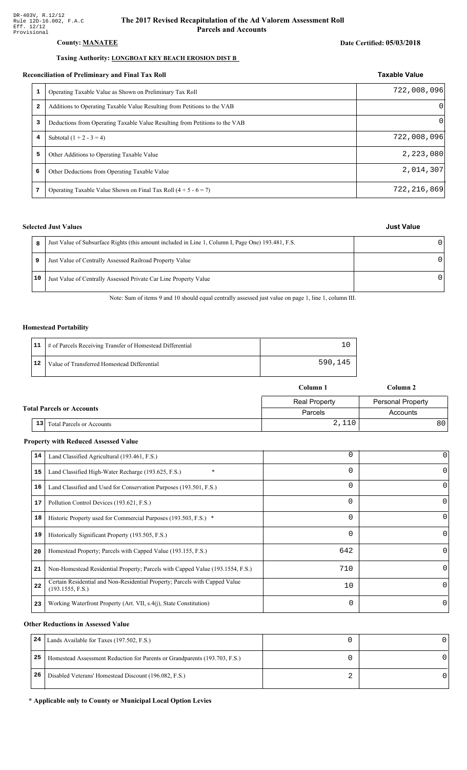DR-403V, R.12/12
Rule 12D-16.002, F.A.C
Eff. 12/12
Provisional

# The 2017 Revised Recapitulation of the Ad Valorem Assessment Roll
## Parcels and Accounts

**County: MANATEE**

**Date Certified: 05/03/2018**

**Taxing Authority: LONGBOAT KEY BEACH EROSION DIST B**

### Reconciliation of Preliminary and Final Tax Roll

| | | Taxable Value |
|---|---|---|
| 1 | Operating Taxable Value as Shown on Preliminary Tax Roll | 722,008,096 |
| 2 | Additions to Operating Taxable Value Resulting from Petitions to the VAB | 0 |
| 3 | Deductions from Operating Taxable Value Resulting from Petitions to the VAB | 0 |
| 4 | Subtotal (1 + 2 - 3 = 4) | 722,008,096 |
| 5 | Other Additions to Operating Taxable Value | 2,223,080 |
| 6 | Other Deductions from Operating Taxable Value | 2,014,307 |
| 7 | Operating Taxable Value Shown on Final Tax Roll (4 + 5 - 6 = 7) | 722,216,869 |

### Selected Just Values

| | | Just Value |
|---|---|---|
| 8 | Just Value of Subsurface Rights (this amount included in Line 1, Column I, Page One) 193.481, F.S. | 0 |
| 9 | Just Value of Centrally Assessed Railroad Property Value | 0 |
| 10 | Just Value of Centrally Assessed Private Car Line Property Value | 0 |

Note: Sum of items 9 and 10 should equal centrally assessed just value on page 1, line 1, column III.

### Homestead Portability

| | | |
|---|---|---|
| 11 | # of Parcels Receiving Transfer of Homestead Differential | 10 |
| 12 | Value of Transferred Homestead Differential | 590,145 |

### Total Parcels or Accounts

| | | Column 1 | Column 2 |
|---|---|---|---|
| | | Real Property | Personal Property |
| | | Parcels | Accounts |
| 13 | Total Parcels or Accounts | 2,110 | 80 |

### Property with Reduced Assessed Value

| | | Column 1 | Column 2 |
|---|---|---|---|
| 14 | Land Classified Agricultural (193.461, F.S.) | 0 | 0 |
| 15 | Land Classified High-Water Recharge (193.625, F.S.) * | 0 | 0 |
| 16 | Land Classified and Used for Conservation Purposes (193.501, F.S.) | 0 | 0 |
| 17 | Pollution Control Devices (193.621, F.S.) | 0 | 0 |
| 18 | Historic Property used for Commercial Purposes (193.503, F.S.) * | 0 | 0 |
| 19 | Historically Significant Property (193.505, F.S.) | 0 | 0 |
| 20 | Homestead Property; Parcels with Capped Value (193.155, F.S.) | 642 | 0 |
| 21 | Non-Homestead Residential Property; Parcels with Capped Value (193.1554, F.S.) | 710 | 0 |
| 22 | Certain Residential and Non-Residential Property; Parcels with Capped Value (193.1555, F.S.) | 10 | 0 |
| 23 | Working Waterfront Property (Art. VII, s.4(j), State Constitution) | 0 | 0 |

### Other Reductions in Assessed Value

| | | Column 1 | Column 2 |
|---|---|---|---|
| 24 | Lands Available for Taxes (197.502, F.S.) | 0 | 0 |
| 25 | Homestead Assessment Reduction for Parents or Grandparents (193.703, F.S.) | 0 | 0 |
| 26 | Disabled Veterans' Homestead Discount (196.082, F.S.) | 2 | 0 |

**\* Applicable only to County or Municipal Local Option Levies**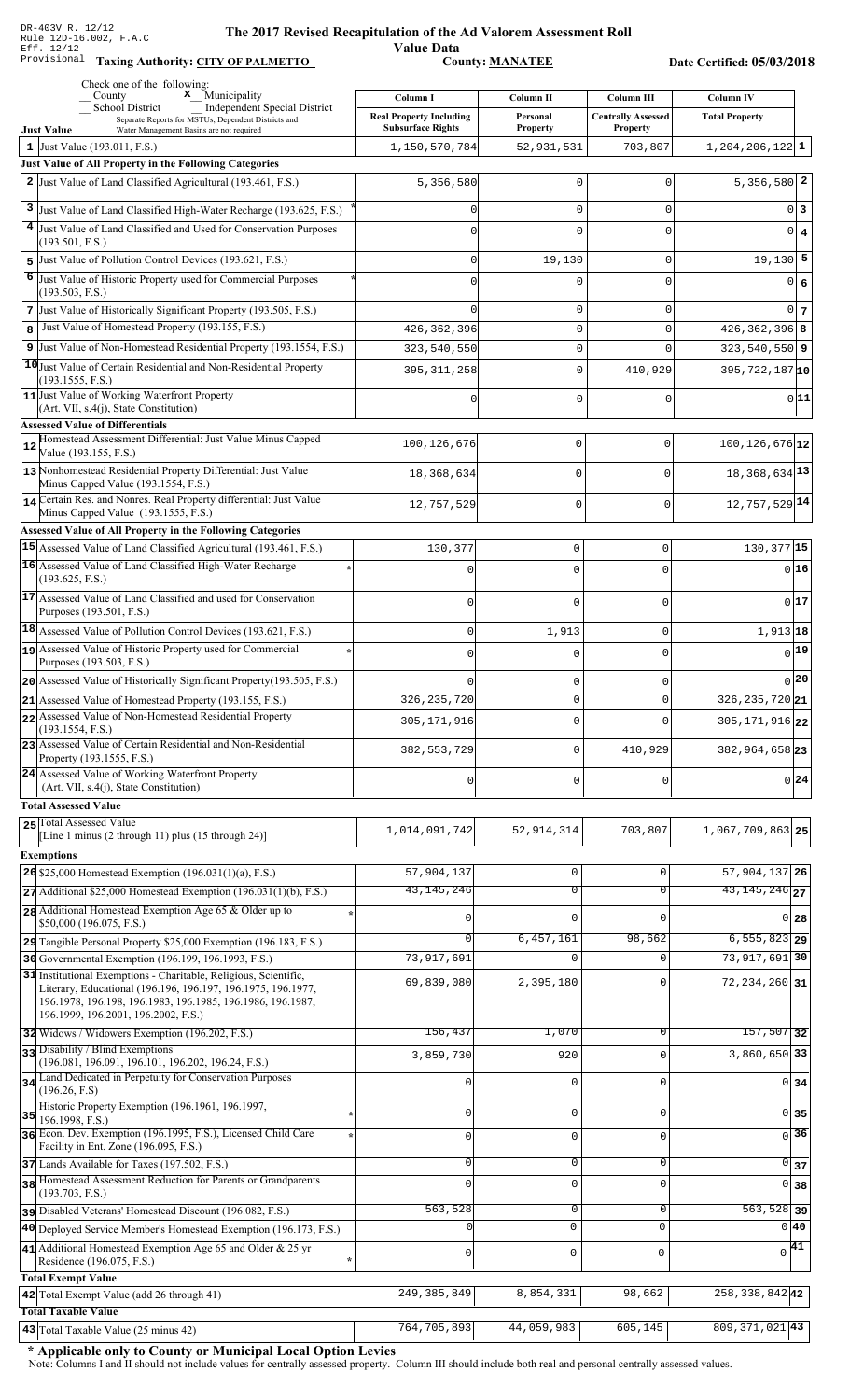DR-403V R. 12/12
Rule 12D-16.002, F.A.C
Eff. 12/12
Provisional

# The 2017 Revised Recapitulation of the Ad Valorem Assessment Roll

**Value Data**

**Taxing Authority: CITY OF PALMETTO** **County: MANATEE** **Date Certified: 05/03/2018**

Check one of the following:
__ County **x** Municipality
__ School District __ Independent Special District
Separate Reports for MSTUs, Dependent Districts and Water Management Basins are not required

| Just Value | Column I Real Property Including Subsurface Rights | Column II Personal Property | Column III Centrally Assessed Property | Column IV Total Property | |
|---|---|---|---|---|---|
| 1 Just Value (193.011, F.S.) | 1,150,570,784 | 52,931,531 | 703,807 | 1,204,206,122 | 1 |
| **Just Value of All Property in the Following Categories** | | | | | |
| 2 Just Value of Land Classified Agricultural (193.461, F.S.) | 5,356,580 | 0 | 0 | 5,356,580 | 2 |
| 3 Just Value of Land Classified High-Water Recharge (193.625, F.S.) * | 0 | 0 | 0 | 0 | 3 |
| 4 Just Value of Land Classified and Used for Conservation Purposes (193.501, F.S.) | 0 | 0 | 0 | 0 | 4 |
| 5 Just Value of Pollution Control Devices (193.621, F.S.) | 0 | 19,130 | 0 | 19,130 | 5 |
| 6 Just Value of Historic Property used for Commercial Purposes (193.503, F.S.) * | 0 | 0 | 0 | 0 | 6 |
| 7 Just Value of Historically Significant Property (193.505, F.S.) | 0 | 0 | 0 | 0 | 7 |
| 8 Just Value of Homestead Property (193.155, F.S.) | 426,362,396 | 0 | 0 | 426,362,396 | 8 |
| 9 Just Value of Non-Homestead Residential Property (193.1554, F.S.) | 323,540,550 | 0 | 0 | 323,540,550 | 9 |
| 10 Just Value of Certain Residential and Non-Residential Property (193.1555, F.S.) | 395,311,258 | 0 | 410,929 | 395,722,187 | 10 |
| 11 Just Value of Working Waterfront Property (Art. VII, s.4(j), State Constitution) | 0 | 0 | 0 | 0 | 11 |
| **Assessed Value of Differentials** | | | | | |
| 12 Homestead Assessment Differential: Just Value Minus Capped Value (193.155, F.S.) | 100,126,676 | 0 | 0 | 100,126,676 | 12 |
| 13 Nonhomestead Residential Property Differential: Just Value Minus Capped Value (193.1554, F.S.) | 18,368,634 | 0 | 0 | 18,368,634 | 13 |
| 14 Certain Res. and Nonres. Real Property differential: Just Value Minus Capped Value (193.1555, F.S.) | 12,757,529 | 0 | 0 | 12,757,529 | 14 |
| **Assessed Value of All Property in the Following Categories** | | | | | |
| 15 Assessed Value of Land Classified Agricultural (193.461, F.S.) | 130,377 | 0 | 0 | 130,377 | 15 |
| 16 Assessed Value of Land Classified High-Water Recharge (193.625, F.S.) * | 0 | 0 | 0 | 0 | 16 |
| 17 Assessed Value of Land Classified and used for Conservation Purposes (193.501, F.S.) | 0 | 0 | 0 | 0 | 17 |
| 18 Assessed Value of Pollution Control Devices (193.621, F.S.) | 0 | 1,913 | 0 | 1,913 | 18 |
| 19 Assessed Value of Historic Property used for Commercial Purposes (193.503, F.S.) * | 0 | 0 | 0 | 0 | 19 |
| 20 Assessed Value of Historically Significant Property(193.505, F.S.) | 0 | 0 | 0 | 0 | 20 |
| 21 Assessed Value of Homestead Property (193.155, F.S.) | 326,235,720 | 0 | 0 | 326,235,720 | 21 |
| 22 Assessed Value of Non-Homestead Residential Property (193.1554, F.S.) | 305,171,916 | 0 | 0 | 305,171,916 | 22 |
| 23 Assessed Value of Certain Residential and Non-Residential Property (193.1555, F.S.) | 382,553,729 | 0 | 410,929 | 382,964,658 | 23 |
| 24 Assessed Value of Working Waterfront Property (Art. VII, s.4(j), State Constitution) | 0 | 0 | 0 | 0 | 24 |
| **Total Assessed Value** | | | | | |
| 25 Total Assessed Value [Line 1 minus (2 through 11) plus (15 through 24)] | 1,014,091,742 | 52,914,314 | 703,807 | 1,067,709,863 | 25 |
| **Exemptions** | | | | | |
| 26 $25,000 Homestead Exemption (196.031(1)(a), F.S.) | 57,904,137 | 0 | 0 | 57,904,137 | 26 |
| 27 Additional $25,000 Homestead Exemption (196.031(1)(b), F.S.) | 43,145,246 | 0 | 0 | 43,145,246 | 27 |
| 28 Additional Homestead Exemption Age 65 & Older up to $50,000 (196.075, F.S.) * | 0 | 0 | 0 | 0 | 28 |
| 29 Tangible Personal Property $25,000 Exemption (196.183, F.S.) | 0 | 6,457,161 | 98,662 | 6,555,823 | 29 |
| 30 Governmental Exemption (196.199, 196.1993, F.S.) | 73,917,691 | 0 | 0 | 73,917,691 | 30 |
| 31 Institutional Exemptions - Charitable, Religious, Scientific, Literary, Educational (196.196, 196.197, 196.1975, 196.1977, 196.1978, 196.198, 196.1983, 196.1985, 196.1986, 196.1987, 196.1999, 196.2001, 196.2002, F.S.) | 69,839,080 | 2,395,180 | 0 | 72,234,260 | 31 |
| 32 Widows / Widowers Exemption (196.202, F.S.) | 156,437 | 1,070 | 0 | 157,507 | 32 |
| 33 Disability / Blind Exemptions (196.081, 196.091, 196.101, 196.202, 196.24, F.S.) | 3,859,730 | 920 | 0 | 3,860,650 | 33 |
| 34 Land Dedicated in Perpetuity for Conservation Purposes (196.26, F.S) | 0 | 0 | 0 | 0 | 34 |
| 35 Historic Property Exemption (196.1961, 196.1997, 196.1998, F.S.) * | 0 | 0 | 0 | 0 | 35 |
| 36 Econ. Dev. Exemption (196.1995, F.S.), Licensed Child Care Facility in Ent. Zone (196.095, F.S.) * | 0 | 0 | 0 | 0 | 36 |
| 37 Lands Available for Taxes (197.502, F.S.) | 0 | 0 | 0 | 0 | 37 |
| 38 Homestead Assessment Reduction for Parents or Grandparents (193.703, F.S.) | 0 | 0 | 0 | 0 | 38 |
| 39 Disabled Veterans' Homestead Discount (196.082, F.S.) | 563,528 | 0 | 0 | 563,528 | 39 |
| 40 Deployed Service Member's Homestead Exemption (196.173, F.S.) | 0 | 0 | 0 | 0 | 40 |
| 41 Additional Homestead Exemption Age 65 and Older & 25 yr Residence (196.075, F.S.) * | 0 | 0 | 0 | 0 | 41 |
| **Total Exempt Value** | | | | | |
| 42 Total Exempt Value (add 26 through 41) | 249,385,849 | 8,854,331 | 98,662 | 258,338,842 | 42 |
| **Total Taxable Value** | | | | | |
| 43 Total Taxable Value (25 minus 42) | 764,705,893 | 44,059,983 | 605,145 | 809,371,021 | 43 |

**\* Applicable only to County or Municipal Local Option Levies**

Note: Columns I and II should not include values for centrally assessed property. Column III should include both real and personal centrally assessed values.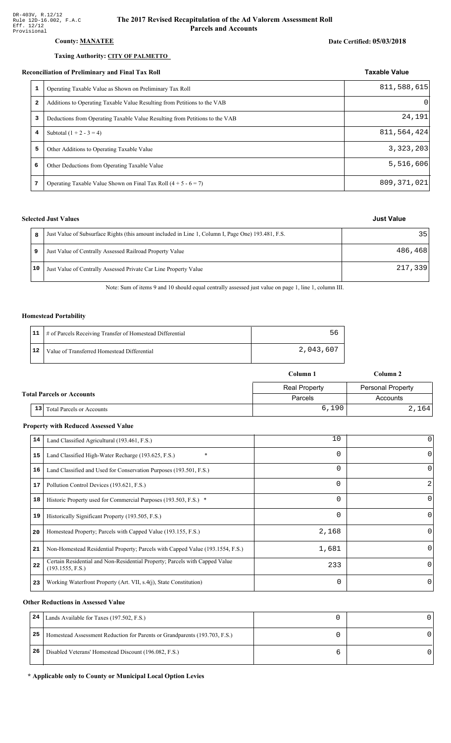DR-403V, R.12/12
Rule 12D-16.002, F.A.C
Eff. 12/12
Provisional

# The 2017 Revised Recapitulation of the Ad Valorem Assessment Roll
## Parcels and Accounts

**County: MANATEE**

**Date Certified: 05/03/2018**

**Taxing Authority: CITY OF PALMETTO**

### Reconciliation of Preliminary and Final Tax Roll

| | | Taxable Value |
|---|---|---|
| 1 | Operating Taxable Value as Shown on Preliminary Tax Roll | 811,588,615 |
| 2 | Additions to Operating Taxable Value Resulting from Petitions to the VAB | 0 |
| 3 | Deductions from Operating Taxable Value Resulting from Petitions to the VAB | 24,191 |
| 4 | Subtotal (1 + 2 - 3 = 4) | 811,564,424 |
| 5 | Other Additions to Operating Taxable Value | 3,323,203 |
| 6 | Other Deductions from Operating Taxable Value | 5,516,606 |
| 7 | Operating Taxable Value Shown on Final Tax Roll (4 + 5 - 6 = 7) | 809,371,021 |

### Selected Just Values

| | | Just Value |
|---|---|---|
| 8 | Just Value of Subsurface Rights (this amount included in Line 1, Column I, Page One) 193.481, F.S. | 35 |
| 9 | Just Value of Centrally Assessed Railroad Property Value | 486,468 |
| 10 | Just Value of Centrally Assessed Private Car Line Property Value | 217,339 |

Note: Sum of items 9 and 10 should equal centrally assessed just value on page 1, line 1, column III.

### Homestead Portability

| | | |
|---|---|---|
| 11 | # of Parcels Receiving Transfer of Homestead Differential | 56 |
| 12 | Value of Transferred Homestead Differential | 2,043,607 |

### Total Parcels or Accounts

| | | Column 1 | Column 2 |
|---|---|---|---|
| | | Real Property | Personal Property |
| | | Parcels | Accounts |
| 13 | Total Parcels or Accounts | 6,190 | 2,164 |

### Property with Reduced Assessed Value

| | | Column 1 | Column 2 |
|---|---|---|---|
| 14 | Land Classified Agricultural (193.461, F.S.) | 10 | 0 |
| 15 | Land Classified High-Water Recharge (193.625, F.S.) * | 0 | 0 |
| 16 | Land Classified and Used for Conservation Purposes (193.501, F.S.) | 0 | 0 |
| 17 | Pollution Control Devices (193.621, F.S.) | 0 | 2 |
| 18 | Historic Property used for Commercial Purposes (193.503, F.S.) * | 0 | 0 |
| 19 | Historically Significant Property (193.505, F.S.) | 0 | 0 |
| 20 | Homestead Property; Parcels with Capped Value (193.155, F.S.) | 2,168 | 0 |
| 21 | Non-Homestead Residential Property; Parcels with Capped Value (193.1554, F.S.) | 1,681 | 0 |
| 22 | Certain Residential and Non-Residential Property; Parcels with Capped Value (193.1555, F.S.) | 233 | 0 |
| 23 | Working Waterfront Property (Art. VII, s.4(j), State Constitution) | 0 | 0 |

### Other Reductions in Assessed Value

| | | Column 1 | Column 2 |
|---|---|---|---|
| 24 | Lands Available for Taxes (197.502, F.S.) | 0 | 0 |
| 25 | Homestead Assessment Reduction for Parents or Grandparents (193.703, F.S.) | 0 | 0 |
| 26 | Disabled Veterans' Homestead Discount (196.082, F.S.) | 6 | 0 |

**\* Applicable only to County or Municipal Local Option Levies**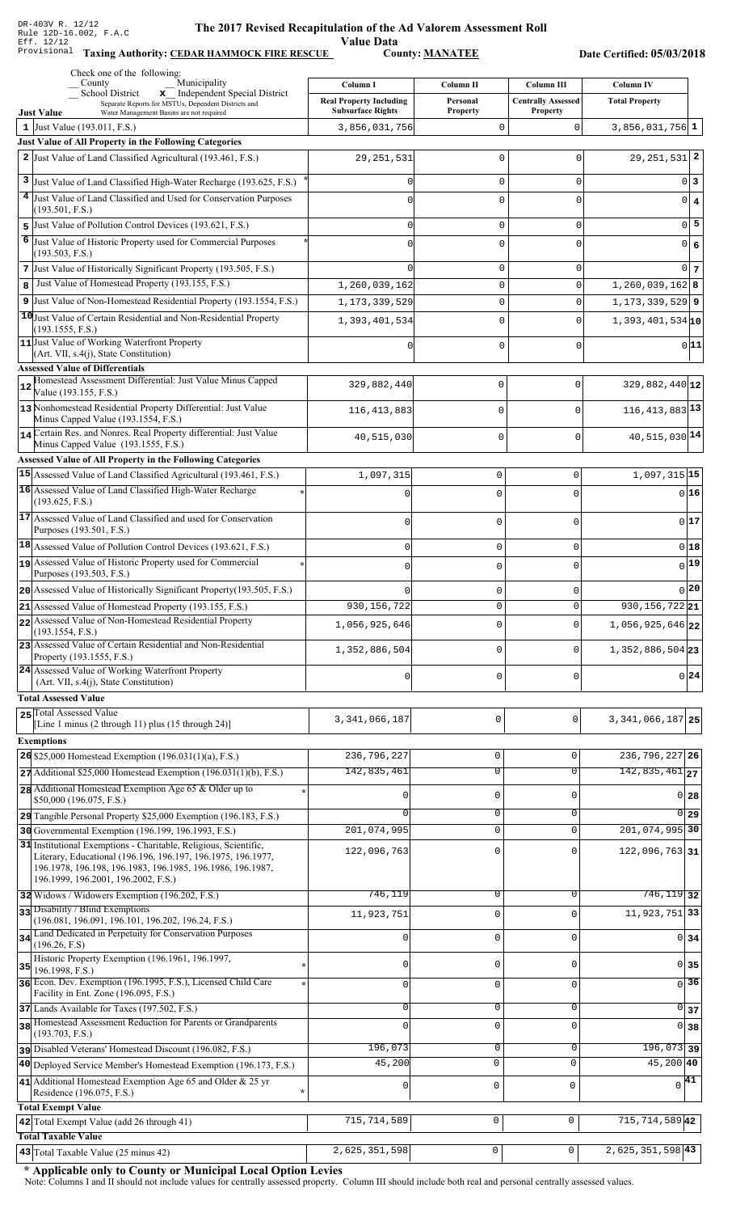DR-403V R. 12/12
Rule 12D-16.002, F.A.C
Eff. 12/12
Provisional

# The 2017 Revised Recapitulation of the Ad Valorem Assessment Roll

## Value Data

**Taxing Authority: CEDAR HAMMOCK FIRE RESCUE** **County: MANATEE** **Date Certified: 05/03/2018**

Check one of the following:
_ County _ Municipality
_ School District **x** Independent Special District
Separate Reports for MSTUs, Dependent Districts and Water Management Basins are not required

| Just Value | Column I Real Property Including Subsurface Rights | Column II Personal Property | Column III Centrally Assessed Property | Column IV Total Property | |
|---|---|---|---|---|---|
| 1 Just Value (193.011, F.S.) | 3,856,031,756 | 0 | 0 | 3,856,031,756 | 1 |
| **Just Value of All Property in the Following Categories** | | | | | |
| 2 Just Value of Land Classified Agricultural (193.461, F.S.) | 29,251,531 | 0 | 0 | 29,251,531 | 2 |
| 3 Just Value of Land Classified High-Water Recharge (193.625, F.S.) * | 0 | 0 | 0 | 0 | 3 |
| 4 Just Value of Land Classified and Used for Conservation Purposes (193.501, F.S.) | 0 | 0 | 0 | 0 | 4 |
| 5 Just Value of Pollution Control Devices (193.621, F.S.) | 0 | 0 | 0 | 0 | 5 |
| 6 Just Value of Historic Property used for Commercial Purposes (193.503, F.S.) * | 0 | 0 | 0 | 0 | 6 |
| 7 Just Value of Historically Significant Property (193.505, F.S.) | 0 | 0 | 0 | 0 | 7 |
| 8 Just Value of Homestead Property (193.155, F.S.) | 1,260,039,162 | 0 | 0 | 1,260,039,162 | 8 |
| 9 Just Value of Non-Homestead Residential Property (193.1554, F.S.) | 1,173,339,529 | 0 | 0 | 1,173,339,529 | 9 |
| 10 Just Value of Certain Residential and Non-Residential Property (193.1555, F.S.) | 1,393,401,534 | 0 | 0 | 1,393,401,534 | 10 |
| 11 Just Value of Working Waterfront Property (Art. VII, s.4(j), State Constitution) | 0 | 0 | 0 | 0 | 11 |
| **Assessed Value of Differentials** | | | | | |
| 12 Homestead Assessment Differential: Just Value Minus Capped Value (193.155, F.S.) | 329,882,440 | 0 | 0 | 329,882,440 | 12 |
| 13 Nonhomestead Residential Property Differential: Just Value Minus Capped Value (193.1554, F.S.) | 116,413,883 | 0 | 0 | 116,413,883 | 13 |
| 14 Certain Res. and Nonres. Real Property differential: Just Value Minus Capped Value (193.1555, F.S.) | 40,515,030 | 0 | 0 | 40,515,030 | 14 |
| **Assessed Value of All Property in the Following Categories** | | | | | |
| 15 Assessed Value of Land Classified Agricultural (193.461, F.S.) | 1,097,315 | 0 | 0 | 1,097,315 | 15 |
| 16 Assessed Value of Land Classified High-Water Recharge (193.625, F.S.) * | 0 | 0 | 0 | 0 | 16 |
| 17 Assessed Value of Land Classified and used for Conservation Purposes (193.501, F.S.) | 0 | 0 | 0 | 0 | 17 |
| 18 Assessed Value of Pollution Control Devices (193.621, F.S.) | 0 | 0 | 0 | 0 | 18 |
| 19 Assessed Value of Historic Property used for Commercial Purposes (193.503, F.S.) * | 0 | 0 | 0 | 0 | 19 |
| 20 Assessed Value of Historically Significant Property(193.505, F.S.) | 0 | 0 | 0 | 0 | 20 |
| 21 Assessed Value of Homestead Property (193.155, F.S.) | 930,156,722 | 0 | 0 | 930,156,722 | 21 |
| 22 Assessed Value of Non-Homestead Residential Property (193.1554, F.S.) | 1,056,925,646 | 0 | 0 | 1,056,925,646 | 22 |
| 23 Assessed Value of Certain Residential and Non-Residential Property (193.1555, F.S.) | 1,352,886,504 | 0 | 0 | 1,352,886,504 | 23 |
| 24 Assessed Value of Working Waterfront Property (Art. VII, s.4(j), State Constitution) | 0 | 0 | 0 | 0 | 24 |
| **Total Assessed Value** | | | | | |
| 25 Total Assessed Value [Line 1 minus (2 through 11) plus (15 through 24)] | 3,341,066,187 | 0 | 0 | 3,341,066,187 | 25 |
| **Exemptions** | | | | | |
| 26 $25,000 Homestead Exemption (196.031(1)(a), F.S.) | 236,796,227 | 0 | 0 | 236,796,227 | 26 |
| 27 Additional $25,000 Homestead Exemption (196.031(1)(b), F.S.) | 142,835,461 | 0 | 0 | 142,835,461 | 27 |
| 28 Additional Homestead Exemption Age 65 & Older up to $50,000 (196.075, F.S.) * | 0 | 0 | 0 | 0 | 28 |
| 29 Tangible Personal Property $25,000 Exemption (196.183, F.S.) | 0 | 0 | 0 | 0 | 29 |
| 30 Governmental Exemption (196.199, 196.1993, F.S.) | 201,074,995 | 0 | 0 | 201,074,995 | 30 |
| 31 Institutional Exemptions - Charitable, Religious, Scientific, Literary, Educational (196.196, 196.197, 196.1975, 196.1977, 196.1978, 196.198, 196.1983, 196.1985, 196.1986, 196.1987, 196.1999, 196.2001, 196.2002, F.S.) | 122,096,763 | 0 | 0 | 122,096,763 | 31 |
| 32 Widows / Widowers Exemption (196.202, F.S.) | 746,119 | 0 | 0 | 746,119 | 32 |
| 33 Disability / Blind Exemptions (196.081, 196.091, 196.101, 196.202, 196.24, F.S.) | 11,923,751 | 0 | 0 | 11,923,751 | 33 |
| 34 Land Dedicated in Perpetuity for Conservation Purposes (196.26, F.S) | 0 | 0 | 0 | 0 | 34 |
| 35 Historic Property Exemption (196.1961, 196.1997, 196.1998, F.S.) * | 0 | 0 | 0 | 0 | 35 |
| 36 Econ. Dev. Exemption (196.1995, F.S.), Licensed Child Care Facility in Ent. Zone (196.095, F.S.) * | 0 | 0 | 0 | 0 | 36 |
| 37 Lands Available for Taxes (197.502, F.S.) | 0 | 0 | 0 | 0 | 37 |
| 38 Homestead Assessment Reduction for Parents or Grandparents (193.703, F.S.) | 0 | 0 | 0 | 0 | 38 |
| 39 Disabled Veterans' Homestead Discount (196.082, F.S.) | 196,073 | 0 | 0 | 196,073 | 39 |
| 40 Deployed Service Member's Homestead Exemption (196.173, F.S.) | 45,200 | 0 | 0 | 45,200 | 40 |
| 41 Additional Homestead Exemption Age 65 and Older & 25 yr Residence (196.075, F.S.) * | 0 | 0 | 0 | 0 | 41 |
| **Total Exempt Value** | | | | | |
| 42 Total Exempt Value (add 26 through 41) | 715,714,589 | 0 | 0 | 715,714,589 | 42 |
| **Total Taxable Value** | | | | | |
| 43 Total Taxable Value (25 minus 42) | 2,625,351,598 | 0 | 0 | 2,625,351,598 | 43 |

**\* Applicable only to County or Municipal Local Option Levies**

Note: Columns I and II should not include values for centrally assessed property. Column III should include both real and personal centrally assessed values.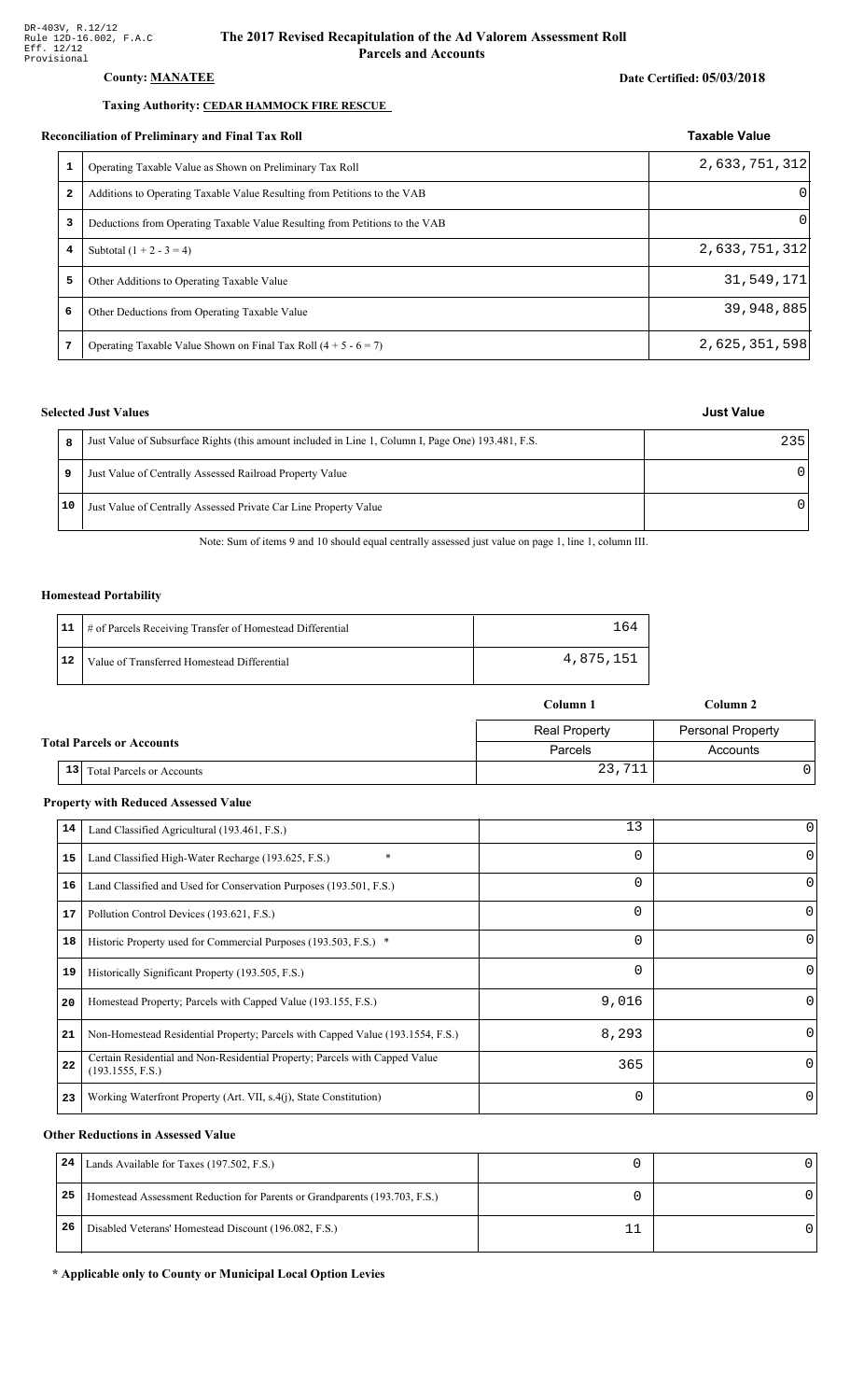DR-403V, R.12/12
Rule 12D-16.002, F.A.C
Eff. 12/12
Provisional

# The 2017 Revised Recapitulation of the Ad Valorem Assessment Roll
## Parcels and Accounts

**County: MANATEE**

**Date Certified: 05/03/2018**

**Taxing Authority: CEDAR HAMMOCK FIRE RESCUE**

### Reconciliation of Preliminary and Final Tax Roll

| | | Taxable Value |
|---|---|---|
| 1 | Operating Taxable Value as Shown on Preliminary Tax Roll | 2,633,751,312 |
| 2 | Additions to Operating Taxable Value Resulting from Petitions to the VAB | 0 |
| 3 | Deductions from Operating Taxable Value Resulting from Petitions to the VAB | 0 |
| 4 | Subtotal (1 + 2 - 3 = 4) | 2,633,751,312 |
| 5 | Other Additions to Operating Taxable Value | 31,549,171 |
| 6 | Other Deductions from Operating Taxable Value | 39,948,885 |
| 7 | Operating Taxable Value Shown on Final Tax Roll (4 + 5 - 6 = 7) | 2,625,351,598 |

### Selected Just Values

| | | Just Value |
|---|---|---|
| 8 | Just Value of Subsurface Rights (this amount included in Line 1, Column I, Page One) 193.481, F.S. | 235 |
| 9 | Just Value of Centrally Assessed Railroad Property Value | 0 |
| 10 | Just Value of Centrally Assessed Private Car Line Property Value | 0 |

Note: Sum of items 9 and 10 should equal centrally assessed just value on page 1, line 1, column III.

### Homestead Portability

| | | |
|---|---|---|
| 11 | # of Parcels Receiving Transfer of Homestead Differential | 164 |
| 12 | Value of Transferred Homestead Differential | 4,875,151 |

### Total Parcels or Accounts

| | | Column 1 | Column 2 |
|---|---|---|---|
| | | Real Property | Personal Property |
| | | Parcels | Accounts |
| 13 | Total Parcels or Accounts | 23,711 | 0 |

### Property with Reduced Assessed Value

| | | Column 1 | Column 2 |
|---|---|---|---|
| 14 | Land Classified Agricultural (193.461, F.S.) | 13 | 0 |
| 15 | Land Classified High-Water Recharge (193.625, F.S.) * | 0 | 0 |
| 16 | Land Classified and Used for Conservation Purposes (193.501, F.S.) | 0 | 0 |
| 17 | Pollution Control Devices (193.621, F.S.) | 0 | 0 |
| 18 | Historic Property used for Commercial Purposes (193.503, F.S.) * | 0 | 0 |
| 19 | Historically Significant Property (193.505, F.S.) | 0 | 0 |
| 20 | Homestead Property; Parcels with Capped Value (193.155, F.S.) | 9,016 | 0 |
| 21 | Non-Homestead Residential Property; Parcels with Capped Value (193.1554, F.S.) | 8,293 | 0 |
| 22 | Certain Residential and Non-Residential Property; Parcels with Capped Value (193.1555, F.S.) | 365 | 0 |
| 23 | Working Waterfront Property (Art. VII, s.4(j), State Constitution) | 0 | 0 |

### Other Reductions in Assessed Value

| | | Column 1 | Column 2 |
|---|---|---|---|
| 24 | Lands Available for Taxes (197.502, F.S.) | 0 | 0 |
| 25 | Homestead Assessment Reduction for Parents or Grandparents (193.703, F.S.) | 0 | 0 |
| 26 | Disabled Veterans' Homestead Discount (196.082, F.S.) | 11 | 0 |

**\* Applicable only to County or Municipal Local Option Levies**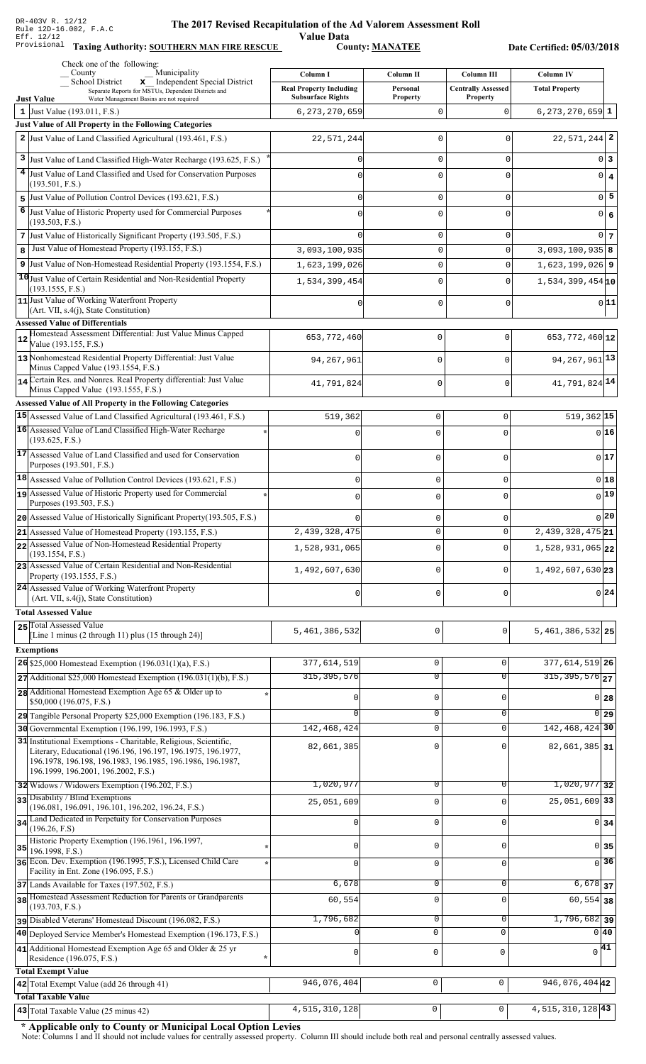DR-403V R. 12/12
Rule 12D-16.002, F.A.C
Eff. 12/12
Provisional

# The 2017 Revised Recapitulation of the Ad Valorem Assessment Roll

## Value Data

**Taxing Authority: SOUTHERN MAN FIRE RESCUE** **County: MANATEE** **Date Certified: 05/03/2018**

Check one of the following:
__ County __ Municipality
__ School District **x** Independent Special District
Separate Reports for MSTUs, Dependent Districts and Water Management Basins are not required

| Just Value | Column I Real Property Including Subsurface Rights | Column II Personal Property | Column III Centrally Assessed Property | Column IV Total Property | |
|---|---|---|---|---|---|
| 1 Just Value (193.011, F.S.) | 6,273,270,659 | 0 | 0 | 6,273,270,659 | 1 |
| **Just Value of All Property in the Following Categories** | | | | | |
| 2 Just Value of Land Classified Agricultural (193.461, F.S.) | 22,571,244 | 0 | 0 | 22,571,244 | 2 |
| 3 Just Value of Land Classified High-Water Recharge (193.625, F.S.) * | 0 | 0 | 0 | 0 | 3 |
| 4 Just Value of Land Classified and Used for Conservation Purposes (193.501, F.S.) | 0 | 0 | 0 | 0 | 4 |
| 5 Just Value of Pollution Control Devices (193.621, F.S.) | 0 | 0 | 0 | 0 | 5 |
| 6 Just Value of Historic Property used for Commercial Purposes (193.503, F.S.) * | 0 | 0 | 0 | 0 | 6 |
| 7 Just Value of Historically Significant Property (193.505, F.S.) | 0 | 0 | 0 | 0 | 7 |
| 8 Just Value of Homestead Property (193.155, F.S.) | 3,093,100,935 | 0 | 0 | 3,093,100,935 | 8 |
| 9 Just Value of Non-Homestead Residential Property (193.1554, F.S.) | 1,623,199,026 | 0 | 0 | 1,623,199,026 | 9 |
| 10 Just Value of Certain Residential and Non-Residential Property (193.1555, F.S.) | 1,534,399,454 | 0 | 0 | 1,534,399,454 | 10 |
| 11 Just Value of Working Waterfront Property (Art. VII, s.4(j), State Constitution) | 0 | 0 | 0 | 0 | 11 |
| **Assessed Value of Differentials** | | | | | |
| 12 Homestead Assessment Differential: Just Value Minus Capped Value (193.155, F.S.) | 653,772,460 | 0 | 0 | 653,772,460 | 12 |
| 13 Nonhomestead Residential Property Differential: Just Value Minus Capped Value (193.1554, F.S.) | 94,267,961 | 0 | 0 | 94,267,961 | 13 |
| 14 Certain Res. and Nonres. Real Property differential: Just Value Minus Capped Value (193.1555, F.S.) | 41,791,824 | 0 | 0 | 41,791,824 | 14 |
| **Assessed Value of All Property in the Following Categories** | | | | | |
| 15 Assessed Value of Land Classified Agricultural (193.461, F.S.) | 519,362 | 0 | 0 | 519,362 | 15 |
| 16 Assessed Value of Land Classified High-Water Recharge (193.625, F.S.) * | 0 | 0 | 0 | 0 | 16 |
| 17 Assessed Value of Land Classified and used for Conservation Purposes (193.501, F.S.) | 0 | 0 | 0 | 0 | 17 |
| 18 Assessed Value of Pollution Control Devices (193.621, F.S.) | 0 | 0 | 0 | 0 | 18 |
| 19 Assessed Value of Historic Property used for Commercial Purposes (193.503, F.S.) * | 0 | 0 | 0 | 0 | 19 |
| 20 Assessed Value of Historically Significant Property(193.505, F.S.) | 0 | 0 | 0 | 0 | 20 |
| 21 Assessed Value of Homestead Property (193.155, F.S.) | 2,439,328,475 | 0 | 0 | 2,439,328,475 | 21 |
| 22 Assessed Value of Non-Homestead Residential Property (193.1554, F.S.) | 1,528,931,065 | 0 | 0 | 1,528,931,065 | 22 |
| 23 Assessed Value of Certain Residential and Non-Residential Property (193.1555, F.S.) | 1,492,607,630 | 0 | 0 | 1,492,607,630 | 23 |
| 24 Assessed Value of Working Waterfront Property (Art. VII, s.4(j), State Constitution) | 0 | 0 | 0 | 0 | 24 |
| **Total Assessed Value** | | | | | |
| 25 Total Assessed Value [Line 1 minus (2 through 11) plus (15 through 24)] | 5,461,386,532 | 0 | 0 | 5,461,386,532 | 25 |
| **Exemptions** | | | | | |
| 26 $25,000 Homestead Exemption (196.031(1)(a), F.S.) | 377,614,519 | 0 | 0 | 377,614,519 | 26 |
| 27 Additional $25,000 Homestead Exemption (196.031(1)(b), F.S.) | 315,395,576 | 0 | 0 | 315,395,576 | 27 |
| 28 Additional Homestead Exemption Age 65 & Older up to $50,000 (196.075, F.S.) * | 0 | 0 | 0 | 0 | 28 |
| 29 Tangible Personal Property $25,000 Exemption (196.183, F.S.) | 0 | 0 | 0 | 0 | 29 |
| 30 Governmental Exemption (196.199, 196.1993, F.S.) | 142,468,424 | 0 | 0 | 142,468,424 | 30 |
| 31 Institutional Exemptions - Charitable, Religious, Scientific, Literary, Educational (196.196, 196.197, 196.1975, 196.1977, 196.1978, 196.198, 196.1983, 196.1985, 196.1986, 196.1987, 196.1999, 196.2001, 196.2002, F.S.) | 82,661,385 | 0 | 0 | 82,661,385 | 31 |
| 32 Widows / Widowers Exemption (196.202, F.S.) | 1,020,977 | 0 | 0 | 1,020,977 | 32 |
| 33 Disability / Blind Exemptions (196.081, 196.091, 196.101, 196.202, 196.24, F.S.) | 25,051,609 | 0 | 0 | 25,051,609 | 33 |
| 34 Land Dedicated in Perpetuity for Conservation Purposes (196.26, F.S) | 0 | 0 | 0 | 0 | 34 |
| 35 Historic Property Exemption (196.1961, 196.1997, 196.1998, F.S.) * | 0 | 0 | 0 | 0 | 35 |
| 36 Econ. Dev. Exemption (196.1995, F.S.), Licensed Child Care Facility in Ent. Zone (196.095, F.S.) * | 0 | 0 | 0 | 0 | 36 |
| 37 Lands Available for Taxes (197.502, F.S.) | 6,678 | 0 | 0 | 6,678 | 37 |
| 38 Homestead Assessment Reduction for Parents or Grandparents (193.703, F.S.) | 60,554 | 0 | 0 | 60,554 | 38 |
| 39 Disabled Veterans' Homestead Discount (196.082, F.S.) | 1,796,682 | 0 | 0 | 1,796,682 | 39 |
| 40 Deployed Service Member's Homestead Exemption (196.173, F.S.) | 0 | 0 | 0 | 0 | 40 |
| 41 Additional Homestead Exemption Age 65 and Older & 25 yr Residence (196.075, F.S.) * | 0 | 0 | 0 | 0 | 41 |
| **Total Exempt Value** | | | | | |
| 42 Total Exempt Value (add 26 through 41) | 946,076,404 | 0 | 0 | 946,076,404 | 42 |
| **Total Taxable Value** | | | | | |
| 43 Total Taxable Value (25 minus 42) | 4,515,310,128 | 0 | 0 | 4,515,310,128 | 43 |

**\* Applicable only to County or Municipal Local Option Levies**
Note: Columns I and II should not include values for centrally assessed property. Column III should include both real and personal centrally assessed values.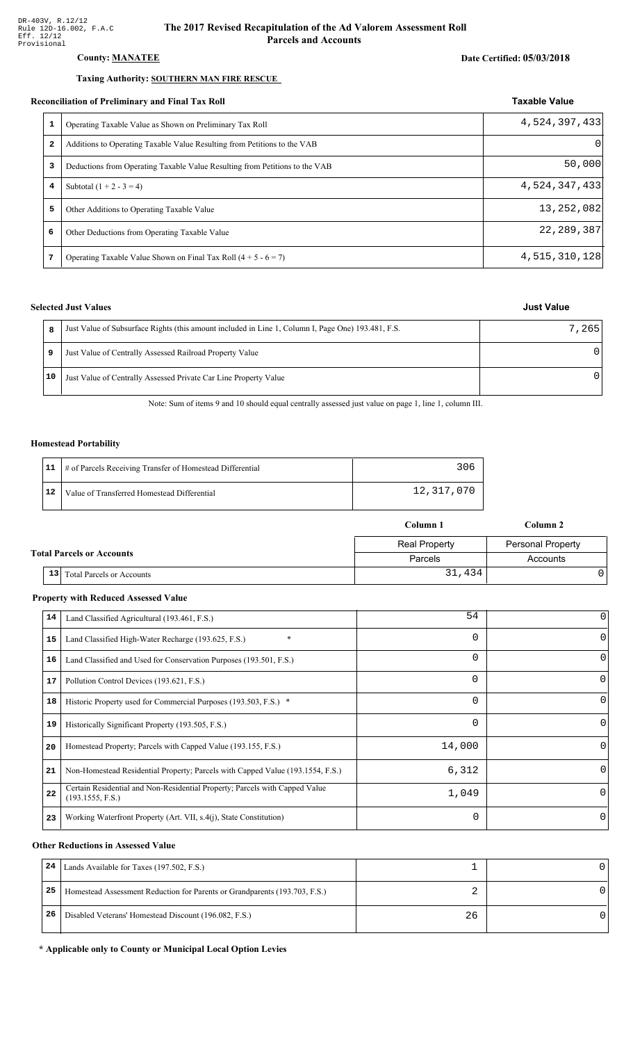DR-403V, R.12/12
Rule 12D-16.002, F.A.C
Eff. 12/12
Provisional

# The 2017 Revised Recapitulation of the Ad Valorem Assessment Roll
## Parcels and Accounts

**County: MANATEE**

**Date Certified: 05/03/2018**

**Taxing Authority: SOUTHERN MAN FIRE RESCUE**

### Reconciliation of Preliminary and Final Tax Roll

| | | Taxable Value |
|---|---|---|
| 1 | Operating Taxable Value as Shown on Preliminary Tax Roll | 4,524,397,433 |
| 2 | Additions to Operating Taxable Value Resulting from Petitions to the VAB | 0 |
| 3 | Deductions from Operating Taxable Value Resulting from Petitions to the VAB | 50,000 |
| 4 | Subtotal (1 + 2 - 3 = 4) | 4,524,347,433 |
| 5 | Other Additions to Operating Taxable Value | 13,252,082 |
| 6 | Other Deductions from Operating Taxable Value | 22,289,387 |
| 7 | Operating Taxable Value Shown on Final Tax Roll (4 + 5 - 6 = 7) | 4,515,310,128 |

### Selected Just Values

| | | Just Value |
|---|---|---|
| 8 | Just Value of Subsurface Rights (this amount included in Line 1, Column I, Page One) 193.481, F.S. | 7,265 |
| 9 | Just Value of Centrally Assessed Railroad Property Value | 0 |
| 10 | Just Value of Centrally Assessed Private Car Line Property Value | 0 |

Note: Sum of items 9 and 10 should equal centrally assessed just value on page 1, line 1, column III.

### Homestead Portability

| | | |
|---|---|---|
| 11 | # of Parcels Receiving Transfer of Homestead Differential | 306 |
| 12 | Value of Transferred Homestead Differential | 12,317,070 |

### Total Parcels or Accounts

| | | Column 1 | Column 2 |
|---|---|---|---|
| | | Real Property | Personal Property |
| | | Parcels | Accounts |
| 13 | Total Parcels or Accounts | 31,434 | 0 |

### Property with Reduced Assessed Value

| | | Column 1 | Column 2 |
|---|---|---|---|
| 14 | Land Classified Agricultural (193.461, F.S.) | 54 | 0 |
| 15 | Land Classified High-Water Recharge (193.625, F.S.) * | 0 | 0 |
| 16 | Land Classified and Used for Conservation Purposes (193.501, F.S.) | 0 | 0 |
| 17 | Pollution Control Devices (193.621, F.S.) | 0 | 0 |
| 18 | Historic Property used for Commercial Purposes (193.503, F.S.) * | 0 | 0 |
| 19 | Historically Significant Property (193.505, F.S.) | 0 | 0 |
| 20 | Homestead Property; Parcels with Capped Value (193.155, F.S.) | 14,000 | 0 |
| 21 | Non-Homestead Residential Property; Parcels with Capped Value (193.1554, F.S.) | 6,312 | 0 |
| 22 | Certain Residential and Non-Residential Property; Parcels with Capped Value (193.1555, F.S.) | 1,049 | 0 |
| 23 | Working Waterfront Property (Art. VII, s.4(j), State Constitution) | 0 | 0 |

### Other Reductions in Assessed Value

| | | Column 1 | Column 2 |
|---|---|---|---|
| 24 | Lands Available for Taxes (197.502, F.S.) | 1 | 0 |
| 25 | Homestead Assessment Reduction for Parents or Grandparents (193.703, F.S.) | 2 | 0 |
| 26 | Disabled Veterans' Homestead Discount (196.082, F.S.) | 26 | 0 |

**\* Applicable only to County or Municipal Local Option Levies**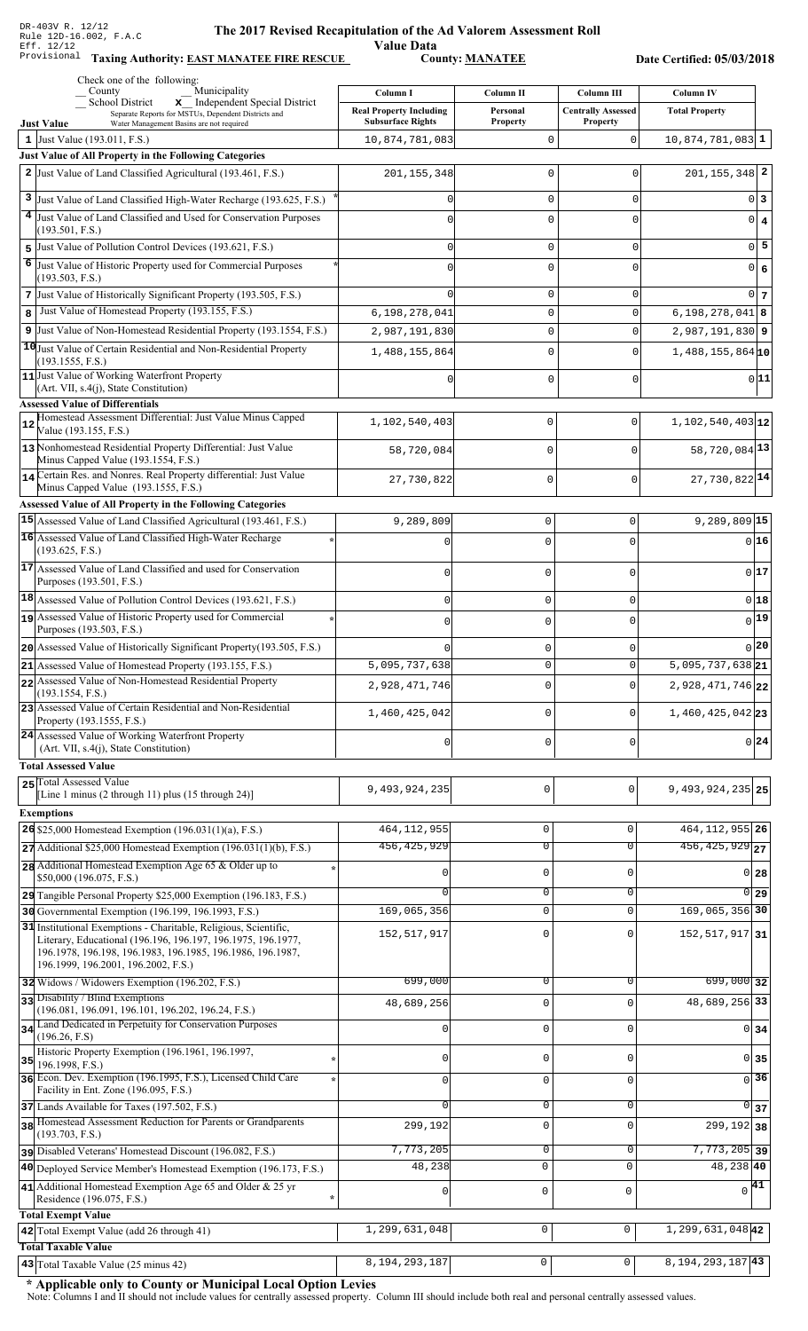DR-403V R. 12/12
Rule 12D-16.002, F.A.C
Eff. 12/12
Provisional

# The 2017 Revised Recapitulation of the Ad Valorem Assessment Roll

**Value Data**

**Taxing Authority: EAST MANATEE FIRE RESCUE** **County: MANATEE** **Date Certified: 05/03/2018**

Check the following:
_ County _ Municipality
_ School District **x** Independent Special District
Separate Reports for MSTUs, Dependent Districts and Water Management Basins are not required

| | Just Value | Column I Real Property Including Subsurface Rights | Column II Personal Property | Column III Centrally Assessed Property | Column IV Total Property | |
|---|---|---|---|---|---|---|
| 1 | Just Value (193.011, F.S.) | 10,874,781,083 | 0 | 0 | 10,874,781,083 | 1 |
| | **Just Value of All Property in the Following Categories** | | | | | |
| 2 | Just Value of Land Classified Agricultural (193.461, F.S.) | 201,155,348 | 0 | 0 | 201,155,348 | 2 |
| 3 | Just Value of Land Classified High-Water Recharge (193.625, F.S.) * | 0 | 0 | 0 | 0 | 3 |
| 4 | Just Value of Land Classified and Used for Conservation Purposes (193.501, F.S.) | 0 | 0 | 0 | 0 | 4 |
| 5 | Just Value of Pollution Control Devices (193.621, F.S.) | 0 | 0 | 0 | 0 | 5 |
| 6 | Just Value of Historic Property used for Commercial Purposes (193.503, F.S.) * | 0 | 0 | 0 | 0 | 6 |
| 7 | Just Value of Historically Significant Property (193.505, F.S.) | 0 | 0 | 0 | 0 | 7 |
| 8 | Just Value of Homestead Property (193.155, F.S.) | 6,198,278,041 | 0 | 0 | 6,198,278,041 | 8 |
| 9 | Just Value of Non-Homestead Residential Property (193.1554, F.S.) | 2,987,191,830 | 0 | 0 | 2,987,191,830 | 9 |
| 10 | Just Value of Certain Residential and Non-Residential Property (193.1555, F.S.) | 1,488,155,864 | 0 | 0 | 1,488,155,864 | 10 |
| 11 | Just Value of Working Waterfront Property (Art. VII, s.4(j), State Constitution) | 0 | 0 | 0 | 0 | 11 |
| | **Assessed Value of Differentials** | | | | | |
| 12 | Homestead Assessment Differential: Just Value Minus Capped Value (193.155, F.S.) | 1,102,540,403 | 0 | 0 | 1,102,540,403 | 12 |
| 13 | Nonhomestead Residential Property Differential: Just Value Minus Capped Value (193.1554, F.S.) | 58,720,084 | 0 | 0 | 58,720,084 | 13 |
| 14 | Certain Res. and Nonres. Real Property differential: Just Value Minus Capped Value (193.1555, F.S.) | 27,730,822 | 0 | 0 | 27,730,822 | 14 |
| | **Assessed Value of All Property in the Following Categories** | | | | | |
| 15 | Assessed Value of Land Classified Agricultural (193.461, F.S.) | 9,289,809 | 0 | 0 | 9,289,809 | 15 |
| 16 | Assessed Value of Land Classified High-Water Recharge (193.625, F.S.) * | 0 | 0 | 0 | 0 | 16 |
| 17 | Assessed Value of Land Classified and used for Conservation Purposes (193.501, F.S.) | 0 | 0 | 0 | 0 | 17 |
| 18 | Assessed Value of Pollution Control Devices (193.621, F.S.) | 0 | 0 | 0 | 0 | 18 |
| 19 | Assessed Value of Historic Property used for Commercial Purposes (193.503, F.S.) * | 0 | 0 | 0 | 0 | 19 |
| 20 | Assessed Value of Historically Significant Property(193.505, F.S.) | 0 | 0 | 0 | 0 | 20 |
| 21 | Assessed Value of Homestead Property (193.155, F.S.) | 5,095,737,638 | 0 | 0 | 5,095,737,638 | 21 |
| 22 | Assessed Value of Non-Homestead Residential Property (193.1554, F.S.) | 2,928,471,746 | 0 | 0 | 2,928,471,746 | 22 |
| 23 | Assessed Value of Certain Residential and Non-Residential Property (193.1555, F.S.) | 1,460,425,042 | 0 | 0 | 1,460,425,042 | 23 |
| 24 | Assessed Value of Working Waterfront Property (Art. VII, s.4(j), State Constitution) | 0 | 0 | 0 | 0 | 24 |
| | **Total Assessed Value** | | | | | |
| 25 | Total Assessed Value [Line 1 minus (2 through 11) plus (15 through 24)] | 9,493,924,235 | 0 | 0 | 9,493,924,235 | 25 |
| | **Exemptions** | | | | | |
| 26 | $25,000 Homestead Exemption (196.031(1)(a), F.S.) | 464,112,955 | 0 | 0 | 464,112,955 | 26 |
| 27 | Additional $25,000 Homestead Exemption (196.031(1)(b), F.S.) | 456,425,929 | 0 | 0 | 456,425,929 | 27 |
| 28 | Additional Homestead Exemption Age 65 & Older up to $50,000 (196.075, F.S.) * | 0 | 0 | 0 | 0 | 28 |
| 29 | Tangible Personal Property $25,000 Exemption (196.183, F.S.) | 0 | 0 | 0 | 0 | 29 |
| 30 | Governmental Exemption (196.199, 196.1993, F.S.) | 169,065,356 | 0 | 0 | 169,065,356 | 30 |
| 31 | Institutional Exemptions - Charitable, Religious, Scientific, Literary, Educational (196.196, 196.197, 196.1975, 196.1977, 196.1978, 196.198, 196.1983, 196.1985, 196.1986, 196.1987, 196.1999, 196.2001, 196.2002, F.S.) | 152,517,917 | 0 | 0 | 152,517,917 | 31 |
| 32 | Widows / Widowers Exemption (196.202, F.S.) | 699,000 | 0 | 0 | 699,000 | 32 |
| 33 | Disability / Blind Exemptions (196.081, 196.091, 196.101, 196.202, 196.24, F.S.) | 48,689,256 | 0 | 0 | 48,689,256 | 33 |
| 34 | Land Dedicated in Perpetuity for Conservation Purposes (196.26, F.S) | 0 | 0 | 0 | 0 | 34 |
| 35 | Historic Property Exemption (196.1961, 196.1997, 196.1998, F.S.) * | 0 | 0 | 0 | 0 | 35 |
| 36 | Econ. Dev. Exemption (196.1995, F.S.), Licensed Child Care Facility in Ent. Zone (196.095, F.S.) * | 0 | 0 | 0 | 0 | 36 |
| 37 | Lands Available for Taxes (197.502, F.S.) | 0 | 0 | 0 | 0 | 37 |
| 38 | Homestead Assessment Reduction for Parents or Grandparents (193.703, F.S.) | 299,192 | 0 | 0 | 299,192 | 38 |
| 39 | Disabled Veterans' Homestead Discount (196.082, F.S.) | 7,773,205 | 0 | 0 | 7,773,205 | 39 |
| 40 | Deployed Service Member's Homestead Exemption (196.173, F.S.) | 48,238 | 0 | 0 | 48,238 | 40 |
| 41 | Additional Homestead Exemption Age 65 and Older & 25 yr Residence (196.075, F.S.) * | 0 | 0 | 0 | 0 | 41 |
| | **Total Exempt Value** | | | | | |
| 42 | Total Exempt Value (add 26 through 41) | 1,299,631,048 | 0 | 0 | 1,299,631,048 | 42 |
| | **Total Taxable Value** | | | | | |
| 43 | Total Taxable Value (25 minus 42) | 8,194,293,187 | 0 | 0 | 8,194,293,187 | 43 |

**\* Applicable only to County or Municipal Local Option Levies**

Note: Columns I and II should not include values for centrally assessed property. Column III should include both real and personal centrally assessed values.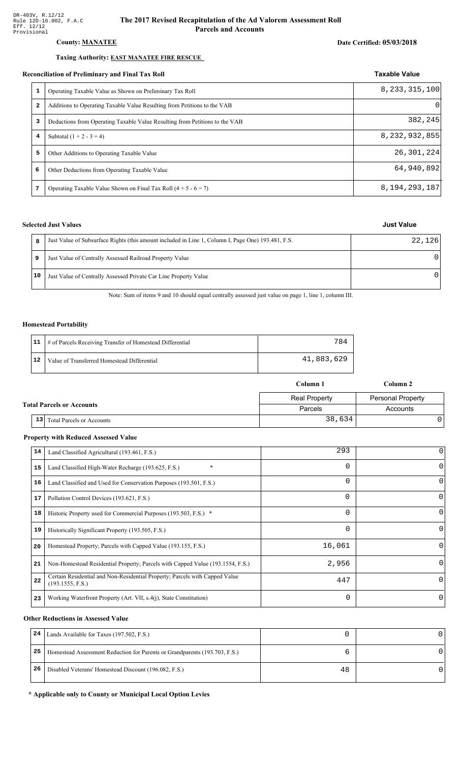DR-403V, R.12/12
Rule 12D-16.002, F.A.C
Eff. 12/12
Provisional

# The 2017 Revised Recapitulation of the Ad Valorem Assessment Roll Parcels and Accounts

**County: MANATEE**

**Date Certified: 05/03/2018**

**Taxing Authority: EAST MANATEE FIRE RESCUE**

### Reconciliation of Preliminary and Final Tax Roll

| # | Description | Taxable Value |
|---|---|---|
| 1 | Operating Taxable Value as Shown on Preliminary Tax Roll | 8,233,315,100 |
| 2 | Additions to Operating Taxable Value Resulting from Petitions to the VAB | 0 |
| 3 | Deductions from Operating Taxable Value Resulting from Petitions to the VAB | 382,245 |
| 4 | Subtotal (1 + 2 - 3 = 4) | 8,232,932,855 |
| 5 | Other Additions to Operating Taxable Value | 26,301,224 |
| 6 | Other Deductions from Operating Taxable Value | 64,940,892 |
| 7 | Operating Taxable Value Shown on Final Tax Roll (4 + 5 - 6 = 7) | 8,194,293,187 |

### Selected Just Values

| # | Description | Just Value |
|---|---|---|
| 8 | Just Value of Subsurface Rights (this amount included in Line 1, Column I, Page One) 193.481, F.S. | 22,126 |
| 9 | Just Value of Centrally Assessed Railroad Property Value | 0 |
| 10 | Just Value of Centrally Assessed Private Car Line Property Value | 0 |

Note: Sum of items 9 and 10 should equal centrally assessed just value on page 1, line 1, column III.

### Homestead Portability

| # | Description | Value |
|---|---|---|
| 11 | # of Parcels Receiving Transfer of Homestead Differential | 784 |
| 12 | Value of Transferred Homestead Differential | 41,883,629 |

### Total Parcels or Accounts

| # | Description | Column 1<br>Real Property<br>Parcels | Column 2<br>Personal Property<br>Accounts |
|---|---|---|---|
| 13 | Total Parcels or Accounts | 38,634 | 0 |

### Property with Reduced Assessed Value

| # | Description | Column 1 | Column 2 |
|---|---|---|---|
| 14 | Land Classified Agricultural (193.461, F.S.) | 293 | 0 |
| 15 | Land Classified High-Water Recharge (193.625, F.S.) * | 0 | 0 |
| 16 | Land Classified and Used for Conservation Purposes (193.501, F.S.) | 0 | 0 |
| 17 | Pollution Control Devices (193.621, F.S.) | 0 | 0 |
| 18 | Historic Property used for Commercial Purposes (193.503, F.S.) * | 0 | 0 |
| 19 | Historically Significant Property (193.505, F.S.) | 0 | 0 |
| 20 | Homestead Property; Parcels with Capped Value (193.155, F.S.) | 16,061 | 0 |
| 21 | Non-Homestead Residential Property; Parcels with Capped Value (193.1554, F.S.) | 2,956 | 0 |
| 22 | Certain Residential and Non-Residential Property; Parcels with Capped Value (193.1555, F.S.) | 447 | 0 |
| 23 | Working Waterfront Property (Art. VII, s.4(j), State Constitution) | 0 | 0 |

### Other Reductions in Assessed Value

| # | Description | Column 1 | Column 2 |
|---|---|---|---|
| 24 | Lands Available for Taxes (197.502, F.S.) | 0 | 0 |
| 25 | Homestead Assessment Reduction for Parents or Grandparents (193.703, F.S.) | 6 | 0 |
| 26 | Disabled Veterans' Homestead Discount (196.082, F.S.) | 48 | 0 |

**\* Applicable only to County or Municipal Local Option Levies**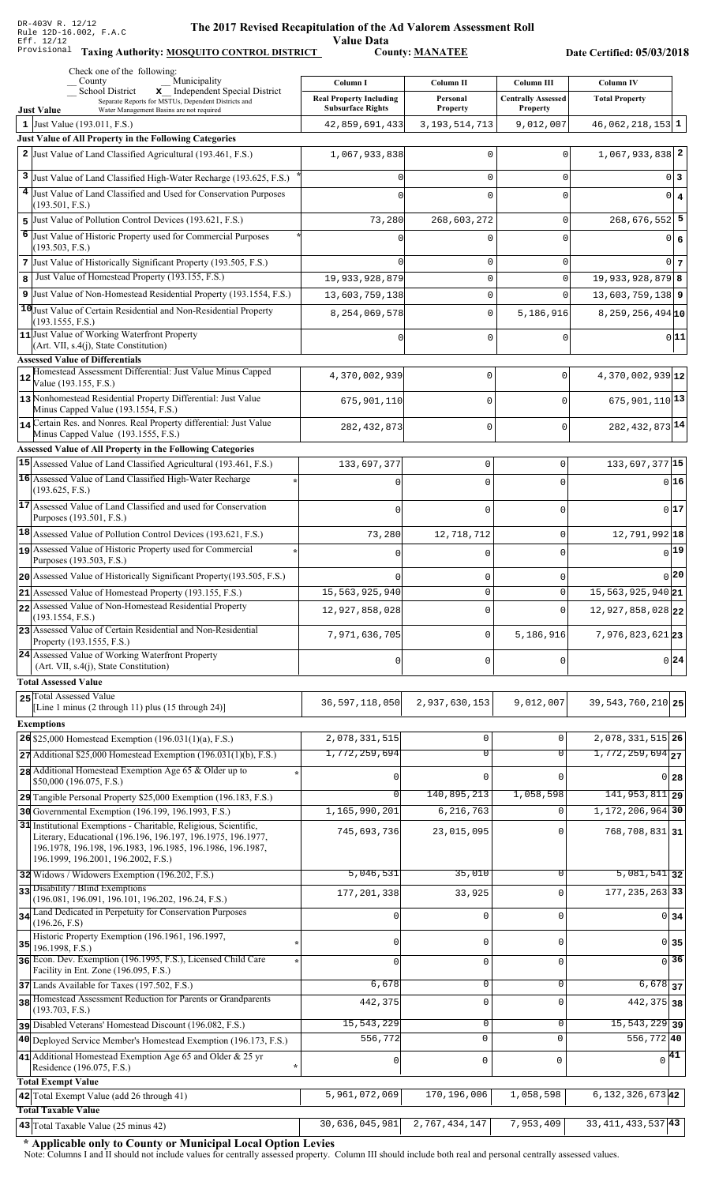DR-403V R. 12/12
Rule 12D-16.002, F.A.C
Eff. 12/12
Provisional

# The 2017 Revised Recapitulation of the Ad Valorem Assessment Roll

## Value Data

**Taxing Authority: MOSQUITO CONTROL DISTRICT** **County: MANATEE** **Date Certified: 05/03/2018**

Check the one of the following:
_ County _ Municipality
_ School District **x** Independent Special District
Separate Reports for MSTUs, Dependent Districts and Water Management Basins are not required

| | Just Value | Column I<br>Real Property Including Subsurface Rights | Column II<br>Personal Property | Column III<br>Centrally Assessed Property | Column IV<br>Total Property | |
|---|---|---|---|---|---|---|
| 1 | Just Value (193.011, F.S.) | 42,859,691,433 | 3,193,514,713 | 9,012,007 | 46,062,218,153 | 1 |
| | **Just Value of All Property in the Following Categories** | | | | | |
| 2 | Just Value of Land Classified Agricultural (193.461, F.S.) | 1,067,933,838 | 0 | 0 | 1,067,933,838 | 2 |
| 3 | Just Value of Land Classified High-Water Recharge (193.625, F.S.) * | 0 | 0 | 0 | 0 | 3 |
| 4 | Just Value of Land Classified and Used for Conservation Purposes (193.501, F.S.) | 0 | 0 | 0 | 0 | 4 |
| 5 | Just Value of Pollution Control Devices (193.621, F.S.) | 73,280 | 268,603,272 | 0 | 268,676,552 | 5 |
| 6 | Just Value of Historic Property used for Commercial Purposes (193.503, F.S.) * | 0 | 0 | 0 | 0 | 6 |
| 7 | Just Value of Historically Significant Property (193.505, F.S.) | 0 | 0 | 0 | 0 | 7 |
| 8 | Just Value of Homestead Property (193.155, F.S.) | 19,933,928,879 | 0 | 0 | 19,933,928,879 | 8 |
| 9 | Just Value of Non-Homestead Residential Property (193.1554, F.S.) | 13,603,759,138 | 0 | 0 | 13,603,759,138 | 9 |
| 10 | Just Value of Certain Residential and Non-Residential Property (193.1555, F.S.) | 8,254,069,578 | 0 | 5,186,916 | 8,259,256,494 | 10 |
| 11 | Just Value of Working Waterfront Property (Art. VII, s.4(j), State Constitution) | 0 | 0 | 0 | 0 | 11 |
| | **Assessed Value of Differentials** | | | | | |
| 12 | Homestead Assessment Differential: Just Value Minus Capped Value (193.155, F.S.) | 4,370,002,939 | 0 | 0 | 4,370,002,939 | 12 |
| 13 | Nonhomestead Residential Property Differential: Just Value Minus Capped Value (193.1554, F.S.) | 675,901,110 | 0 | 0 | 675,901,110 | 13 |
| 14 | Certain Res. and Nonres. Real Property differential: Just Value Minus Capped Value (193.1555, F.S.) | 282,432,873 | 0 | 0 | 282,432,873 | 14 |
| | **Assessed Value of All Property in the Following Categories** | | | | | |
| 15 | Assessed Value of Land Classified Agricultural (193.461, F.S.) | 133,697,377 | 0 | 0 | 133,697,377 | 15 |
| 16 | Assessed Value of Land Classified High-Water Recharge (193.625, F.S.) * | 0 | 0 | 0 | 0 | 16 |
| 17 | Assessed Value of Land Classified and used for Conservation Purposes (193.501, F.S.) | 0 | 0 | 0 | 0 | 17 |
| 18 | Assessed Value of Pollution Control Devices (193.621, F.S.) | 73,280 | 12,718,712 | 0 | 12,791,992 | 18 |
| 19 | Assessed Value of Historic Property used for Commercial Purposes (193.503, F.S.) * | 0 | 0 | 0 | 0 | 19 |
| 20 | Assessed Value of Historically Significant Property(193.505, F.S.) | 0 | 0 | 0 | 0 | 20 |
| 21 | Assessed Value of Homestead Property (193.155, F.S.) | 15,563,925,940 | 0 | 0 | 15,563,925,940 | 21 |
| 22 | Assessed Value of Non-Homestead Residential Property (193.1554, F.S.) | 12,927,858,028 | 0 | 0 | 12,927,858,028 | 22 |
| 23 | Assessed Value of Certain Residential and Non-Residential Property (193.1555, F.S.) | 7,971,636,705 | 0 | 5,186,916 | 7,976,823,621 | 23 |
| 24 | Assessed Value of Working Waterfront Property (Art. VII, s.4(j), State Constitution) | 0 | 0 | 0 | 0 | 24 |
| | **Total Assessed Value** | | | | | |
| 25 | Total Assessed Value [Line 1 minus (2 through 11) plus (15 through 24)] | 36,597,118,050 | 2,937,630,153 | 9,012,007 | 39,543,760,210 | 25 |
| | **Exemptions** | | | | | |
| 26 | $25,000 Homestead Exemption (196.031(1)(a), F.S.) | 2,078,331,515 | 0 | 0 | 2,078,331,515 | 26 |
| 27 | Additional $25,000 Homestead Exemption (196.031(1)(b), F.S.) | 1,772,259,694 | 0 | 0 | 1,772,259,694 | 27 |
| 28 | Additional Homestead Exemption Age 65 & Older up to $50,000 (196.075, F.S.) * | 0 | 0 | 0 | 0 | 28 |
| 29 | Tangible Personal Property $25,000 Exemption (196.183, F.S.) | 0 | 140,895,213 | 1,058,598 | 141,953,811 | 29 |
| 30 | Governmental Exemption (196.199, 196.1993, F.S.) | 1,165,990,201 | 6,216,763 | 0 | 1,172,206,964 | 30 |
| 31 | Institutional Exemptions - Charitable, Religious, Scientific, Literary, Educational (196.196, 196.197, 196.1975, 196.1977, 196.1978, 196.198, 196.1983, 196.1985, 196.1986, 196.1987, 196.1999, 196.2001, 196.2002, F.S.) | 745,693,736 | 23,015,095 | 0 | 768,708,831 | 31 |
| 32 | Widows / Widowers Exemption (196.202, F.S.) | 5,046,531 | 35,010 | 0 | 5,081,541 | 32 |
| 33 | Disability / Blind Exemptions (196.081, 196.091, 196.101, 196.202, 196.24, F.S.) | 177,201,338 | 33,925 | 0 | 177,235,263 | 33 |
| 34 | Land Dedicated in Perpetuity for Conservation Purposes (196.26, F.S) | 0 | 0 | 0 | 0 | 34 |
| 35 | Historic Property Exemption (196.1961, 196.1997, 196.1998, F.S.) * | 0 | 0 | 0 | 0 | 35 |
| 36 | Econ. Dev. Exemption (196.1995, F.S.), Licensed Child Care Facility in Ent. Zone (196.095, F.S.) * | 0 | 0 | 0 | 0 | 36 |
| 37 | Lands Available for Taxes (197.502, F.S.) | 6,678 | 0 | 0 | 6,678 | 37 |
| 38 | Homestead Assessment Reduction for Parents or Grandparents (193.703, F.S.) | 442,375 | 0 | 0 | 442,375 | 38 |
| 39 | Disabled Veterans' Homestead Discount (196.082, F.S.) | 15,543,229 | 0 | 0 | 15,543,229 | 39 |
| 40 | Deployed Service Member's Homestead Exemption (196.173, F.S.) | 556,772 | 0 | 0 | 556,772 | 40 |
| 41 | Additional Homestead Exemption Age 65 and Older & 25 yr Residence (196.075, F.S.) * | 0 | 0 | 0 | 0 | 41 |
| | **Total Exempt Value** | | | | | |
| 42 | Total Exempt Value (add 26 through 41) | 5,961,072,069 | 170,196,006 | 1,058,598 | 6,132,326,673 | 42 |
| | **Total Taxable Value** | | | | | |
| 43 | Total Taxable Value (25 minus 42) | 30,636,045,981 | 2,767,434,147 | 7,953,409 | 33,411,433,537 | 43 |

**\* Applicable only to County or Municipal Local Option Levies**

Note: Columns I and II should not include values for centrally assessed property. Column III should include both real and personal centrally assessed values.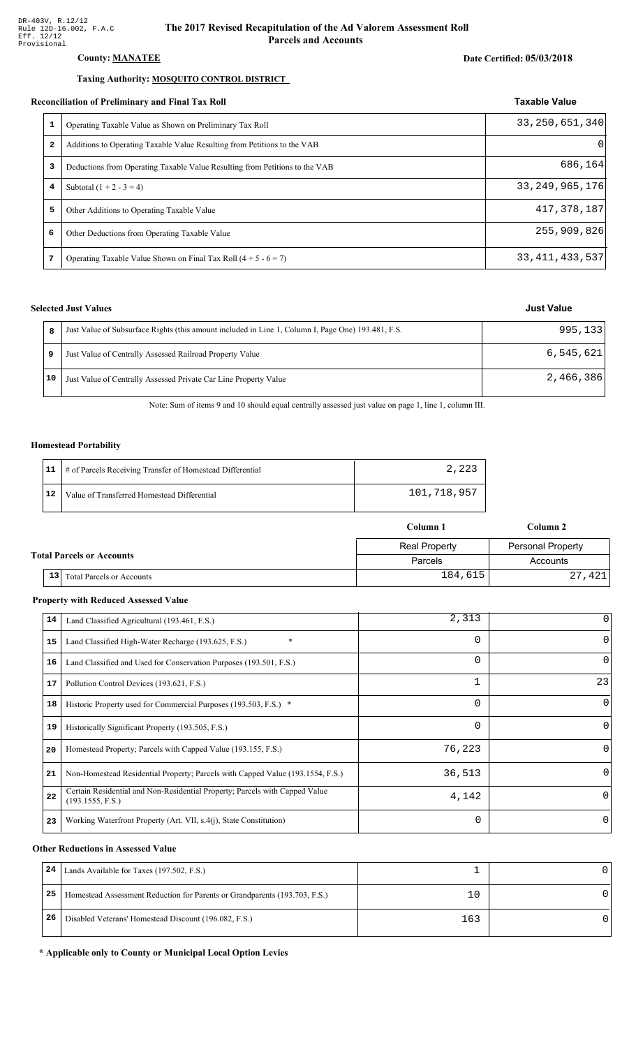DR-403V, R.12/12
Rule 12D-16.002, F.A.C
Eff. 12/12
Provisional

# The 2017 Revised Recapitulation of the Ad Valorem Assessment Roll Parcels and Accounts

**County: MANATEE**

**Date Certified: 05/03/2018**

**Taxing Authority: MOSQUITO CONTROL DISTRICT**

## Reconciliation of Preliminary and Final Tax Roll

| | | Taxable Value |
|---|---|---|
| 1 | Operating Taxable Value as Shown on Preliminary Tax Roll | 33,250,651,340 |
| 2 | Additions to Operating Taxable Value Resulting from Petitions to the VAB | 0 |
| 3 | Deductions from Operating Taxable Value Resulting from Petitions to the VAB | 686,164 |
| 4 | Subtotal (1 + 2 - 3 = 4) | 33,249,965,176 |
| 5 | Other Additions to Operating Taxable Value | 417,378,187 |
| 6 | Other Deductions from Operating Taxable Value | 255,909,826 |
| 7 | Operating Taxable Value Shown on Final Tax Roll (4 + 5 - 6 = 7) | 33,411,433,537 |

## Selected Just Values

| | | Just Value |
|---|---|---|
| 8 | Just Value of Subsurface Rights (this amount included in Line 1, Column I, Page One) 193.481, F.S. | 995,133 |
| 9 | Just Value of Centrally Assessed Railroad Property Value | 6,545,621 |
| 10 | Just Value of Centrally Assessed Private Car Line Property Value | 2,466,386 |

Note: Sum of items 9 and 10 should equal centrally assessed just value on page 1, line 1, column III.

## Homestead Portability

| | | |
|---|---|---|
| 11 | # of Parcels Receiving Transfer of Homestead Differential | 2,223 |
| 12 | Value of Transferred Homestead Differential | 101,718,957 |

## Total Parcels or Accounts

| | | Column 1 | Column 2 |
|---|---|---|---|
| | | Real Property | Personal Property |
| | | Parcels | Accounts |
| 13 | Total Parcels or Accounts | 184,615 | 27,421 |

## Property with Reduced Assessed Value

| | | Column 1 | Column 2 |
|---|---|---|---|
| 14 | Land Classified Agricultural (193.461, F.S.) | 2,313 | 0 |
| 15 | Land Classified High-Water Recharge (193.625, F.S.) * | 0 | 0 |
| 16 | Land Classified and Used for Conservation Purposes (193.501, F.S.) | 0 | 0 |
| 17 | Pollution Control Devices (193.621, F.S.) | 1 | 23 |
| 18 | Historic Property used for Commercial Purposes (193.503, F.S.) * | 0 | 0 |
| 19 | Historically Significant Property (193.505, F.S.) | 0 | 0 |
| 20 | Homestead Property; Parcels with Capped Value (193.155, F.S.) | 76,223 | 0 |
| 21 | Non-Homestead Residential Property; Parcels with Capped Value (193.1554, F.S.) | 36,513 | 0 |
| 22 | Certain Residential and Non-Residential Property; Parcels with Capped Value (193.1555, F.S.) | 4,142 | 0 |
| 23 | Working Waterfront Property (Art. VII, s.4(j), State Constitution) | 0 | 0 |

## Other Reductions in Assessed Value

| | | Column 1 | Column 2 |
|---|---|---|---|
| 24 | Lands Available for Taxes (197.502, F.S.) | 1 | 0 |
| 25 | Homestead Assessment Reduction for Parents or Grandparents (193.703, F.S.) | 10 | 0 |
| 26 | Disabled Veterans' Homestead Discount (196.082, F.S.) | 163 | 0 |

**\* Applicable only to County or Municipal Local Option Levies**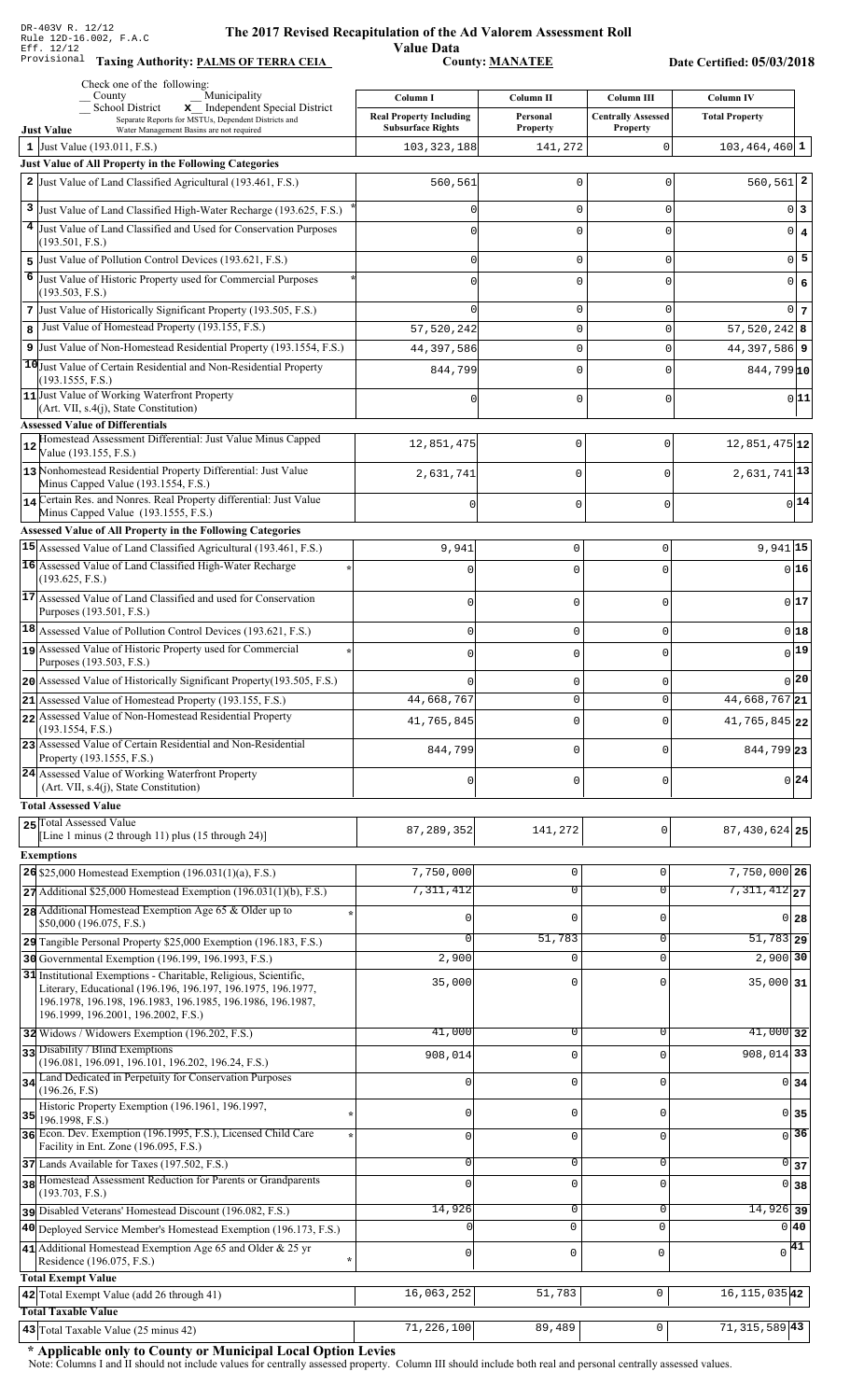DR-403V R. 12/12
Rule 12D-16.002, F.A.C
Eff. 12/12
Provisional

# The 2017 Revised Recapitulation of the Ad Valorem Assessment Roll

**Value Data**

**Taxing Authority: PALMS OF TERRA CEIA** **County: MANATEE** **Date Certified: 05/03/2018**

Check one of the following:
_ County _ Municipality
_ School District **x** Independent Special District
Separate Reports for MSTUs, Dependent Districts and Water Management Basins are not required

| | Column I Real Property Including Subsurface Rights | Column II Personal Property | Column III Centrally Assessed Property | Column IV Total Property | |
|---|---|---|---|---|---|
| **Just Value** | | | | | |
| 1 Just Value (193.011, F.S.) | 103,323,188 | 141,272 | 0 | 103,464,460 | 1 |
| **Just Value of All Property in the Following Categories** | | | | | |
| 2 Just Value of Land Classified Agricultural (193.461, F.S.) | 560,561 | 0 | 0 | 560,561 | 2 |
| 3 Just Value of Land Classified High-Water Recharge (193.625, F.S.) * | 0 | 0 | 0 | 0 | 3 |
| 4 Just Value of Land Classified and Used for Conservation Purposes (193.501, F.S.) | 0 | 0 | 0 | 0 | 4 |
| 5 Just Value of Pollution Control Devices (193.621, F.S.) | 0 | 0 | 0 | 0 | 5 |
| 6 Just Value of Historic Property used for Commercial Purposes (193.503, F.S.) * | 0 | 0 | 0 | 0 | 6 |
| 7 Just Value of Historically Significant Property (193.505, F.S.) | 0 | 0 | 0 | 0 | 7 |
| 8 Just Value of Homestead Property (193.155, F.S.) | 57,520,242 | 0 | 0 | 57,520,242 | 8 |
| 9 Just Value of Non-Homestead Residential Property (193.1554, F.S.) | 44,397,586 | 0 | 0 | 44,397,586 | 9 |
| 10 Just Value of Certain Residential and Non-Residential Property (193.1555, F.S.) | 844,799 | 0 | 0 | 844,799 | 10 |
| 11 Just Value of Working Waterfront Property (Art. VII, s.4(j), State Constitution) | 0 | 0 | 0 | 0 | 11 |
| **Assessed Value of Differentials** | | | | | |
| 12 Homestead Assessment Differential: Just Value Minus Capped Value (193.155, F.S.) | 12,851,475 | 0 | 0 | 12,851,475 | 12 |
| 13 Nonhomestead Residential Property Differential: Just Value Minus Capped Value (193.1554, F.S.) | 2,631,741 | 0 | 0 | 2,631,741 | 13 |
| 14 Certain Res. and Nonres. Real Property differential: Just Value Minus Capped Value (193.1555, F.S.) | 0 | 0 | 0 | 0 | 14 |
| **Assessed Value of All Property in the Following Categories** | | | | | |
| 15 Assessed Value of Land Classified Agricultural (193.461, F.S.) | 9,941 | 0 | 0 | 9,941 | 15 |
| 16 Assessed Value of Land Classified High-Water Recharge (193.625, F.S.) * | 0 | 0 | 0 | 0 | 16 |
| 17 Assessed Value of Land Classified and used for Conservation Purposes (193.501, F.S.) | 0 | 0 | 0 | 0 | 17 |
| 18 Assessed Value of Pollution Control Devices (193.621, F.S.) | 0 | 0 | 0 | 0 | 18 |
| 19 Assessed Value of Historic Property used for Commercial Purposes (193.503, F.S.) * | 0 | 0 | 0 | 0 | 19 |
| 20 Assessed Value of Historically Significant Property(193.505, F.S.) | 0 | 0 | 0 | 0 | 20 |
| 21 Assessed Value of Homestead Property (193.155, F.S.) | 44,668,767 | 0 | 0 | 44,668,767 | 21 |
| 22 Assessed Value of Non-Homestead Residential Property (193.1554, F.S.) | 41,765,845 | 0 | 0 | 41,765,845 | 22 |
| 23 Assessed Value of Certain Residential and Non-Residential Property (193.1555, F.S.) | 844,799 | 0 | 0 | 844,799 | 23 |
| 24 Assessed Value of Working Waterfront Property (Art. VII, s.4(j), State Constitution) | 0 | 0 | 0 | 0 | 24 |
| **Total Assessed Value** | | | | | |
| 25 Total Assessed Value [Line 1 minus (2 through 11) plus (15 through 24)] | 87,289,352 | 141,272 | 0 | 87,430,624 | 25 |
| **Exemptions** | | | | | |
| 26 $25,000 Homestead Exemption (196.031(1)(a), F.S.) | 7,750,000 | 0 | 0 | 7,750,000 | 26 |
| 27 Additional $25,000 Homestead Exemption (196.031(1)(b), F.S.) | 7,311,412 | 0 | 0 | 7,311,412 | 27 |
| 28 Additional Homestead Exemption Age 65 & Older up to $50,000 (196.075, F.S.) * | 0 | 0 | 0 | 0 | 28 |
| 29 Tangible Personal Property $25,000 Exemption (196.183, F.S.) | 0 | 51,783 | 0 | 51,783 | 29 |
| 30 Governmental Exemption (196.199, 196.1993, F.S.) | 2,900 | 0 | 0 | 2,900 | 30 |
| 31 Institutional Exemptions - Charitable, Religious, Scientific, Literary, Educational (196.196, 196.197, 196.1975, 196.1977, 196.1978, 196.198, 196.1983, 196.1985, 196.1986, 196.1987, 196.1999, 196.2001, 196.2002, F.S.) | 35,000 | 0 | 0 | 35,000 | 31 |
| 32 Widows / Widowers Exemption (196.202, F.S.) | 41,000 | 0 | 0 | 41,000 | 32 |
| 33 Disability / Blind Exemptions (196.081, 196.091, 196.101, 196.202, 196.24, F.S.) | 908,014 | 0 | 0 | 908,014 | 33 |
| 34 Land Dedicated in Perpetuity for Conservation Purposes (196.26, F.S) | 0 | 0 | 0 | 0 | 34 |
| 35 Historic Property Exemption (196.1961, 196.1997, 196.1998, F.S.) * | 0 | 0 | 0 | 0 | 35 |
| 36 Econ. Dev. Exemption (196.1995, F.S.), Licensed Child Care Facility in Ent. Zone (196.095, F.S.) * | 0 | 0 | 0 | 0 | 36 |
| 37 Lands Available for Taxes (197.502, F.S.) | 0 | 0 | 0 | 0 | 37 |
| 38 Homestead Assessment Reduction for Parents or Grandparents (193.703, F.S.) | 0 | 0 | 0 | 0 | 38 |
| 39 Disabled Veterans' Homestead Discount (196.082, F.S.) | 14,926 | 0 | 0 | 14,926 | 39 |
| 40 Deployed Service Member's Homestead Exemption (196.173, F.S.) | 0 | 0 | 0 | 0 | 40 |
| 41 Additional Homestead Exemption Age 65 and Older & 25 yr Residence (196.075, F.S.) * | 0 | 0 | 0 | 0 | 41 |
| **Total Exempt Value** | | | | | |
| 42 Total Exempt Value (add 26 through 41) | 16,063,252 | 51,783 | 0 | 16,115,035 | 42 |
| **Total Taxable Value** | | | | | |
| 43 Total Taxable Value (25 minus 42) | 71,226,100 | 89,489 | 0 | 71,315,589 | 43 |

**\* Applicable only to County or Municipal Local Option Levies**

Note: Columns I and II should not include values for centrally assessed property. Column III should include both real and personal centrally assessed values.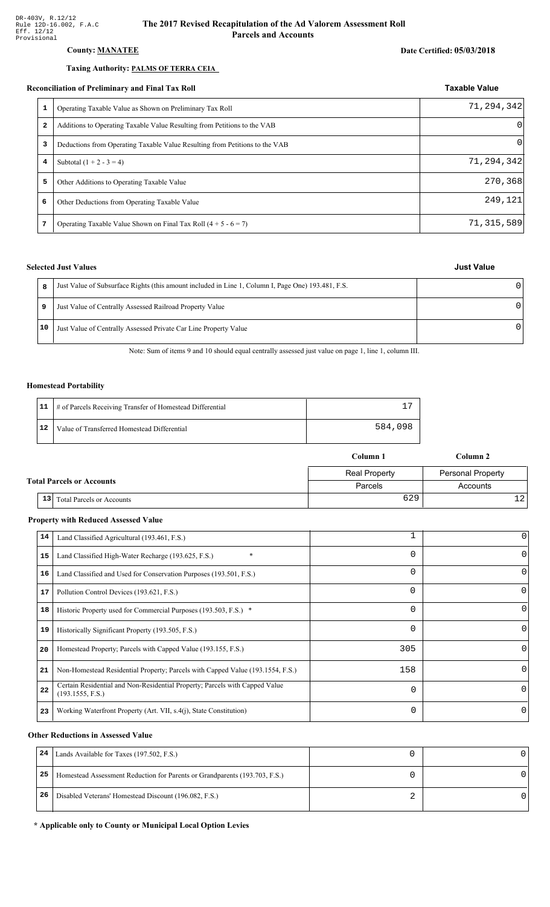DR-403V, R.12/12
Rule 12D-16.002, F.A.C
Eff. 12/12
Provisional

# The 2017 Revised Recapitulation of the Ad Valorem Assessment Roll
## Parcels and Accounts

**County:** **MANATEE**

**Date Certified: 05/03/2018**

**Taxing Authority:** **PALMS OF TERRA CEIA**

### Reconciliation of Preliminary and Final Tax Roll

| | | Taxable Value |
|---|---|---|
| 1 | Operating Taxable Value as Shown on Preliminary Tax Roll | 71,294,342 |
| 2 | Additions to Operating Taxable Value Resulting from Petitions to the VAB | 0 |
| 3 | Deductions from Operating Taxable Value Resulting from Petitions to the VAB | 0 |
| 4 | Subtotal (1 + 2 - 3 = 4) | 71,294,342 |
| 5 | Other Additions to Operating Taxable Value | 270,368 |
| 6 | Other Deductions from Operating Taxable Value | 249,121 |
| 7 | Operating Taxable Value Shown on Final Tax Roll (4 + 5 - 6 = 7) | 71,315,589 |

### Selected Just Values

| | | Just Value |
|---|---|---|
| 8 | Just Value of Subsurface Rights (this amount included in Line 1, Column I, Page One) 193.481, F.S. | 0 |
| 9 | Just Value of Centrally Assessed Railroad Property Value | 0 |
| 10 | Just Value of Centrally Assessed Private Car Line Property Value | 0 |

Note: Sum of items 9 and 10 should equal centrally assessed just value on page 1, line 1, column III.

### Homestead Portability

| | | |
|---|---|---|
| 11 | # of Parcels Receiving Transfer of Homestead Differential | 17 |
| 12 | Value of Transferred Homestead Differential | 584,098 |

### Total Parcels or Accounts

| | | Column 1 | Column 2 |
|---|---|---|---|
| | | Real Property | Personal Property |
| | | Parcels | Accounts |
| 13 | Total Parcels or Accounts | 629 | 12 |

### Property with Reduced Assessed Value

| | | Column 1 | Column 2 |
|---|---|---|---|
| 14 | Land Classified Agricultural (193.461, F.S.) | 1 | 0 |
| 15 | Land Classified High-Water Recharge (193.625, F.S.) * | 0 | 0 |
| 16 | Land Classified and Used for Conservation Purposes (193.501, F.S.) | 0 | 0 |
| 17 | Pollution Control Devices (193.621, F.S.) | 0 | 0 |
| 18 | Historic Property used for Commercial Purposes (193.503, F.S.) * | 0 | 0 |
| 19 | Historically Significant Property (193.505, F.S.) | 0 | 0 |
| 20 | Homestead Property; Parcels with Capped Value (193.155, F.S.) | 305 | 0 |
| 21 | Non-Homestead Residential Property; Parcels with Capped Value (193.1554, F.S.) | 158 | 0 |
| 22 | Certain Residential and Non-Residential Property; Parcels with Capped Value (193.1555, F.S.) | 0 | 0 |
| 23 | Working Waterfront Property (Art. VII, s.4(j), State Constitution) | 0 | 0 |

### Other Reductions in Assessed Value

| | | Column 1 | Column 2 |
|---|---|---|---|
| 24 | Lands Available for Taxes (197.502, F.S.) | 0 | 0 |
| 25 | Homestead Assessment Reduction for Parents or Grandparents (193.703, F.S.) | 0 | 0 |
| 26 | Disabled Veterans' Homestead Discount (196.082, F.S.) | 2 | 0 |

**\* Applicable only to County or Municipal Local Option Levies**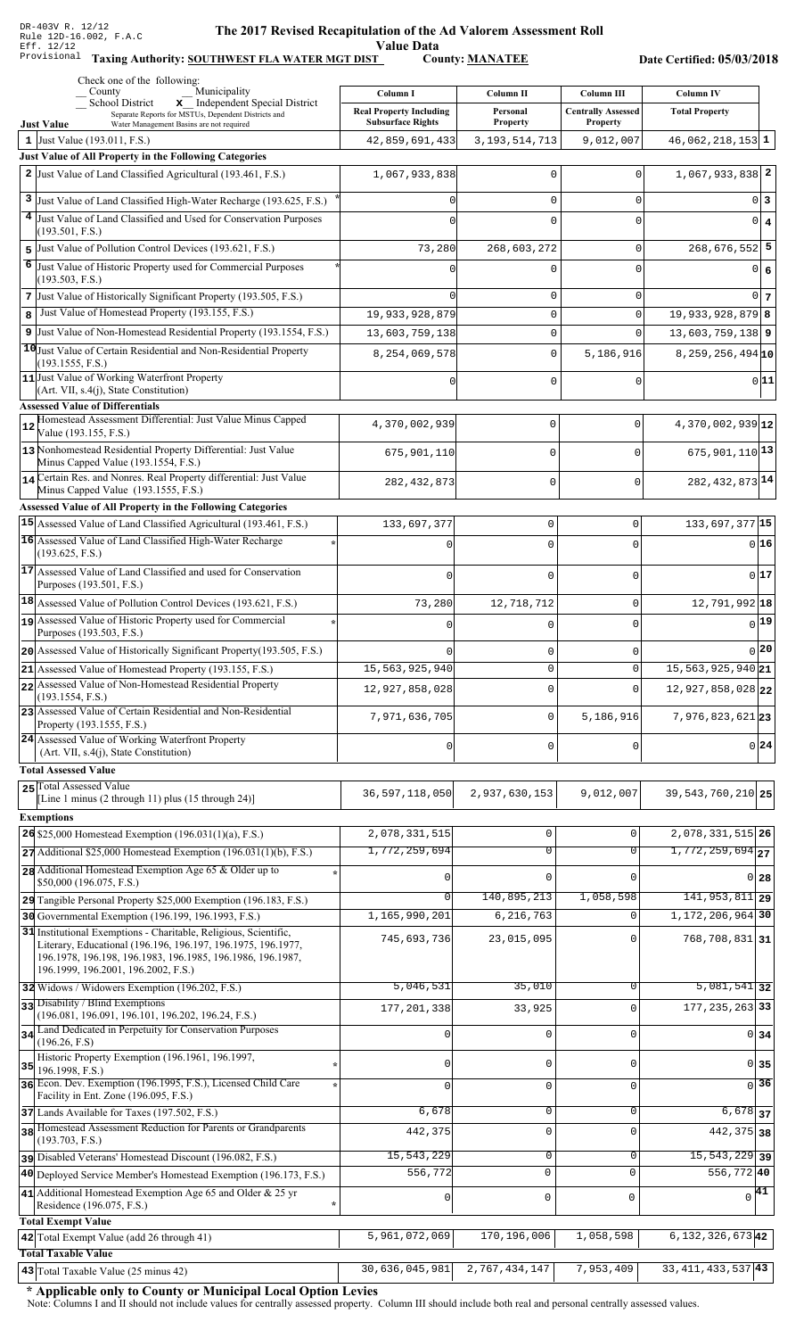DR-403V R. 12/12
Rule 12D-16.002, F.A.C
Eff. 12/12
Provisional

# The 2017 Revised Recapitulation of the Ad Valorem Assessment Roll

**Value Data**

**Taxing Authority: SOUTHWEST FLA WATER MGT DIST** **County: MANATEE** **Date Certified: 05/03/2018**

Check one of the following:
_ County _ Municipality
_ School District **x** Independent Special District
Separate Reports for MSTUs, Dependent Districts and Water Management Basins are not required

| | Column I | Column II | Column III | Column IV | |
|---|---|---|---|---|---|
| **Just Value** | **Real Property Including Subsurface Rights** | **Personal Property** | **Centrally Assessed Property** | **Total Property** | |
| 1 Just Value (193.011, F.S.) | 42,859,691,433 | 3,193,514,713 | 9,012,007 | 46,062,218,153 | 1 |
| **Just Value of All Property in the Following Categories** | | | | | |
| 2 Just Value of Land Classified Agricultural (193.461, F.S.) | 1,067,933,838 | 0 | 0 | 1,067,933,838 | 2 |
| 3 Just Value of Land Classified High-Water Recharge (193.625, F.S.) * | 0 | 0 | 0 | 0 | 3 |
| 4 Just Value of Land Classified and Used for Conservation Purposes (193.501, F.S.) | 0 | 0 | 0 | 0 | 4 |
| 5 Just Value of Pollution Control Devices (193.621, F.S.) | 73,280 | 268,603,272 | 0 | 268,676,552 | 5 |
| 6 Just Value of Historic Property used for Commercial Purposes (193.503, F.S.) * | 0 | 0 | 0 | 0 | 6 |
| 7 Just Value of Historically Significant Property (193.505, F.S.) | 0 | 0 | 0 | 0 | 7 |
| 8 Just Value of Homestead Property (193.155, F.S.) | 19,933,928,879 | 0 | 0 | 19,933,928,879 | 8 |
| 9 Just Value of Non-Homestead Residential Property (193.1554, F.S.) | 13,603,759,138 | 0 | 0 | 13,603,759,138 | 9 |
| 10 Just Value of Certain Residential and Non-Residential Property (193.1555, F.S.) | 8,254,069,578 | 0 | 5,186,916 | 8,259,256,494 | 10 |
| 11 Just Value of Working Waterfront Property (Art. VII, s.4(j), State Constitution) | 0 | 0 | 0 | 0 | 11 |
| **Assessed Value of Differentials** | | | | | |
| 12 Homestead Assessment Differential: Just Value Minus Capped Value (193.155, F.S.) | 4,370,002,939 | 0 | 0 | 4,370,002,939 | 12 |
| 13 Nonhomestead Residential Property Differential: Just Value Minus Capped Value (193.1554, F.S.) | 675,901,110 | 0 | 0 | 675,901,110 | 13 |
| 14 Certain Res. and Nonres. Real Property differential: Just Value Minus Capped Value (193.1555, F.S.) | 282,432,873 | 0 | 0 | 282,432,873 | 14 |
| **Assessed Value of All Property in the Following Categories** | | | | | |
| 15 Assessed Value of Land Classified Agricultural (193.461, F.S.) | 133,697,377 | 0 | 0 | 133,697,377 | 15 |
| 16 Assessed Value of Land Classified High-Water Recharge (193.625, F.S.) * | 0 | 0 | 0 | 0 | 16 |
| 17 Assessed Value of Land Classified and used for Conservation Purposes (193.501, F.S.) | 0 | 0 | 0 | 0 | 17 |
| 18 Assessed Value of Pollution Control Devices (193.621, F.S.) | 73,280 | 12,718,712 | 0 | 12,791,992 | 18 |
| 19 Assessed Value of Historic Property used for Commercial Purposes (193.503, F.S.) * | 0 | 0 | 0 | 0 | 19 |
| 20 Assessed Value of Historically Significant Property(193.505, F.S.) | 0 | 0 | 0 | 0 | 20 |
| 21 Assessed Value of Homestead Property (193.155, F.S.) | 15,563,925,940 | 0 | 0 | 15,563,925,940 | 21 |
| 22 Assessed Value of Non-Homestead Residential Property (193.1554, F.S.) | 12,927,858,028 | 0 | 0 | 12,927,858,028 | 22 |
| 23 Assessed Value of Certain Residential and Non-Residential Property (193.1555, F.S.) | 7,971,636,705 | 0 | 5,186,916 | 7,976,823,621 | 23 |
| 24 Assessed Value of Working Waterfront Property (Art. VII, s.4(j), State Constitution) | 0 | 0 | 0 | 0 | 24 |
| **Total Assessed Value** | | | | | |
| 25 Total Assessed Value [Line 1 minus (2 through 11) plus (15 through 24)] | 36,597,118,050 | 2,937,630,153 | 9,012,007 | 39,543,760,210 | 25 |
| **Exemptions** | | | | | |
| 26 $25,000 Homestead Exemption (196.031(1)(a), F.S.) | 2,078,331,515 | 0 | 0 | 2,078,331,515 | 26 |
| 27 Additional $25,000 Homestead Exemption (196.031(1)(b), F.S.) | 1,772,259,694 | 0 | 0 | 1,772,259,694 | 27 |
| 28 Additional Homestead Exemption Age 65 & Older up to $50,000 (196.075, F.S.) * | 0 | 0 | 0 | 0 | 28 |
| 29 Tangible Personal Property $25,000 Exemption (196.183, F.S.) | 0 | 140,895,213 | 1,058,598 | 141,953,811 | 29 |
| 30 Governmental Exemption (196.199, 196.1993, F.S.) | 1,165,990,201 | 6,216,763 | 0 | 1,172,206,964 | 30 |
| 31 Institutional Exemptions - Charitable, Religious, Scientific, Literary, Educational (196.196, 196.197, 196.1975, 196.1977, 196.1978, 196.198, 196.1983, 196.1985, 196.1986, 196.1987, 196.1999, 196.2001, 196.2002, F.S.) | 745,693,736 | 23,015,095 | 0 | 768,708,831 | 31 |
| 32 Widows / Widowers Exemption (196.202, F.S.) | 5,046,531 | 35,010 | 0 | 5,081,541 | 32 |
| 33 Disability / Blind Exemptions (196.081, 196.091, 196.101, 196.202, 196.24, F.S.) | 177,201,338 | 33,925 | 0 | 177,235,263 | 33 |
| 34 Land Dedicated in Perpetuity for Conservation Purposes (196.26, F.S) | 0 | 0 | 0 | 0 | 34 |
| 35 Historic Property Exemption (196.1961, 196.1997, 196.1998, F.S.) * | 0 | 0 | 0 | 0 | 35 |
| 36 Econ. Dev. Exemption (196.1995, F.S.), Licensed Child Care Facility in Ent. Zone (196.095, F.S.) * | 0 | 0 | 0 | 0 | 36 |
| 37 Lands Available for Taxes (197.502, F.S.) | 6,678 | 0 | 0 | 6,678 | 37 |
| 38 Homestead Assessment Reduction for Parents or Grandparents (193.703, F.S.) | 442,375 | 0 | 0 | 442,375 | 38 |
| 39 Disabled Veterans' Homestead Discount (196.082, F.S.) | 15,543,229 | 0 | 0 | 15,543,229 | 39 |
| 40 Deployed Service Member's Homestead Exemption (196.173, F.S.) | 556,772 | 0 | 0 | 556,772 | 40 |
| 41 Additional Homestead Exemption Age 65 and Older & 25 yr Residence (196.075, F.S.) * | 0 | 0 | 0 | 0 | 41 |
| **Total Exempt Value** | | | | | |
| 42 Total Exempt Value (add 26 through 41) | 5,961,072,069 | 170,196,006 | 1,058,598 | 6,132,326,673 | 42 |
| **Total Taxable Value** | | | | | |
| 43 Total Taxable Value (25 minus 42) | 30,636,045,981 | 2,767,434,147 | 7,953,409 | 33,411,433,537 | 43 |

**\* Applicable only to County or Municipal Local Option Levies**

Note: Columns I and II should not include values for centrally assessed property. Column III should include both real and personal centrally assessed values.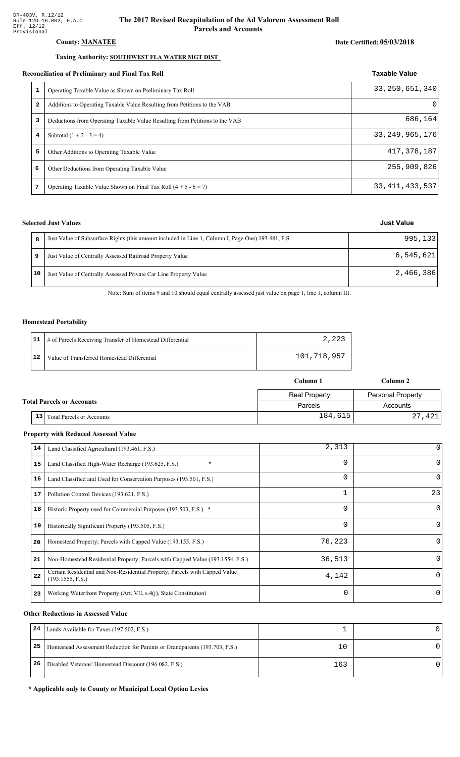DR-403V, R.12/12
Rule 12D-16.002, F.A.C
Eff. 12/12
Provisional

# The 2017 Revised Recapitulation of the Ad Valorem Assessment Roll
## Parcels and Accounts

**County: MANATEE**

**Date Certified: 05/03/2018**

**Taxing Authority: SOUTHWEST FLA WATER MGT DIST**

### Reconciliation of Preliminary and Final Tax Roll

| | | Taxable Value |
|---|---|---|
| 1 | Operating Taxable Value as Shown on Preliminary Tax Roll | 33,250,651,340 |
| 2 | Additions to Operating Taxable Value Resulting from Petitions to the VAB | 0 |
| 3 | Deductions from Operating Taxable Value Resulting from Petitions to the VAB | 686,164 |
| 4 | Subtotal (1 + 2 - 3 = 4) | 33,249,965,176 |
| 5 | Other Additions to Operating Taxable Value | 417,378,187 |
| 6 | Other Deductions from Operating Taxable Value | 255,909,826 |
| 7 | Operating Taxable Value Shown on Final Tax Roll (4 + 5 - 6 = 7) | 33,411,433,537 |

### Selected Just Values

| | | Just Value |
|---|---|---|
| 8 | Just Value of Subsurface Rights (this amount included in Line 1, Column I, Page One) 193.481, F.S. | 995,133 |
| 9 | Just Value of Centrally Assessed Railroad Property Value | 6,545,621 |
| 10 | Just Value of Centrally Assessed Private Car Line Property Value | 2,466,386 |

Note: Sum of items 9 and 10 should equal centrally assessed just value on page 1, line 1, column III.

### Homestead Portability

| | | |
|---|---|---|
| 11 | # of Parcels Receiving Transfer of Homestead Differential | 2,223 |
| 12 | Value of Transferred Homestead Differential | 101,718,957 |

### Total Parcels or Accounts

| | | Column 1 | Column 2 |
|---|---|---|---|
| | | Real Property | Personal Property |
| | | Parcels | Accounts |
| 13 | Total Parcels or Accounts | 184,615 | 27,421 |

### Property with Reduced Assessed Value

| | | Column 1 | Column 2 |
|---|---|---|---|
| 14 | Land Classified Agricultural (193.461, F.S.) | 2,313 | 0 |
| 15 | Land Classified High-Water Recharge (193.625, F.S.) * | 0 | 0 |
| 16 | Land Classified and Used for Conservation Purposes (193.501, F.S.) | 0 | 0 |
| 17 | Pollution Control Devices (193.621, F.S.) | 1 | 23 |
| 18 | Historic Property used for Commercial Purposes (193.503, F.S.) * | 0 | 0 |
| 19 | Historically Significant Property (193.505, F.S.) | 0 | 0 |
| 20 | Homestead Property; Parcels with Capped Value (193.155, F.S.) | 76,223 | 0 |
| 21 | Non-Homestead Residential Property; Parcels with Capped Value (193.1554, F.S.) | 36,513 | 0 |
| 22 | Certain Residential and Non-Residential Property; Parcels with Capped Value (193.1555, F.S.) | 4,142 | 0 |
| 23 | Working Waterfront Property (Art. VII, s.4(j), State Constitution) | 0 | 0 |

### Other Reductions in Assessed Value

| | | Column 1 | Column 2 |
|---|---|---|---|
| 24 | Lands Available for Taxes (197.502, F.S.) | 1 | 0 |
| 25 | Homestead Assessment Reduction for Parents or Grandparents (193.703, F.S.) | 10 | 0 |
| 26 | Disabled Veterans' Homestead Discount (196.082, F.S.) | 163 | 0 |

**\* Applicable only to County or Municipal Local Option Levies**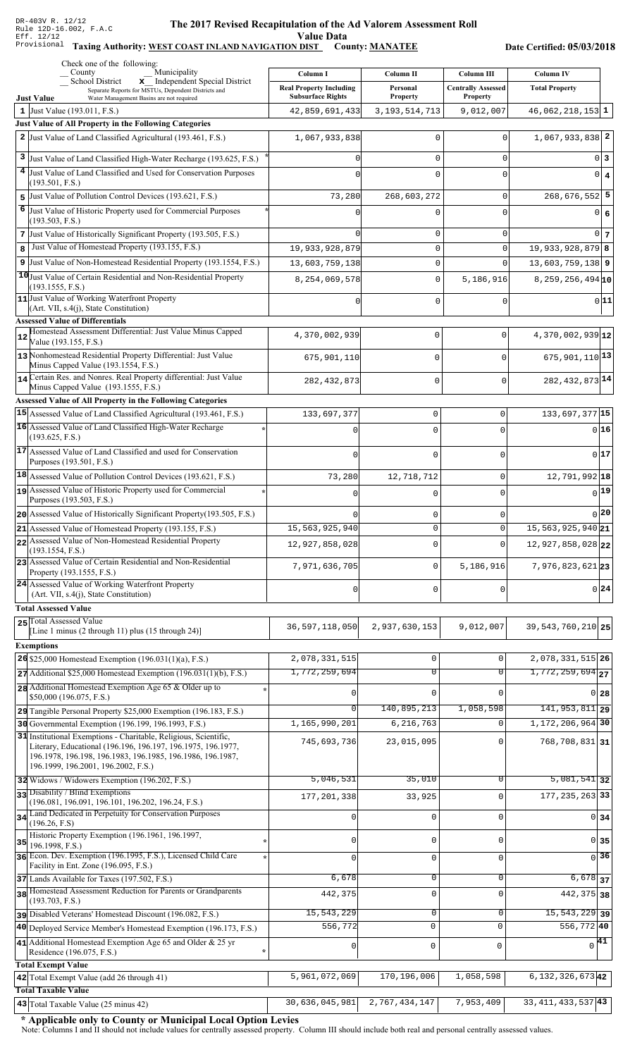DR-403V R. 12/12
Rule 12D-16.002, F.A.C
Eff. 12/12
Provisional

# The 2017 Revised Recapitulation of the Ad Valorem Assessment Roll

## Value Data

**Taxing Authority: WEST COAST INLAND NAVIGATION DIST** **County: MANATEE** **Date Certified: 05/03/2018**

Check one of the following:
_ County _ Municipality
_ School District **x** Independent Special District
Separate Reports for MSTUs, Dependent Districts and Water Management Basins are not required

| Just Value | Column I Real Property Including Subsurface Rights | Column II Personal Property | Column III Centrally Assessed Property | Column IV Total Property | |
|---|---|---|---|---|---|
| 1 Just Value (193.011, F.S.) | 42,859,691,433 | 3,193,514,713 | 9,012,007 | 46,062,218,153 | 1 |
| **Just Value of All Property in the Following Categories** | | | | | |
| 2 Just Value of Land Classified Agricultural (193.461, F.S.) | 1,067,933,838 | 0 | 0 | 1,067,933,838 | 2 |
| 3 Just Value of Land Classified High-Water Recharge (193.625, F.S.) * | 0 | 0 | 0 | 0 | 3 |
| 4 Just Value of Land Classified and Used for Conservation Purposes (193.501, F.S.) | 0 | 0 | 0 | 0 | 4 |
| 5 Just Value of Pollution Control Devices (193.621, F.S.) | 73,280 | 268,603,272 | 0 | 268,676,552 | 5 |
| 6 Just Value of Historic Property used for Commercial Purposes (193.503, F.S.) * | 0 | 0 | 0 | 0 | 6 |
| 7 Just Value of Historically Significant Property (193.505, F.S.) | 0 | 0 | 0 | 0 | 7 |
| 8 Just Value of Homestead Property (193.155, F.S.) | 19,933,928,879 | 0 | 0 | 19,933,928,879 | 8 |
| 9 Just Value of Non-Homestead Residential Property (193.1554, F.S.) | 13,603,759,138 | 0 | 0 | 13,603,759,138 | 9 |
| 10 Just Value of Certain Residential and Non-Residential Property (193.1555, F.S.) | 8,254,069,578 | 0 | 5,186,916 | 8,259,256,494 | 10 |
| 11 Just Value of Working Waterfront Property (Art. VII, s.4(j), State Constitution) | 0 | 0 | 0 | 0 | 11 |
| **Assessed Value of Differentials** | | | | | |
| 12 Homestead Assessment Differential: Just Value Minus Capped Value (193.155, F.S.) | 4,370,002,939 | 0 | 0 | 4,370,002,939 | 12 |
| 13 Nonhomestead Residential Property Differential: Just Value Minus Capped Value (193.1554, F.S.) | 675,901,110 | 0 | 0 | 675,901,110 | 13 |
| 14 Certain Res. and Nonres. Real Property differential: Just Value Minus Capped Value (193.1555, F.S.) | 282,432,873 | 0 | 0 | 282,432,873 | 14 |
| **Assessed Value of All Property in the Following Categories** | | | | | |
| 15 Assessed Value of Land Classified Agricultural (193.461, F.S.) | 133,697,377 | 0 | 0 | 133,697,377 | 15 |
| 16 Assessed Value of Land Classified High-Water Recharge (193.625, F.S.) * | 0 | 0 | 0 | 0 | 16 |
| 17 Assessed Value of Land Classified and used for Conservation Purposes (193.501, F.S.) | 0 | 0 | 0 | 0 | 17 |
| 18 Assessed Value of Pollution Control Devices (193.621, F.S.) | 73,280 | 12,718,712 | 0 | 12,791,992 | 18 |
| 19 Assessed Value of Historic Property used for Commercial Purposes (193.503, F.S.) * | 0 | 0 | 0 | 0 | 19 |
| 20 Assessed Value of Historically Significant Property(193.505, F.S.) | 0 | 0 | 0 | 0 | 20 |
| 21 Assessed Value of Homestead Property (193.155, F.S.) | 15,563,925,940 | 0 | 0 | 15,563,925,940 | 21 |
| 22 Assessed Value of Non-Homestead Residential Property (193.1554, F.S.) | 12,927,858,028 | 0 | 0 | 12,927,858,028 | 22 |
| 23 Assessed Value of Certain Residential and Non-Residential Property (193.1555, F.S.) | 7,971,636,705 | 0 | 5,186,916 | 7,976,823,621 | 23 |
| 24 Assessed Value of Working Waterfront Property (Art. VII, s.4(j), State Constitution) | 0 | 0 | 0 | 0 | 24 |
| **Total Assessed Value** | | | | | |
| 25 Total Assessed Value [Line 1 minus (2 through 11) plus (15 through 24)] | 36,597,118,050 | 2,937,630,153 | 9,012,007 | 39,543,760,210 | 25 |
| **Exemptions** | | | | | |
| 26 $25,000 Homestead Exemption (196.031(1)(a), F.S.) | 2,078,331,515 | 0 | 0 | 2,078,331,515 | 26 |
| 27 Additional $25,000 Homestead Exemption (196.031(1)(b), F.S.) | 1,772,259,694 | 0 | 0 | 1,772,259,694 | 27 |
| 28 Additional Homestead Exemption Age 65 & Older up to $50,000 (196.075, F.S.) * | 0 | 0 | 0 | 0 | 28 |
| 29 Tangible Personal Property $25,000 Exemption (196.183, F.S.) | 0 | 140,895,213 | 1,058,598 | 141,953,811 | 29 |
| 30 Governmental Exemption (196.199, 196.1993, F.S.) | 1,165,990,201 | 6,216,763 | 0 | 1,172,206,964 | 30 |
| 31 Institutional Exemptions - Charitable, Religious, Scientific, Literary, Educational (196.196, 196.197, 196.1975, 196.1977, 196.1978, 196.198, 196.1983, 196.1985, 196.1986, 196.1987, 196.1999, 196.2001, 196.2002, F.S.) | 745,693,736 | 23,015,095 | 0 | 768,708,831 | 31 |
| 32 Widows / Widowers Exemption (196.202, F.S.) | 5,046,531 | 35,010 | 0 | 5,081,541 | 32 |
| 33 Disability / Blind Exemptions (196.081, 196.091, 196.101, 196.202, 196.24, F.S.) | 177,201,338 | 33,925 | 0 | 177,235,263 | 33 |
| 34 Land Dedicated in Perpetuity for Conservation Purposes (196.26, F.S) | 0 | 0 | 0 | 0 | 34 |
| 35 Historic Property Exemption (196.1961, 196.1997, 196.1998, F.S.) * | 0 | 0 | 0 | 0 | 35 |
| 36 Econ. Dev. Exemption (196.1995, F.S.), Licensed Child Care Facility in Ent. Zone (196.095, F.S.) * | 0 | 0 | 0 | 0 | 36 |
| 37 Lands Available for Taxes (197.502, F.S.) | 6,678 | 0 | 0 | 6,678 | 37 |
| 38 Homestead Assessment Reduction for Parents or Grandparents (193.703, F.S.) | 442,375 | 0 | 0 | 442,375 | 38 |
| 39 Disabled Veterans' Homestead Discount (196.082, F.S.) | 15,543,229 | 0 | 0 | 15,543,229 | 39 |
| 40 Deployed Service Member's Homestead Exemption (196.173, F.S.) | 556,772 | 0 | 0 | 556,772 | 40 |
| 41 Additional Homestead Exemption Age 65 and Older & 25 yr Residence (196.075, F.S.) * | 0 | 0 | 0 | 0 | 41 |
| **Total Exempt Value** | | | | | |
| 42 Total Exempt Value (add 26 through 41) | 5,961,072,069 | 170,196,006 | 1,058,598 | 6,132,326,673 | 42 |
| **Total Taxable Value** | | | | | |
| 43 Total Taxable Value (25 minus 42) | 30,636,045,981 | 2,767,434,147 | 7,953,409 | 33,411,433,537 | 43 |

**\* Applicable only to County or Municipal Local Option Levies**

Note: Columns I and II should not include values for centrally assessed property. Column III should include both real and personal centrally assessed values.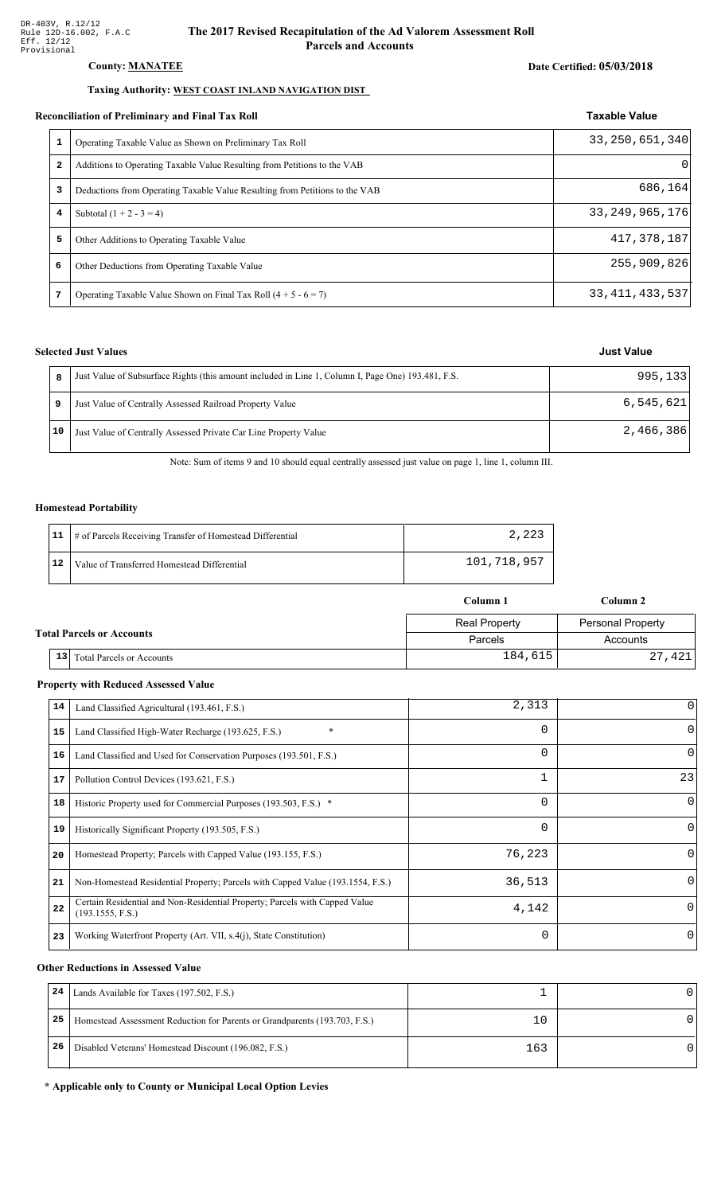DR-403V, R.12/12
Rule 12D-16.002, F.A.C
Eff. 12/12
Provisional

# The 2017 Revised Recapitulation of the Ad Valorem Assessment Roll
## Parcels and Accounts

**County: MANATEE**

**Date Certified: 05/03/2018**

**Taxing Authority: WEST COAST INLAND NAVIGATION DIST**

### Reconciliation of Preliminary and Final Tax Roll

| | | Taxable Value |
|---|---|---|
| 1 | Operating Taxable Value as Shown on Preliminary Tax Roll | 33,250,651,340 |
| 2 | Additions to Operating Taxable Value Resulting from Petitions to the VAB | 0 |
| 3 | Deductions from Operating Taxable Value Resulting from Petitions to the VAB | 686,164 |
| 4 | Subtotal (1 + 2 - 3 = 4) | 33,249,965,176 |
| 5 | Other Additions to Operating Taxable Value | 417,378,187 |
| 6 | Other Deductions from Operating Taxable Value | 255,909,826 |
| 7 | Operating Taxable Value Shown on Final Tax Roll (4 + 5 - 6 = 7) | 33,411,433,537 |

### Selected Just Values

| | | Just Value |
|---|---|---|
| 8 | Just Value of Subsurface Rights (this amount included in Line 1, Column I, Page One) 193.481, F.S. | 995,133 |
| 9 | Just Value of Centrally Assessed Railroad Property Value | 6,545,621 |
| 10 | Just Value of Centrally Assessed Private Car Line Property Value | 2,466,386 |

Note: Sum of items 9 and 10 should equal centrally assessed just value on page 1, line 1, column III.

### Homestead Portability

| | | |
|---|---|---|
| 11 | # of Parcels Receiving Transfer of Homestead Differential | 2,223 |
| 12 | Value of Transferred Homestead Differential | 101,718,957 |

### Total Parcels or Accounts

| | | Column 1 | Column 2 |
|---|---|---|---|
| | | Real Property | Personal Property |
| | | Parcels | Accounts |
| 13 | Total Parcels or Accounts | 184,615 | 27,421 |

### Property with Reduced Assessed Value

| | | Column 1 | Column 2 |
|---|---|---|---|
| 14 | Land Classified Agricultural (193.461, F.S.) | 2,313 | 0 |
| 15 | Land Classified High-Water Recharge (193.625, F.S.) * | 0 | 0 |
| 16 | Land Classified and Used for Conservation Purposes (193.501, F.S.) | 0 | 0 |
| 17 | Pollution Control Devices (193.621, F.S.) | 1 | 23 |
| 18 | Historic Property used for Commercial Purposes (193.503, F.S.) * | 0 | 0 |
| 19 | Historically Significant Property (193.505, F.S.) | 0 | 0 |
| 20 | Homestead Property; Parcels with Capped Value (193.155, F.S.) | 76,223 | 0 |
| 21 | Non-Homestead Residential Property; Parcels with Capped Value (193.1554, F.S.) | 36,513 | 0 |
| 22 | Certain Residential and Non-Residential Property; Parcels with Capped Value (193.1555, F.S.) | 4,142 | 0 |
| 23 | Working Waterfront Property (Art. VII, s.4(j), State Constitution) | 0 | 0 |

### Other Reductions in Assessed Value

| | | Column 1 | Column 2 |
|---|---|---|---|
| 24 | Lands Available for Taxes (197.502, F.S.) | 1 | 0 |
| 25 | Homestead Assessment Reduction for Parents or Grandparents (193.703, F.S.) | 10 | 0 |
| 26 | Disabled Veterans' Homestead Discount (196.082, F.S.) | 163 | 0 |

**\* Applicable only to County or Municipal Local Option Levies**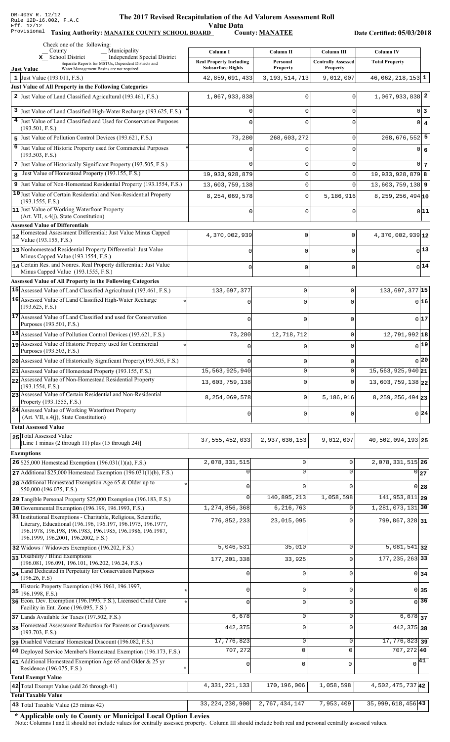DR-403V R. 12/12
Rule 12D-16.002, F.A.C
Eff. 12/12
Provisional

# The 2017 Revised Recapitulation of the Ad Valorem Assessment Roll

**Value Data**

**Taxing Authority: MANATEE COUNTY SCHOOL BOARD** **County: MANATEE** **Date Certified: 05/03/2018**

Check one of the following:
__ County __ Municipality
_x_ School District __ Independent Special District
Separate Reports for MSTUs, Dependent Districts and Water Management Basins are not required

| | Just Value | Column I Real Property Including Subsurface Rights | Column II Personal Property | Column III Centrally Assessed Property | Column IV Total Property | |
|---|---|---|---|---|---|---|
| 1 | Just Value (193.011, F.S.) | 42,859,691,433 | 3,193,514,713 | 9,012,007 | 46,062,218,153 | 1 |
| | **Just Value of All Property in the Following Categories** | | | | | |
| 2 | Just Value of Land Classified Agricultural (193.461, F.S.) | 1,067,933,838 | 0 | 0 | 1,067,933,838 | 2 |
| 3 | Just Value of Land Classified High-Water Recharge (193.625, F.S.) * | 0 | 0 | 0 | 0 | 3 |
| 4 | Just Value of Land Classified and Used for Conservation Purposes (193.501, F.S.) | 0 | 0 | 0 | 0 | 4 |
| 5 | Just Value of Pollution Control Devices (193.621, F.S.) | 73,280 | 268,603,272 | 0 | 268,676,552 | 5 |
| 6 | Just Value of Historic Property used for Commercial Purposes (193.503, F.S.) * | 0 | 0 | 0 | 0 | 6 |
| 7 | Just Value of Historically Significant Property (193.505, F.S.) | 0 | 0 | 0 | 0 | 7 |
| 8 | Just Value of Homestead Property (193.155, F.S.) | 19,933,928,879 | 0 | 0 | 19,933,928,879 | 8 |
| 9 | Just Value of Non-Homestead Residential Property (193.1554, F.S.) | 13,603,759,138 | 0 | 0 | 13,603,759,138 | 9 |
| 10 | Just Value of Certain Residential and Non-Residential Property (193.1555, F.S.) | 8,254,069,578 | 0 | 5,186,916 | 8,259,256,494 | 10 |
| 11 | Just Value of Working Waterfront Property (Art. VII, s.4(j), State Constitution) | 0 | 0 | 0 | 0 | 11 |
| | **Assessed Value of Differentials** | | | | | |
| 12 | Homestead Assessment Differential: Just Value Minus Capped Value (193.155, F.S.) | 4,370,002,939 | 0 | 0 | 4,370,002,939 | 12 |
| 13 | Nonhomestead Residential Property Differential: Just Value Minus Capped Value (193.1554, F.S.) | 0 | 0 | 0 | 0 | 13 |
| 14 | Certain Res. and Nonres. Real Property differential: Just Value Minus Capped Value (193.1555, F.S.) | 0 | 0 | 0 | 0 | 14 |
| | **Assessed Value of All Property in the Following Categories** | | | | | |
| 15 | Assessed Value of Land Classified Agricultural (193.461, F.S.) | 133,697,377 | 0 | 0 | 133,697,377 | 15 |
| 16 | Assessed Value of Land Classified High-Water Recharge (193.625, F.S.) * | 0 | 0 | 0 | 0 | 16 |
| 17 | Assessed Value of Land Classified and used for Conservation Purposes (193.501, F.S.) | 0 | 0 | 0 | 0 | 17 |
| 18 | Assessed Value of Pollution Control Devices (193.621, F.S.) | 73,280 | 12,718,712 | 0 | 12,791,992 | 18 |
| 19 | Assessed Value of Historic Property used for Commercial Purposes (193.503, F.S.) * | 0 | 0 | 0 | 0 | 19 |
| 20 | Assessed Value of Historically Significant Property(193.505, F.S.) | 0 | 0 | 0 | 0 | 20 |
| 21 | Assessed Value of Homestead Property (193.155, F.S.) | 15,563,925,940 | 0 | 0 | 15,563,925,940 | 21 |
| 22 | Assessed Value of Non-Homestead Residential Property (193.1554, F.S.) | 13,603,759,138 | 0 | 0 | 13,603,759,138 | 22 |
| 23 | Assessed Value of Certain Residential and Non-Residential Property (193.1555, F.S.) | 8,254,069,578 | 0 | 5,186,916 | 8,259,256,494 | 23 |
| 24 | Assessed Value of Working Waterfront Property (Art. VII, s.4(j), State Constitution) | 0 | 0 | 0 | 0 | 24 |
| | **Total Assessed Value** | | | | | |
| 25 | Total Assessed Value [Line 1 minus (2 through 11) plus (15 through 24)] | 37,555,452,033 | 2,937,630,153 | 9,012,007 | 40,502,094,193 | 25 |
| | **Exemptions** | | | | | |
| 26 | $25,000 Homestead Exemption (196.031(1)(a), F.S.) | 2,078,331,515 | 0 | 0 | 2,078,331,515 | 26 |
| 27 | Additional $25,000 Homestead Exemption (196.031(1)(b), F.S.) | 0 | 0 | 0 | 0 | 27 |
| 28 | Additional Homestead Exemption Age 65 & Older up to $50,000 (196.075, F.S.) * | 0 | 0 | 0 | 0 | 28 |
| 29 | Tangible Personal Property $25,000 Exemption (196.183, F.S.) | 0 | 140,895,213 | 1,058,598 | 141,953,811 | 29 |
| 30 | Governmental Exemption (196.199, 196.1993, F.S.) | 1,274,856,368 | 6,216,763 | 0 | 1,281,073,131 | 30 |
| 31 | Institutional Exemptions - Charitable, Religious, Scientific, Literary, Educational (196.196, 196.197, 196.1975, 196.1977, 196.1978, 196.198, 196.1983, 196.1985, 196.1986, 196.1987, 196.1999, 196.2001, 196.2002, F.S.) | 776,852,233 | 23,015,095 | 0 | 799,867,328 | 31 |
| 32 | Widows / Widowers Exemption (196.202, F.S.) | 5,046,531 | 35,010 | 0 | 5,081,541 | 32 |
| 33 | Disability / Blind Exemptions (196.081, 196.091, 196.101, 196.202, 196.24, F.S.) | 177,201,338 | 33,925 | 0 | 177,235,263 | 33 |
| 34 | Land Dedicated in Perpetuity for Conservation Purposes (196.26, F.S) | 0 | 0 | 0 | 0 | 34 |
| 35 | Historic Property Exemption (196.1961, 196.1997, 196.1998, F.S.) * | 0 | 0 | 0 | 0 | 35 |
| 36 | Econ. Dev. Exemption (196.1995, F.S.), Licensed Child Care Facility in Ent. Zone (196.095, F.S.) * | 0 | 0 | 0 | 0 | 36 |
| 37 | Lands Available for Taxes (197.502, F.S.) | 6,678 | 0 | 0 | 6,678 | 37 |
| 38 | Homestead Assessment Reduction for Parents or Grandparents (193.703, F.S.) | 442,375 | 0 | 0 | 442,375 | 38 |
| 39 | Disabled Veterans' Homestead Discount (196.082, F.S.) | 17,776,823 | 0 | 0 | 17,776,823 | 39 |
| 40 | Deployed Service Member's Homestead Exemption (196.173, F.S.) | 707,272 | 0 | 0 | 707,272 | 40 |
| 41 | Additional Homestead Exemption Age 65 and Older & 25 yr Residence (196.075, F.S.) * | 0 | 0 | 0 | 0 | 41 |
| | **Total Exempt Value** | | | | | |
| 42 | Total Exempt Value (add 26 through 41) | 4,331,221,133 | 170,196,006 | 1,058,598 | 4,502,475,737 | 42 |
| | **Total Taxable Value** | | | | | |
| 43 | Total Taxable Value (25 minus 42) | 33,224,230,900 | 2,767,434,147 | 7,953,409 | 35,999,618,456 | 43 |

**\* Applicable only to County or Municipal Local Option Levies**

Note: Columns I and II should not include values for centrally assessed property. Column III should include both real and personal centrally assessed values.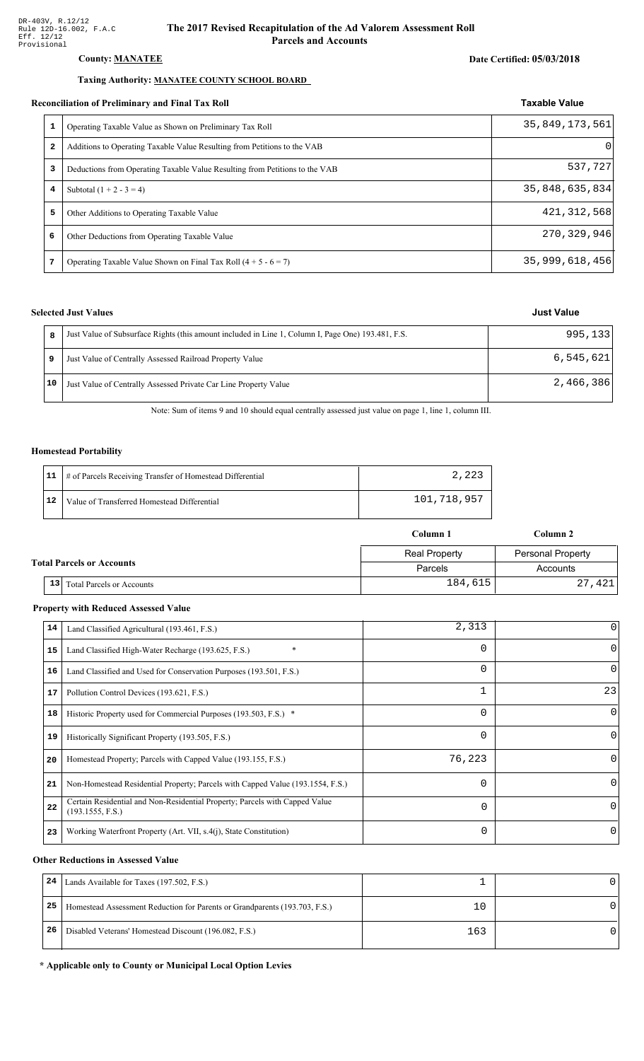DR-403V, R.12/12
Rule 12D-16.002, F.A.C
Eff. 12/12
Provisional

# The 2017 Revised Recapitulation of the Ad Valorem Assessment Roll
## Parcels and Accounts

**County: MANATEE**

**Date Certified: 05/03/2018**

**Taxing Authority: MANATEE COUNTY SCHOOL BOARD**

### Reconciliation of Preliminary and Final Tax Roll

| | | Taxable Value |
|---|---|---|
| 1 | Operating Taxable Value as Shown on Preliminary Tax Roll | 35,849,173,561 |
| 2 | Additions to Operating Taxable Value Resulting from Petitions to the VAB | 0 |
| 3 | Deductions from Operating Taxable Value Resulting from Petitions to the VAB | 537,727 |
| 4 | Subtotal (1 + 2 - 3 = 4) | 35,848,635,834 |
| 5 | Other Additions to Operating Taxable Value | 421,312,568 |
| 6 | Other Deductions from Operating Taxable Value | 270,329,946 |
| 7 | Operating Taxable Value Shown on Final Tax Roll (4 + 5 - 6 = 7) | 35,999,618,456 |

### Selected Just Values

| | | Just Value |
|---|---|---|
| 8 | Just Value of Subsurface Rights (this amount included in Line 1, Column I, Page One) 193.481, F.S. | 995,133 |
| 9 | Just Value of Centrally Assessed Railroad Property Value | 6,545,621 |
| 10 | Just Value of Centrally Assessed Private Car Line Property Value | 2,466,386 |

Note: Sum of items 9 and 10 should equal centrally assessed just value on page 1, line 1, column III.

### Homestead Portability

| | | |
|---|---|---|
| 11 | # of Parcels Receiving Transfer of Homestead Differential | 2,223 |
| 12 | Value of Transferred Homestead Differential | 101,718,957 |

### Total Parcels or Accounts

| | | Column 1 | Column 2 |
|---|---|---|---|
| | | Real Property | Personal Property |
| | | Parcels | Accounts |
| 13 | Total Parcels or Accounts | 184,615 | 27,421 |

### Property with Reduced Assessed Value

| | | Column 1 | Column 2 |
|---|---|---|---|
| 14 | Land Classified Agricultural (193.461, F.S.) | 2,313 | 0 |
| 15 | Land Classified High-Water Recharge (193.625, F.S.) * | 0 | 0 |
| 16 | Land Classified and Used for Conservation Purposes (193.501, F.S.) | 0 | 0 |
| 17 | Pollution Control Devices (193.621, F.S.) | 1 | 23 |
| 18 | Historic Property used for Commercial Purposes (193.503, F.S.) * | 0 | 0 |
| 19 | Historically Significant Property (193.505, F.S.) | 0 | 0 |
| 20 | Homestead Property; Parcels with Capped Value (193.155, F.S.) | 76,223 | 0 |
| 21 | Non-Homestead Residential Property; Parcels with Capped Value (193.1554, F.S.) | 0 | 0 |
| 22 | Certain Residential and Non-Residential Property; Parcels with Capped Value (193.1555, F.S.) | 0 | 0 |
| 23 | Working Waterfront Property (Art. VII, s.4(j), State Constitution) | 0 | 0 |

### Other Reductions in Assessed Value

| | | Column 1 | Column 2 |
|---|---|---|---|
| 24 | Lands Available for Taxes (197.502, F.S.) | 1 | 0 |
| 25 | Homestead Assessment Reduction for Parents or Grandparents (193.703, F.S.) | 10 | 0 |
| 26 | Disabled Veterans' Homestead Discount (196.082, F.S.) | 163 | 0 |

**\* Applicable only to County or Municipal Local Option Levies**